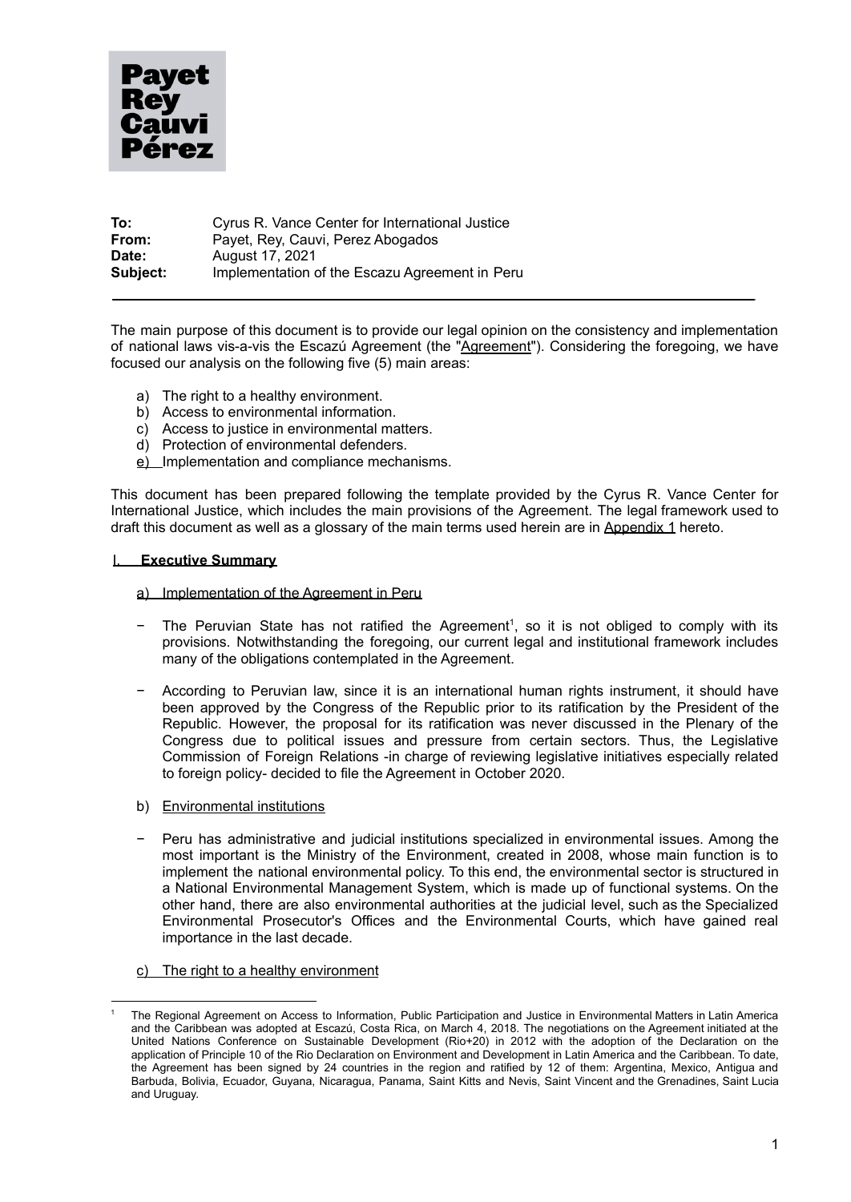**Payet**
**Rey**
**Cauvi**
**Pérez**

| | |
|---|---|
| **To:** | Cyrus R. Vance Center for International Justice |
| **From:** | Payet, Rey, Cauvi, Perez Abogados |
| **Date:** | August 17, 2021 |
| **Subject:** | Implementation of the Escazu Agreement in Peru |

---

The main purpose of this document is to provide our legal opinion on the consistency and implementation of national laws vis-a-vis the Escazú Agreement (the "Agreement"). Considering the foregoing, we have focused our analysis on the following five (5) main areas:

a) The right to a healthy environment.
b) Access to environmental information.
c) Access to justice in environmental matters.
d) Protection of environmental defenders.
e) Implementation and compliance mechanisms.

This document has been prepared following the template provided by the Cyrus R. Vance Center for International Justice, which includes the main provisions of the Agreement. The legal framework used to draft this document as well as a glossary of the main terms used herein are in Appendix 1 hereto.

## I. Executive Summary

### a) Implementation of the Agreement in Peru

- The Peruvian State has not ratified the Agreement[1], so it is not obliged to comply with its provisions. Notwithstanding the foregoing, our current legal and institutional framework includes many of the obligations contemplated in the Agreement.

- According to Peruvian law, since it is an international human rights instrument, it should have been approved by the Congress of the Republic prior to its ratification by the President of the Republic. However, the proposal for its ratification was never discussed in the Plenary of the Congress due to political issues and pressure from certain sectors. Thus, the Legislative Commission of Foreign Relations -in charge of reviewing legislative initiatives especially related to foreign policy- decided to file the Agreement in October 2020.

### b) Environmental institutions

- Peru has administrative and judicial institutions specialized in environmental issues. Among the most important is the Ministry of the Environment, created in 2008, whose main function is to implement the national environmental policy. To this end, the environmental sector is structured in a National Environmental Management System, which is made up of functional systems. On the other hand, there are also environmental authorities at the judicial level, such as the Specialized Environmental Prosecutor's Offices and the Environmental Courts, which have gained real importance in the last decade.

### c) The right to a healthy environment

[1] The Regional Agreement on Access to Information, Public Participation and Justice in Environmental Matters in Latin America and the Caribbean was adopted at Escazú, Costa Rica, on March 4, 2018. The negotiations on the Agreement initiated at the United Nations Conference on Sustainable Development (Rio+20) in 2012 with the adoption of the Declaration on the application of Principle 10 of the Rio Declaration on Environment and Development in Latin America and the Caribbean. To date, the Agreement has been signed by 24 countries in the region and ratified by 12 of them: Argentina, Mexico, Antigua and Barbuda, Bolivia, Ecuador, Guyana, Nicaragua, Panama, Saint Kitts and Nevis, Saint Vincent and the Grenadines, Saint Lucia and Uruguay.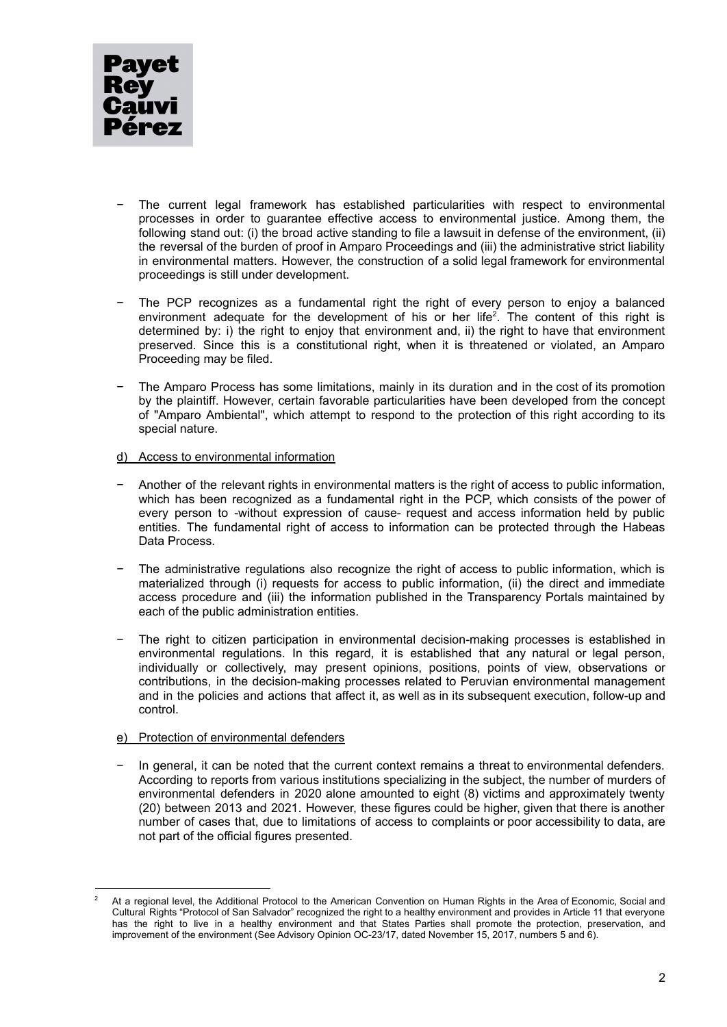- The current legal framework has established particularities with respect to environmental processes in order to guarantee effective access to environmental justice. Among them, the following stand out: (i) the broad active standing to file a lawsuit in defense of the environment, (ii) the reversal of the burden of proof in Amparo Proceedings and (iii) the administrative strict liability in environmental matters. However, the construction of a solid legal framework for environmental proceedings is still under development.

- The PCP recognizes as a fundamental right the right of every person to enjoy a balanced environment adequate for the development of his or her life[2]. The content of this right is determined by: i) the right to enjoy that environment and, ii) the right to have that environment preserved. Since this is a constitutional right, when it is threatened or violated, an Amparo Proceeding may be filed.

- The Amparo Process has some limitations, mainly in its duration and in the cost of its promotion by the plaintiff. However, certain favorable particularities have been developed from the concept of "Amparo Ambiental", which attempt to respond to the protection of this right according to its special nature.

d) Access to environmental information

- Another of the relevant rights in environmental matters is the right of access to public information, which has been recognized as a fundamental right in the PCP, which consists of the power of every person to -without expression of cause- request and access information held by public entities. The fundamental right of access to information can be protected through the Habeas Data Process.

- The administrative regulations also recognize the right of access to public information, which is materialized through (i) requests for access to public information, (ii) the direct and immediate access procedure and (iii) the information published in the Transparency Portals maintained by each of the public administration entities.

- The right to citizen participation in environmental decision-making processes is established in environmental regulations. In this regard, it is established that any natural or legal person, individually or collectively, may present opinions, positions, points of view, observations or contributions, in the decision-making processes related to Peruvian environmental management and in the policies and actions that affect it, as well as in its subsequent execution, follow-up and control.

e) Protection of environmental defenders

- In general, it can be noted that the current context remains a threat to environmental defenders. According to reports from various institutions specializing in the subject, the number of murders of environmental defenders in 2020 alone amounted to eight (8) victims and approximately twenty (20) between 2013 and 2021. However, these figures could be higher, given that there is another number of cases that, due to limitations of access to complaints or poor accessibility to data, are not part of the official figures presented.

---

[2] At a regional level, the Additional Protocol to the American Convention on Human Rights in the Area of Economic, Social and Cultural Rights "Protocol of San Salvador" recognized the right to a healthy environment and provides in Article 11 that everyone has the right to live in a healthy environment and that States Parties shall promote the protection, preservation, and improvement of the environment (See Advisory Opinion OC-23/17, dated November 15, 2017, numbers 5 and 6).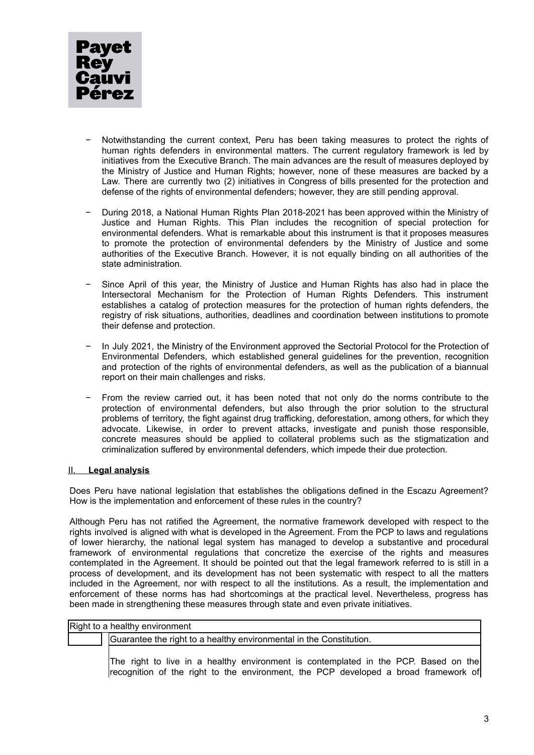- Notwithstanding the current context, Peru has been taking measures to protect the rights of human rights defenders in environmental matters. The current regulatory framework is led by initiatives from the Executive Branch. The main advances are the result of measures deployed by the Ministry of Justice and Human Rights; however, none of these measures are backed by a Law. There are currently two (2) initiatives in Congress of bills presented for the protection and defense of the rights of environmental defenders; however, they are still pending approval.

- During 2018, a National Human Rights Plan 2018-2021 has been approved within the Ministry of Justice and Human Rights. This Plan includes the recognition of special protection for environmental defenders. What is remarkable about this instrument is that it proposes measures to promote the protection of environmental defenders by the Ministry of Justice and some authorities of the Executive Branch. However, it is not equally binding on all authorities of the state administration.

- Since April of this year, the Ministry of Justice and Human Rights has also had in place the Intersectoral Mechanism for the Protection of Human Rights Defenders. This instrument establishes a catalog of protection measures for the protection of human rights defenders, the registry of risk situations, authorities, deadlines and coordination between institutions to promote their defense and protection.

- In July 2021, the Ministry of the Environment approved the Sectorial Protocol for the Protection of Environmental Defenders, which established general guidelines for the prevention, recognition and protection of the rights of environmental defenders, as well as the publication of a biannual report on their main challenges and risks.

- From the review carried out, it has been noted that not only do the norms contribute to the protection of environmental defenders, but also through the prior solution to the structural problems of territory, the fight against drug trafficking, deforestation, among others, for which they advocate. Likewise, in order to prevent attacks, investigate and punish those responsible, concrete measures should be applied to collateral problems such as the stigmatization and criminalization suffered by environmental defenders, which impede their due protection.

## II. Legal analysis

Does Peru have national legislation that establishes the obligations defined in the Escazu Agreement? How is the implementation and enforcement of these rules in the country?

Although Peru has not ratified the Agreement, the normative framework developed with respect to the rights involved is aligned with what is developed in the Agreement. From the PCP to laws and regulations of lower hierarchy, the national legal system has managed to develop a substantive and procedural framework of environmental regulations that concretize the exercise of the rights and measures contemplated in the Agreement. It should be pointed out that the legal framework referred to is still in a process of development, and its development has not been systematic with respect to all the matters included in the Agreement, nor with respect to all the institutions. As a result, the implementation and enforcement of these norms has had shortcomings at the practical level. Nevertheless, progress has been made in strengthening these measures through state and even private initiatives.

| Right to a healthy environment | |
|---|---|
| | Guarantee the right to a healthy environmental in the Constitution. |
| | The right to live in a healthy environment is contemplated in the PCP. Based on the recognition of the right to the environment, the PCP developed a broad framework of |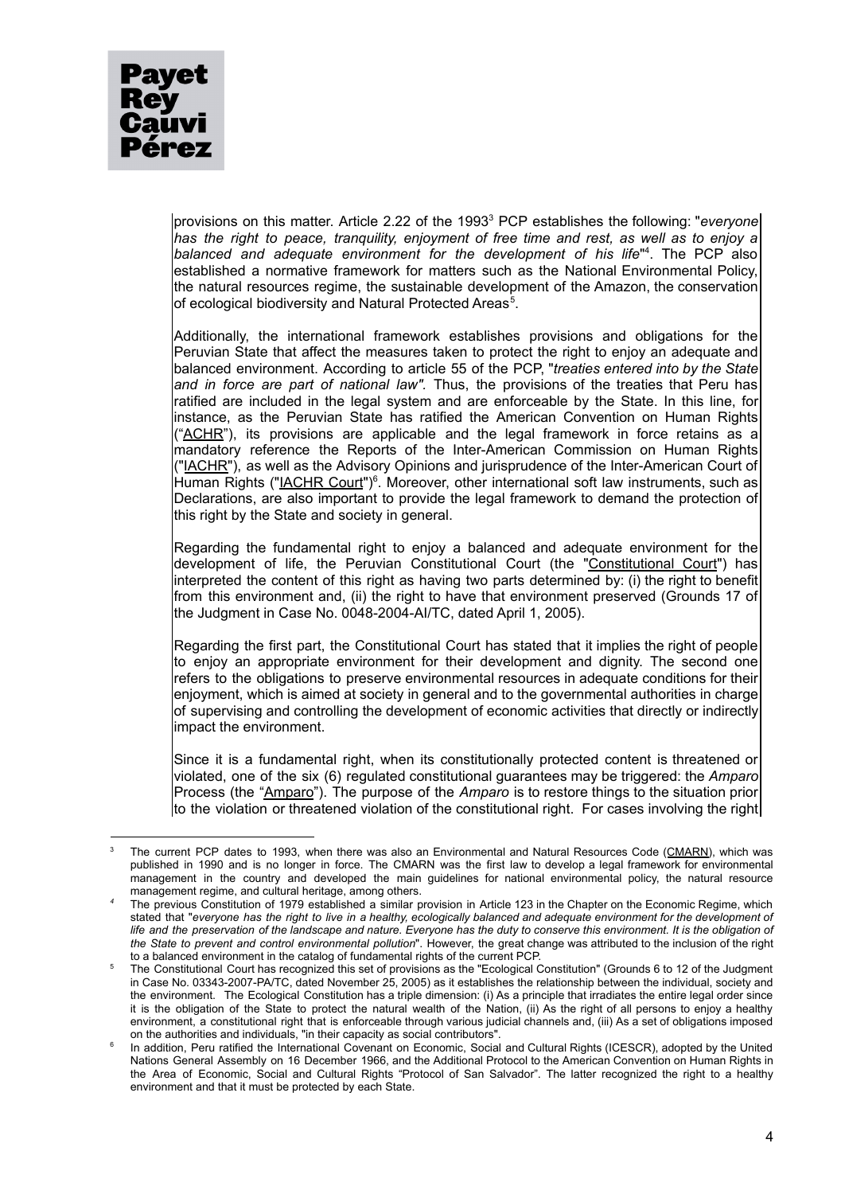provisions on this matter. Article 2.22 of the 1993[3] PCP establishes the following: "*everyone has the right to peace, tranquility, enjoyment of free time and rest, as well as to enjoy a balanced and adequate environment for the development of his life*"[4]. The PCP also established a normative framework for matters such as the National Environmental Policy, the natural resources regime, the sustainable development of the Amazon, the conservation of ecological biodiversity and Natural Protected Areas[5].

Additionally, the international framework establishes provisions and obligations for the Peruvian State that affect the measures taken to protect the right to enjoy an adequate and balanced environment. According to article 55 of the PCP, "*treaties entered into by the State and in force are part of national law".* Thus, the provisions of the treaties that Peru has ratified are included in the legal system and are enforceable by the State. In this line, for instance, as the Peruvian State has ratified the American Convention on Human Rights ("ACHR"), its provisions are applicable and the legal framework in force retains as a mandatory reference the Reports of the Inter-American Commission on Human Rights ("IACHR"), as well as the Advisory Opinions and jurisprudence of the Inter-American Court of Human Rights ("IACHR Court")[6]. Moreover, other international soft law instruments, such as Declarations, are also important to provide the legal framework to demand the protection of this right by the State and society in general.

Regarding the fundamental right to enjoy a balanced and adequate environment for the development of life, the Peruvian Constitutional Court (the "Constitutional Court") has interpreted the content of this right as having two parts determined by: (i) the right to benefit from this environment and, (ii) the right to have that environment preserved (Grounds 17 of the Judgment in Case No. 0048-2004-AI/TC, dated April 1, 2005).

Regarding the first part, the Constitutional Court has stated that it implies the right of people to enjoy an appropriate environment for their development and dignity. The second one refers to the obligations to preserve environmental resources in adequate conditions for their enjoyment, which is aimed at society in general and to the governmental authorities in charge of supervising and controlling the development of economic activities that directly or indirectly impact the environment.

Since it is a fundamental right, when its constitutionally protected content is threatened or violated, one of the six (6) regulated constitutional guarantees may be triggered: the *Amparo* Process (the "Amparo"). The purpose of the *Amparo* is to restore things to the situation prior to the violation or threatened violation of the constitutional right. For cases involving the right

---

[3] The current PCP dates to 1993, when there was also an Environmental and Natural Resources Code (CMARN), which was published in 1990 and is no longer in force. The CMARN was the first law to develop a legal framework for environmental management in the country and developed the main guidelines for national environmental policy, the natural resource management regime, and cultural heritage, among others.

[4] The previous Constitution of 1979 established a similar provision in Article 123 in the Chapter on the Economic Regime, which stated that "*everyone has the right to live in a healthy, ecologically balanced and adequate environment for the development of life and the preservation of the landscape and nature. Everyone has the duty to conserve this environment. It is the obligation of the State to prevent and control environmental pollution*". However, the great change was attributed to the inclusion of the right to a balanced environment in the catalog of fundamental rights of the current PCP.

[5] The Constitutional Court has recognized this set of provisions as the "Ecological Constitution" (Grounds 6 to 12 of the Judgment in Case No. 03343-2007-PA/TC, dated November 25, 2005) as it establishes the relationship between the individual, society and the environment. The Ecological Constitution has a triple dimension: (i) As a principle that irradiates the entire legal order since it is the obligation of the State to protect the natural wealth of the Nation, (ii) As the right of all persons to enjoy a healthy environment, a constitutional right that is enforceable through various judicial channels and, (iii) As a set of obligations imposed on the authorities and individuals, "in their capacity as social contributors".

[6] In addition, Peru ratified the International Covenant on Economic, Social and Cultural Rights (ICESCR), adopted by the United Nations General Assembly on 16 December 1966, and the Additional Protocol to the American Convention on Human Rights in the Area of Economic, Social and Cultural Rights "Protocol of San Salvador". The latter recognized the right to a healthy environment and that it must be protected by each State.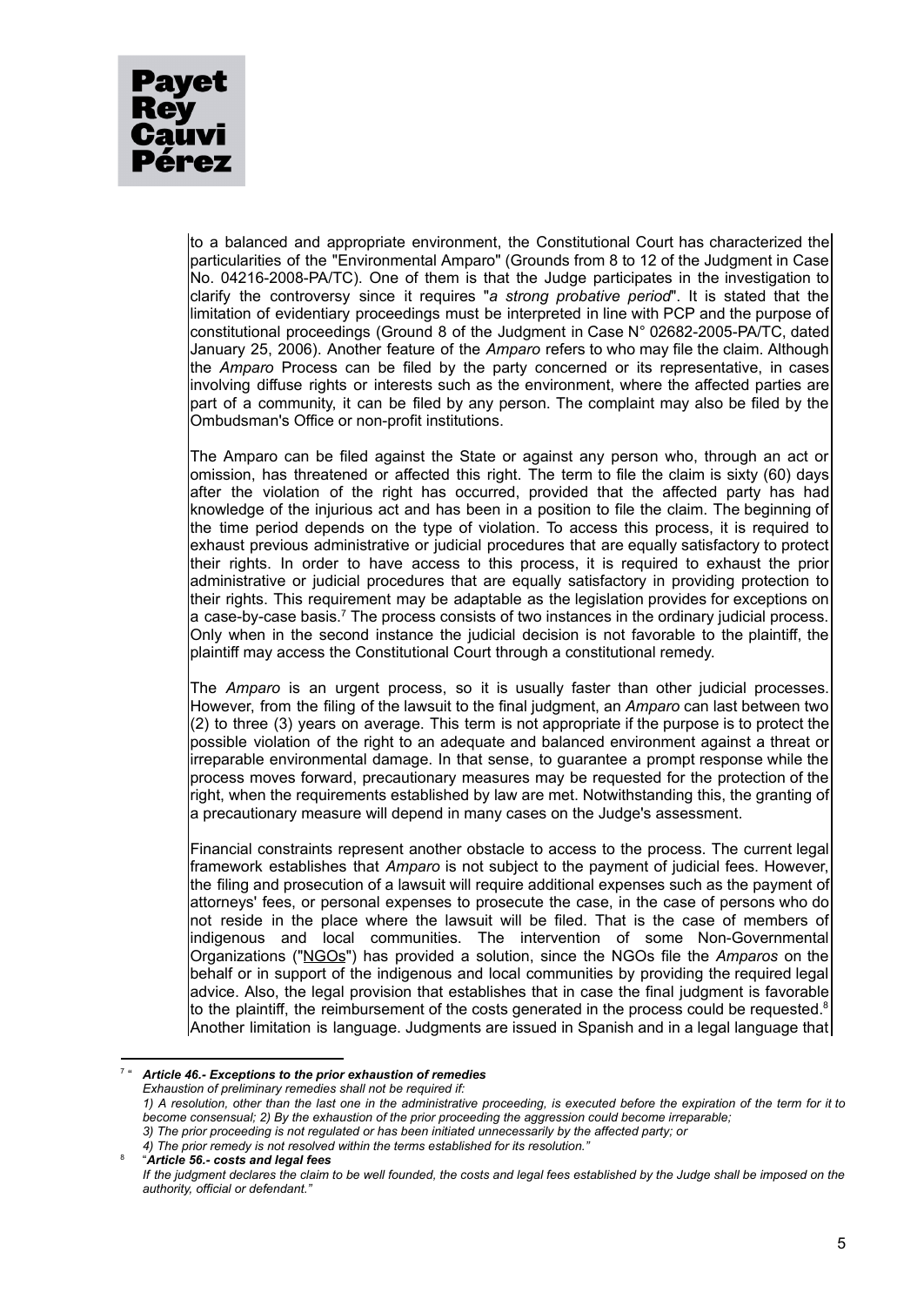to a balanced and appropriate environment, the Constitutional Court has characterized the particularities of the "Environmental Amparo" (Grounds from 8 to 12 of the Judgment in Case No. 04216-2008-PA/TC). One of them is that the Judge participates in the investigation to clarify the controversy since it requires "*a strong probative period*". It is stated that the limitation of evidentiary proceedings must be interpreted in line with PCP and the purpose of constitutional proceedings (Ground 8 of the Judgment in Case N° 02682-2005-PA/TC, dated January 25, 2006). Another feature of the *Amparo* refers to who may file the claim. Although the *Amparo* Process can be filed by the party concerned or its representative, in cases involving diffuse rights or interests such as the environment, where the affected parties are part of a community, it can be filed by any person. The complaint may also be filed by the Ombudsman's Office or non-profit institutions.

The Amparo can be filed against the State or against any person who, through an act or omission, has threatened or affected this right. The term to file the claim is sixty (60) days after the violation of the right has occurred, provided that the affected party has had knowledge of the injurious act and has been in a position to file the claim. The beginning of the time period depends on the type of violation. To access this process, it is required to exhaust previous administrative or judicial procedures that are equally satisfactory to protect their rights. In order to have access to this process, it is required to exhaust the prior administrative or judicial procedures that are equally satisfactory in providing protection to their rights. This requirement may be adaptable as the legislation provides for exceptions on a case-by-case basis.[7] The process consists of two instances in the ordinary judicial process. Only when in the second instance the judicial decision is not favorable to the plaintiff, the plaintiff may access the Constitutional Court through a constitutional remedy.

The *Amparo* is an urgent process, so it is usually faster than other judicial processes. However, from the filing of the lawsuit to the final judgment, an *Amparo* can last between two (2) to three (3) years on average. This term is not appropriate if the purpose is to protect the possible violation of the right to an adequate and balanced environment against a threat or irreparable environmental damage. In that sense, to guarantee a prompt response while the process moves forward, precautionary measures may be requested for the protection of the right, when the requirements established by law are met. Notwithstanding this, the granting of a precautionary measure will depend in many cases on the Judge's assessment.

Financial constraints represent another obstacle to access to the process. The current legal framework establishes that *Amparo* is not subject to the payment of judicial fees. However, the filing and prosecution of a lawsuit will require additional expenses such as the payment of attorneys' fees, or personal expenses to prosecute the case, in the case of persons who do not reside in the place where the lawsuit will be filed. That is the case of members of indigenous and local communities. The intervention of some Non-Governmental Organizations ("NGOs") has provided a solution, since the NGOs file the *Amparos* on the behalf or in support of the indigenous and local communities by providing the required legal advice. Also, the legal provision that establishes that in case the final judgment is favorable to the plaintiff, the reimbursement of the costs generated in the process could be requested.[8] Another limitation is language. Judgments are issued in Spanish and in a legal language that

---

[7] "***Article 46.- Exceptions to the prior exhaustion of remedies***
*Exhaustion of preliminary remedies shall not be required if:*
*1) A resolution, other than the last one in the administrative proceeding, is executed before the expiration of the term for it to become consensual; 2) By the exhaustion of the prior proceeding the aggression could become irreparable;*
*3) The prior proceeding is not regulated or has been initiated unnecessarily by the affected party; or*
*4) The prior remedy is not resolved within the terms established for its resolution."*

[8] "***Article 56.- costs and legal fees***
*If the judgment declares the claim to be well founded, the costs and legal fees established by the Judge shall be imposed on the authority, official or defendant."*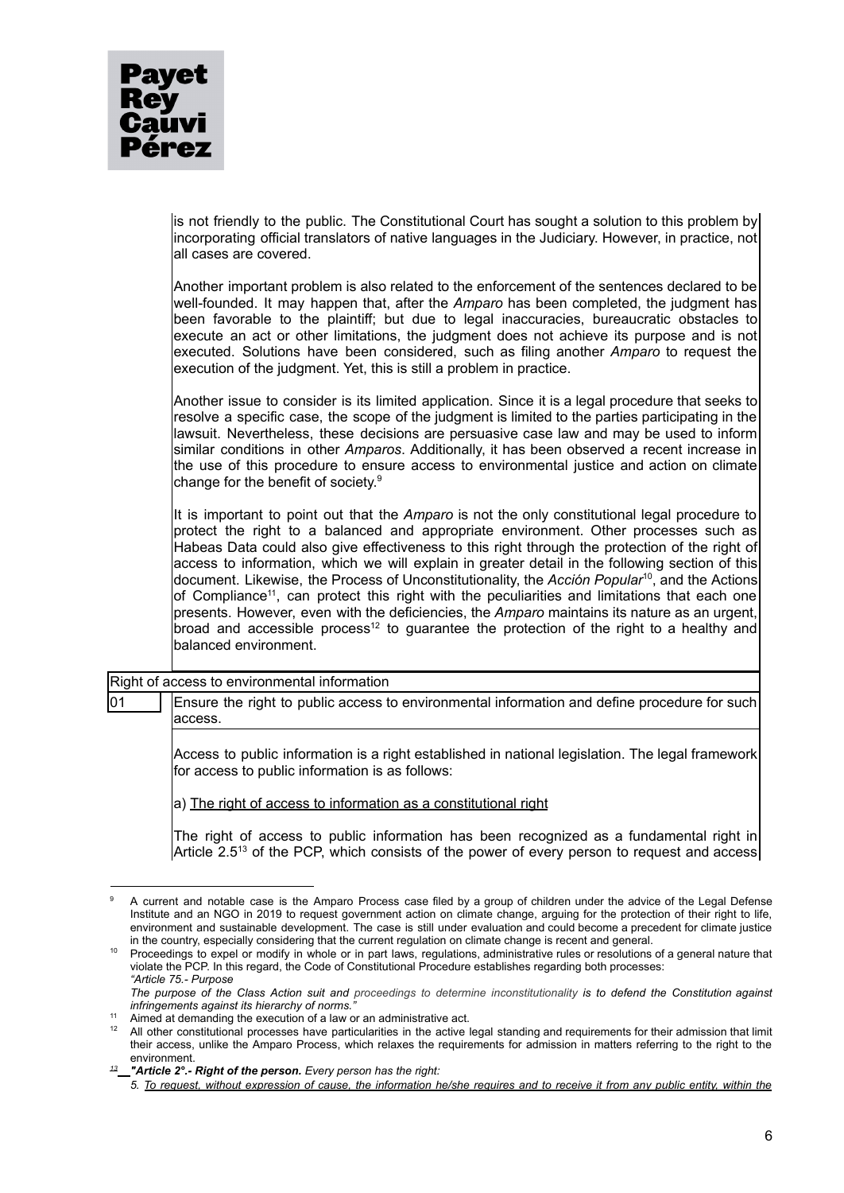is not friendly to the public. The Constitutional Court has sought a solution to this problem by incorporating official translators of native languages in the Judiciary. However, in practice, not all cases are covered.

Another important problem is also related to the enforcement of the sentences declared to be well-founded. It may happen that, after the *Amparo* has been completed, the judgment has been favorable to the plaintiff; but due to legal inaccuracies, bureaucratic obstacles to execute an act or other limitations, the judgment does not achieve its purpose and is not executed. Solutions have been considered, such as filing another *Amparo* to request the execution of the judgment. Yet, this is still a problem in practice.

Another issue to consider is its limited application. Since it is a legal procedure that seeks to resolve a specific case, the scope of the judgment is limited to the parties participating in the lawsuit. Nevertheless, these decisions are persuasive case law and may be used to inform similar conditions in other *Amparos*. Additionally, it has been observed a recent increase in the use of this procedure to ensure access to environmental justice and action on climate change for the benefit of society.[9]

It is important to point out that the *Amparo* is not the only constitutional legal procedure to protect the right to a balanced and appropriate environment. Other processes such as Habeas Data could also give effectiveness to this right through the protection of the right of access to information, which we will explain in greater detail in the following section of this document. Likewise, the Process of Unconstitutionality, the *Acción Popular*[10], and the Actions of Compliance[11], can protect this right with the peculiarities and limitations that each one presents. However, even with the deficiencies, the *Amparo* maintains its nature as an urgent, broad and accessible process[12] to guarantee the protection of the right to a healthy and balanced environment.

## Right of access to environmental information

| | |
|---|---|
| 01 | Ensure the right to public access to environmental information and define procedure for such access. |

Access to public information is a right established in national legislation. The legal framework for access to public information is as follows:

a) <u>The right of access to information as a constitutional right</u>

The right of access to public information has been recognized as a fundamental right in Article 2.5[13] of the PCP, which consists of the power of every person to request and access

---

[9] A current and notable case is the Amparo Process case filed by a group of children under the advice of the Legal Defense Institute and an NGO in 2019 to request government action on climate change, arguing for the protection of their right to life, environment and sustainable development. The case is still under evaluation and could become a precedent for climate justice in the country, especially considering that the current regulation on climate change is recent and general.

[10] Proceedings to expel or modify in whole or in part laws, regulations, administrative rules or resolutions of a general nature that violate the PCP. In this regard, the Code of Constitutional Procedure establishes regarding both processes:
*"Article 75.- Purpose*
*The purpose of the Class Action suit and proceedings to determine inconstitutionality is to defend the Constitution against infringements against its hierarchy of norms."*

[11] Aimed at demanding the execution of a law or an administrative act.

[12] All other constitutional processes have particularities in the active legal standing and requirements for their admission that limit their access, unlike the Amparo Process, which relaxes the requirements for admission in matters referring to the right to the environment.

[13] ***"Article 2°.- Right of the person.*** *Every person has the right:*
*<u>5. To request, without expression of cause, the information he/she requires and to receive it from any public entity, within the</u>*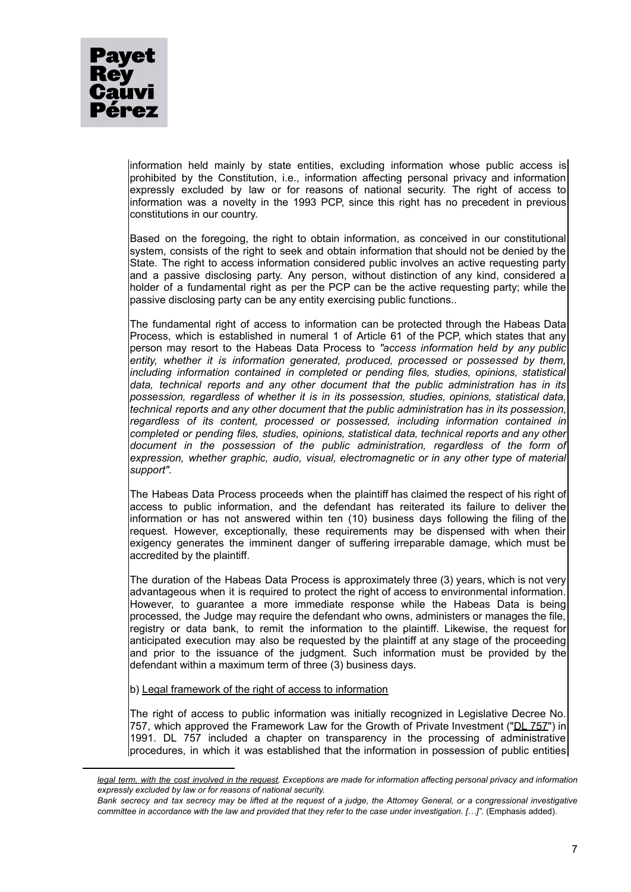information held mainly by state entities, excluding information whose public access is prohibited by the Constitution, i.e., information affecting personal privacy and information expressly excluded by law or for reasons of national security. The right of access to information was a novelty in the 1993 PCP, since this right has no precedent in previous constitutions in our country.

Based on the foregoing, the right to obtain information, as conceived in our constitutional system, consists of the right to seek and obtain information that should not be denied by the State. The right to access information considered public involves an active requesting party and a passive disclosing party. Any person, without distinction of any kind, considered a holder of a fundamental right as per the PCP can be the active requesting party; while the passive disclosing party can be any entity exercising public functions..

The fundamental right of access to information can be protected through the Habeas Data Process, which is established in numeral 1 of Article 61 of the PCP, which states that any person may resort to the Habeas Data Process to *"access information held by any public entity, whether it is information generated, produced, processed or possessed by them, including information contained in completed or pending files, studies, opinions, statistical data, technical reports and any other document that the public administration has in its possession, regardless of whether it is in its possession, studies, opinions, statistical data, technical reports and any other document that the public administration has in its possession, regardless of its content, processed or possessed, including information contained in completed or pending files, studies, opinions, statistical data, technical reports and any other document in the possession of the public administration, regardless of the form of expression, whether graphic, audio, visual, electromagnetic or in any other type of material support".*

The Habeas Data Process proceeds when the plaintiff has claimed the respect of his right of access to public information, and the defendant has reiterated its failure to deliver the information or has not answered within ten (10) business days following the filing of the request. However, exceptionally, these requirements may be dispensed with when their exigency generates the imminent danger of suffering irreparable damage, which must be accredited by the plaintiff.

The duration of the Habeas Data Process is approximately three (3) years, which is not very advantageous when it is required to protect the right of access to environmental information. However, to guarantee a more immediate response while the Habeas Data is being processed, the Judge may require the defendant who owns, administers or manages the file, registry or data bank, to remit the information to the plaintiff. Likewise, the request for anticipated execution may also be requested by the plaintiff at any stage of the proceeding and prior to the issuance of the judgment. Such information must be provided by the defendant within a maximum term of three (3) business days.

b) Legal framework of the right of access to information

The right of access to public information was initially recognized in Legislative Decree No. 757, which approved the Framework Law for the Growth of Private Investment ("DL 757") in 1991. DL 757 included a chapter on transparency in the processing of administrative procedures, in which it was established that the information in possession of public entities

---

*legal term, with the cost involved in the request. Exceptions are made for information affecting personal privacy and information expressly excluded by law or for reasons of national security.*

*Bank secrecy and tax secrecy may be lifted at the request of a judge, the Attorney General, or a congressional investigative committee in accordance with the law and provided that they refer to the case under investigation. […]".* (Emphasis added).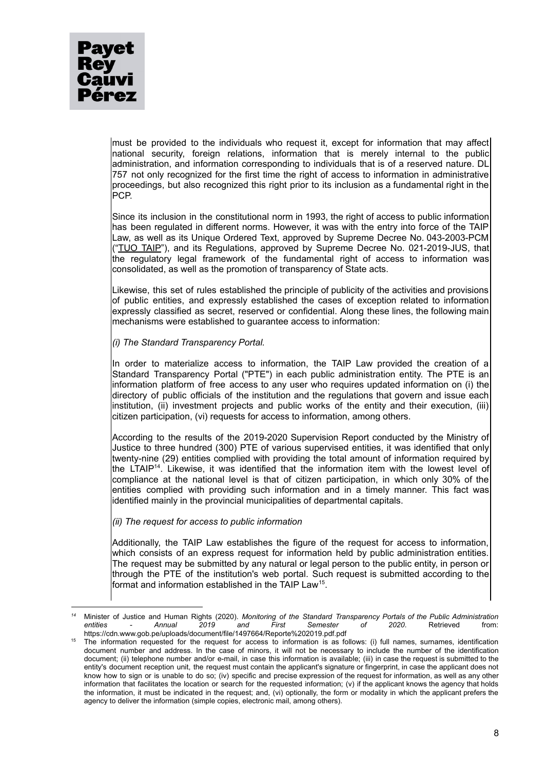must be provided to the individuals who request it, except for information that may affect national security, foreign relations, information that is merely internal to the public administration, and information corresponding to individuals that is of a reserved nature. DL 757 not only recognized for the first time the right of access to information in administrative proceedings, but also recognized this right prior to its inclusion as a fundamental right in the PCP.

Since its inclusion in the constitutional norm in 1993, the right of access to public information has been regulated in different norms. However, it was with the entry into force of the TAIP Law, as well as its Unique Ordered Text, approved by Supreme Decree No. 043-2003-PCM ("TUO TAIP"), and its Regulations, approved by Supreme Decree No. 021-2019-JUS, that the regulatory legal framework of the fundamental right of access to information was consolidated, as well as the promotion of transparency of State acts.

Likewise, this set of rules established the principle of publicity of the activities and provisions of public entities, and expressly established the cases of exception related to information expressly classified as secret, reserved or confidential. Along these lines, the following main mechanisms were established to guarantee access to information:

*(i) The Standard Transparency Portal.*

In order to materialize access to information, the TAIP Law provided the creation of a Standard Transparency Portal ("PTE") in each public administration entity. The PTE is an information platform of free access to any user who requires updated information on (i) the directory of public officials of the institution and the regulations that govern and issue each institution, (ii) investment projects and public works of the entity and their execution, (iii) citizen participation, (vi) requests for access to information, among others.

According to the results of the 2019-2020 Supervision Report conducted by the Ministry of Justice to three hundred (300) PTE of various supervised entities, it was identified that only twenty-nine (29) entities complied with providing the total amount of information required by the LTAIP[14]. Likewise, it was identified that the information item with the lowest level of compliance at the national level is that of citizen participation, in which only 30% of the entities complied with providing such information and in a timely manner. This fact was identified mainly in the provincial municipalities of departmental capitals.

*(ii) The request for access to public information*

Additionally, the TAIP Law establishes the figure of the request for access to information, which consists of an express request for information held by public administration entities. The request may be submitted by any natural or legal person to the public entity, in person or through the PTE of the institution's web portal. Such request is submitted according to the format and information established in the TAIP Law[15].

---

[14] Minister of Justice and Human Rights (2020). *Monitoring of the Standard Transparency Portals of the Public Administration entities - Annual 2019 and First Semester of 2020.* Retrieved from: https://cdn.www.gob.pe/uploads/document/file/1497664/Reporte%202019.pdf.pdf

[15] The information requested for the request for access to information is as follows: (i) full names, surnames, identification document number and address. In the case of minors, it will not be necessary to include the number of the identification document; (ii) telephone number and/or e-mail, in case this information is available; (iii) in case the request is submitted to the entity's document reception unit, the request must contain the applicant's signature or fingerprint, in case the applicant does not know how to sign or is unable to do so; (iv) specific and precise expression of the request for information, as well as any other information that facilitates the location or search for the requested information; (v) if the applicant knows the agency that holds the information, it must be indicated in the request; and, (vi) optionally, the form or modality in which the applicant prefers the agency to deliver the information (simple copies, electronic mail, among others).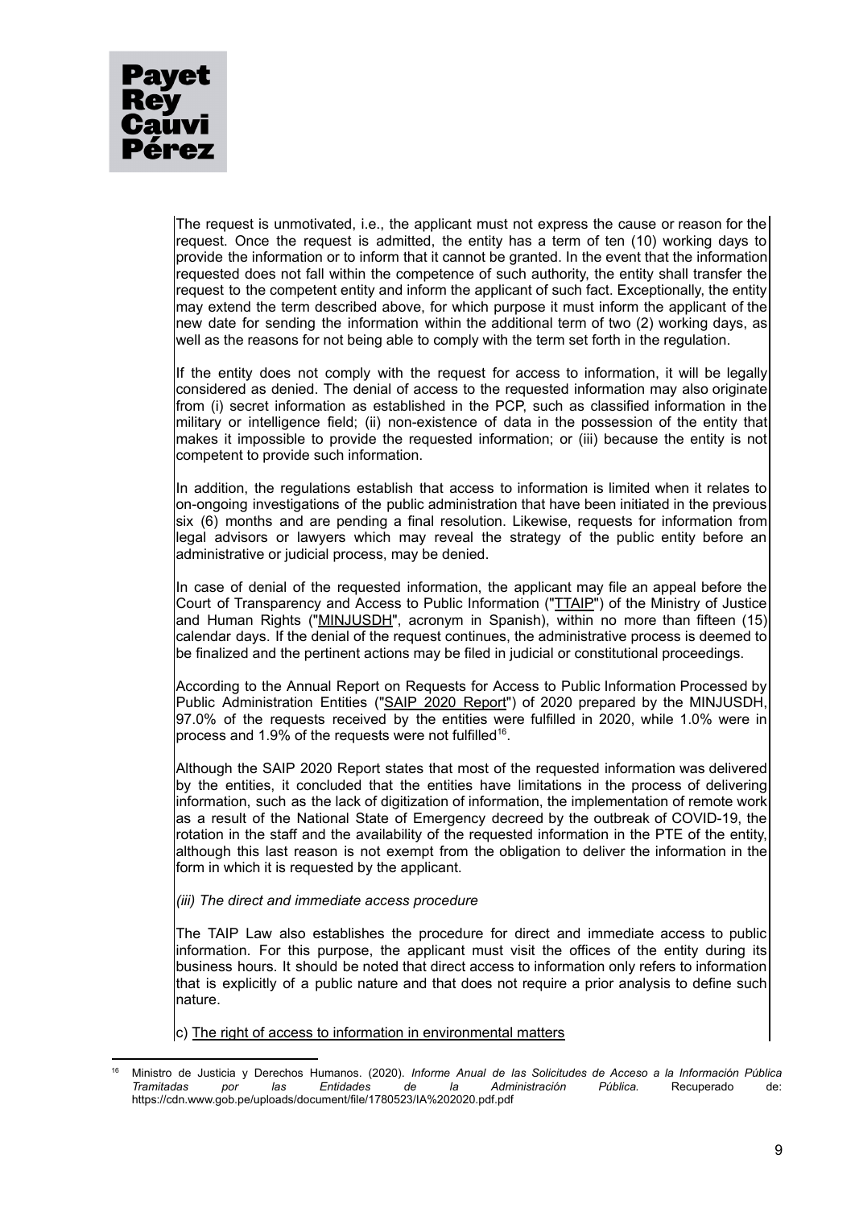The request is unmotivated, i.e., the applicant must not express the cause or reason for the request. Once the request is admitted, the entity has a term of ten (10) working days to provide the information or to inform that it cannot be granted. In the event that the information requested does not fall within the competence of such authority, the entity shall transfer the request to the competent entity and inform the applicant of such fact. Exceptionally, the entity may extend the term described above, for which purpose it must inform the applicant of the new date for sending the information within the additional term of two (2) working days, as well as the reasons for not being able to comply with the term set forth in the regulation.

If the entity does not comply with the request for access to information, it will be legally considered as denied. The denial of access to the requested information may also originate from (i) secret information as established in the PCP, such as classified information in the military or intelligence field; (ii) non-existence of data in the possession of the entity that makes it impossible to provide the requested information; or (iii) because the entity is not competent to provide such information.

In addition, the regulations establish that access to information is limited when it relates to on-ongoing investigations of the public administration that have been initiated in the previous six (6) months and are pending a final resolution. Likewise, requests for information from legal advisors or lawyers which may reveal the strategy of the public entity before an administrative or judicial process, may be denied.

In case of denial of the requested information, the applicant may file an appeal before the Court of Transparency and Access to Public Information ("TTAIP") of the Ministry of Justice and Human Rights ("MINJUSDH", acronym in Spanish), within no more than fifteen (15) calendar days. If the denial of the request continues, the administrative process is deemed to be finalized and the pertinent actions may be filed in judicial or constitutional proceedings.

According to the Annual Report on Requests for Access to Public Information Processed by Public Administration Entities ("SAIP 2020 Report") of 2020 prepared by the MINJUSDH, 97.0% of the requests received by the entities were fulfilled in 2020, while 1.0% were in process and 1.9% of the requests were not fulfilled[16].

Although the SAIP 2020 Report states that most of the requested information was delivered by the entities, it concluded that the entities have limitations in the process of delivering information, such as the lack of digitization of information, the implementation of remote work as a result of the National State of Emergency decreed by the outbreak of COVID-19, the rotation in the staff and the availability of the requested information in the PTE of the entity, although this last reason is not exempt from the obligation to deliver the information in the form in which it is requested by the applicant.

*(iii) The direct and immediate access procedure*

The TAIP Law also establishes the procedure for direct and immediate access to public information. For this purpose, the applicant must visit the offices of the entity during its business hours. It should be noted that direct access to information only refers to information that is explicitly of a public nature and that does not require a prior analysis to define such nature.

c) The right of access to information in environmental matters

---

[16] Ministro de Justicia y Derechos Humanos. (2020). *Informe Anual de las Solicitudes de Acceso a la Información Pública Tramitadas por las Entidades de la Administración Pública.* Recuperado de: https://cdn.www.gob.pe/uploads/document/file/1780523/IA%202020.pdf.pdf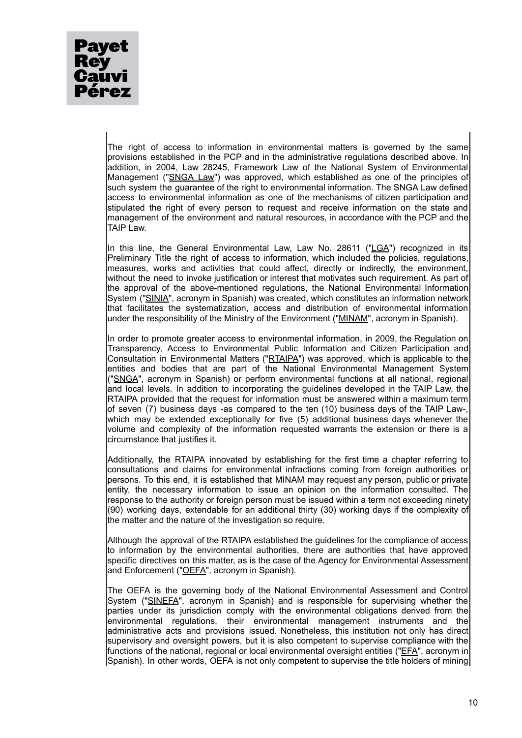The right of access to information in environmental matters is governed by the same provisions established in the PCP and in the administrative regulations described above. In addition, in 2004, Law 28245, Framework Law of the National System of Environmental Management ("SNGA Law") was approved, which established as one of the principles of such system the guarantee of the right to environmental information. The SNGA Law defined access to environmental information as one of the mechanisms of citizen participation and stipulated the right of every person to request and receive information on the state and management of the environment and natural resources, in accordance with the PCP and the TAIP Law.

In this line, the General Environmental Law, Law No. 28611 ("LGA") recognized in its Preliminary Title the right of access to information, which included the policies, regulations, measures, works and activities that could affect, directly or indirectly, the environment, without the need to invoke justification or interest that motivates such requirement. As part of the approval of the above-mentioned regulations, the National Environmental Information System ("SINIA", acronym in Spanish) was created, which constitutes an information network that facilitates the systematization, access and distribution of environmental information under the responsibility of the Ministry of the Environment ("MINAM", acronym in Spanish).

In order to promote greater access to environmental information, in 2009, the Regulation on Transparency, Access to Environmental Public Information and Citizen Participation and Consultation in Environmental Matters ("RTAIPA") was approved, which is applicable to the entities and bodies that are part of the National Environmental Management System ("SNGA", acronym in Spanish) or perform environmental functions at all national, regional and local levels. In addition to incorporating the guidelines developed in the TAIP Law, the RTAIPA provided that the request for information must be answered within a maximum term of seven (7) business days -as compared to the ten (10) business days of the TAIP Law-, which may be extended exceptionally for five (5) additional business days whenever the volume and complexity of the information requested warrants the extension or there is a circumstance that justifies it.

Additionally, the RTAIPA innovated by establishing for the first time a chapter referring to consultations and claims for environmental infractions coming from foreign authorities or persons. To this end, it is established that MINAM may request any person, public or private entity, the necessary information to issue an opinion on the information consulted. The response to the authority or foreign person must be issued within a term not exceeding ninety (90) working days, extendable for an additional thirty (30) working days if the complexity of the matter and the nature of the investigation so require.

Although the approval of the RTAIPA established the guidelines for the compliance of access to information by the environmental authorities, there are authorities that have approved specific directives on this matter, as is the case of the Agency for Environmental Assessment and Enforcement ("OEFA", acronym in Spanish).

The OEFA is the governing body of the National Environmental Assessment and Control System ("SINEFA", acronym in Spanish) and is responsible for supervising whether the parties under its jurisdiction comply with the environmental obligations derived from the environmental regulations, their environmental management instruments and the administrative acts and provisions issued. Nonetheless, this institution not only has direct supervisory and oversight powers, but it is also competent to supervise compliance with the functions of the national, regional or local environmental oversight entities ("EFA", acronym in Spanish). In other words, OEFA is not only competent to supervise the title holders of mining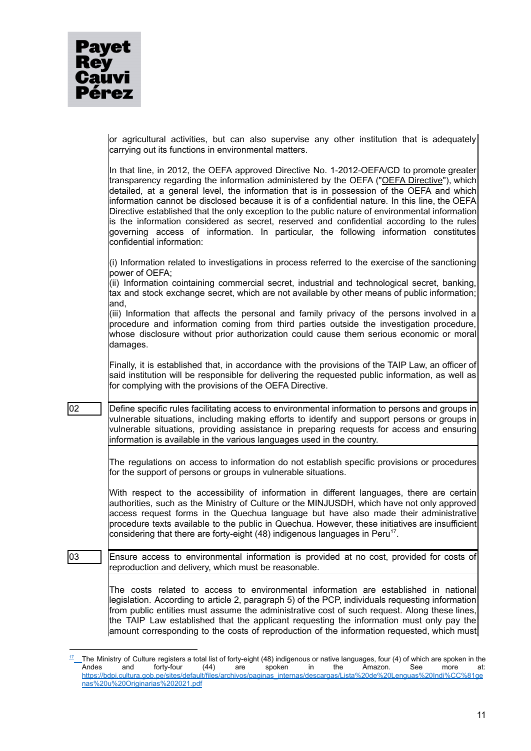| | |
|---|---|
| | or agricultural activities, but can also supervise any other institution that is adequately carrying out its functions in environmental matters.<br><br>In that line, in 2012, the OEFA approved Directive No. 1-2012-OEFA/CD to promote greater transparency regarding the information administered by the OEFA ("OEFA Directive"), which detailed, at a general level, the information that is in possession of the OEFA and which information cannot be disclosed because it is of a confidential nature. In this line, the OEFA Directive established that the only exception to the public nature of environmental information is the information considered as secret, reserved and confidential according to the rules governing access of information. In particular, the following information constitutes confidential information:<br><br>(i) Information related to investigations in process referred to the exercise of the sanctioning power of OEFA;<br>(ii) Information cointaining commercial secret, industrial and technological secret, banking, tax and stock exchange secret, which are not available by other means of public information; and,<br>(iii) Information that affects the personal and family privacy of the persons involved in a procedure and information coming from third parties outside the investigation procedure, whose disclosure without prior authorization could cause them serious economic or moral damages.<br><br>Finally, it is established that, in accordance with the provisions of the TAIP Law, an officer of said institution will be responsible for delivering the requested public information, as well as for complying with the provisions of the OEFA Directive. |
| 02 | Define specific rules facilitating access to environmental information to persons and groups in vulnerable situations, including making efforts to identify and support persons or groups in vulnerable situations, providing assistance in preparing requests for access and ensuring information is available in the various languages used in the country. |
| | The regulations on access to information do not establish specific provisions or procedures for the support of persons or groups in vulnerable situations.<br><br>With respect to the accessibility of information in different languages, there are certain authorities, such as the Ministry of Culture or the MINJUSDH, which have not only approved access request forms in the Quechua language but have also made their administrative procedure texts available to the public in Quechua. However, these initiatives are insufficient considering that there are forty-eight (48) indigenous languages in Peru[17]. |
| 03 | Ensure access to environmental information is provided at no cost, provided for costs of reproduction and delivery, which must be reasonable. |
| | The costs related to access to environmental information are established in national legislation. According to article 2, paragraph 5) of the PCP, individuals requesting information from public entities must assume the administrative cost of such request. Along these lines, the TAIP Law established that the applicant requesting the information must only pay the amount corresponding to the costs of reproduction of the information requested, which must |

[17] The Ministry of Culture registers a total list of forty-eight (48) indigenous or native languages, four (4) of which are spoken in the Andes and forty-four (44) are spoken in the Amazon. See more at: https://bdpi.cultura.gob.pe/sites/default/files/archivos/paginas_internas/descargas/Lista%20de%20Lenguas%20Indi%CC%81genas%20u%20Originarias%202021.pdf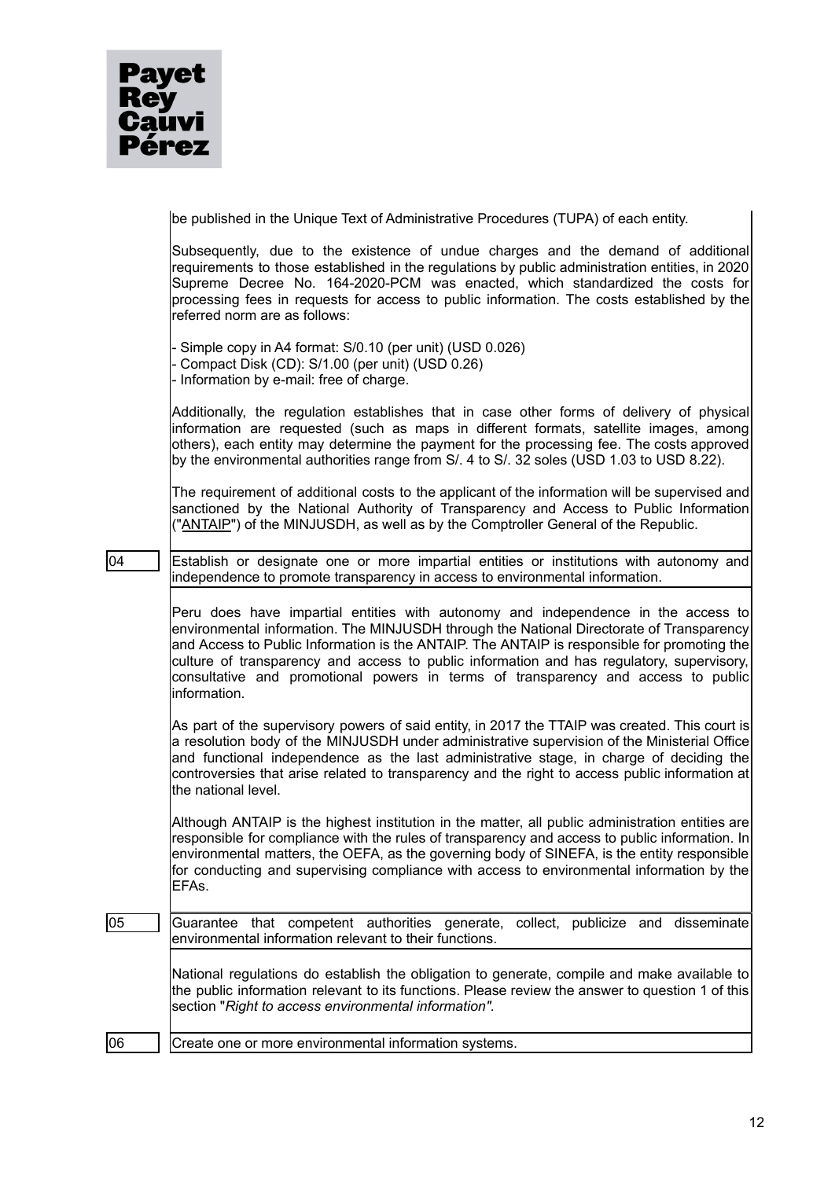be published in the Unique Text of Administrative Procedures (TUPA) of each entity.

Subsequently, due to the existence of undue charges and the demand of additional requirements to those established in the regulations by public administration entities, in 2020 Supreme Decree No. 164-2020-PCM was enacted, which standardized the costs for processing fees in requests for access to public information. The costs established by the referred norm are as follows:

- Simple copy in A4 format: S/0.10 (per unit) (USD 0.026)
- Compact Disk (CD): S/1.00 (per unit) (USD 0.26)
- Information by e-mail: free of charge.

Additionally, the regulation establishes that in case other forms of delivery of physical information are requested (such as maps in different formats, satellite images, among others), each entity may determine the payment for the processing fee. The costs approved by the environmental authorities range from S/. 4 to S/. 32 soles (USD 1.03 to USD 8.22).

The requirement of additional costs to the applicant of the information will be supervised and sanctioned by the National Authority of Transparency and Access to Public Information ("ANTAIP") of the MINJUSDH, as well as by the Comptroller General of the Republic.

| 04 | Establish or designate one or more impartial entities or institutions with autonomy and independence to promote transparency in access to environmental information. |
|---|---|

Peru does have impartial entities with autonomy and independence in the access to environmental information. The MINJUSDH through the National Directorate of Transparency and Access to Public Information is the ANTAIP. The ANTAIP is responsible for promoting the culture of transparency and access to public information and has regulatory, supervisory, consultative and promotional powers in terms of transparency and access to public information.

As part of the supervisory powers of said entity, in 2017 the TTAIP was created. This court is a resolution body of the MINJUSDH under administrative supervision of the Ministerial Office and functional independence as the last administrative stage, in charge of deciding the controversies that arise related to transparency and the right to access public information at the national level.

Although ANTAIP is the highest institution in the matter, all public administration entities are responsible for compliance with the rules of transparency and access to public information. In environmental matters, the OEFA, as the governing body of SINEFA, is the entity responsible for conducting and supervising compliance with access to environmental information by the EFAs.

| 05 | Guarantee that competent authorities generate, collect, publicize and disseminate environmental information relevant to their functions. |
|---|---|

National regulations do establish the obligation to generate, compile and make available to the public information relevant to its functions. Please review the answer to question 1 of this section "*Right to access environmental information".*

| 06 | Create one or more environmental information systems. |
|---|---|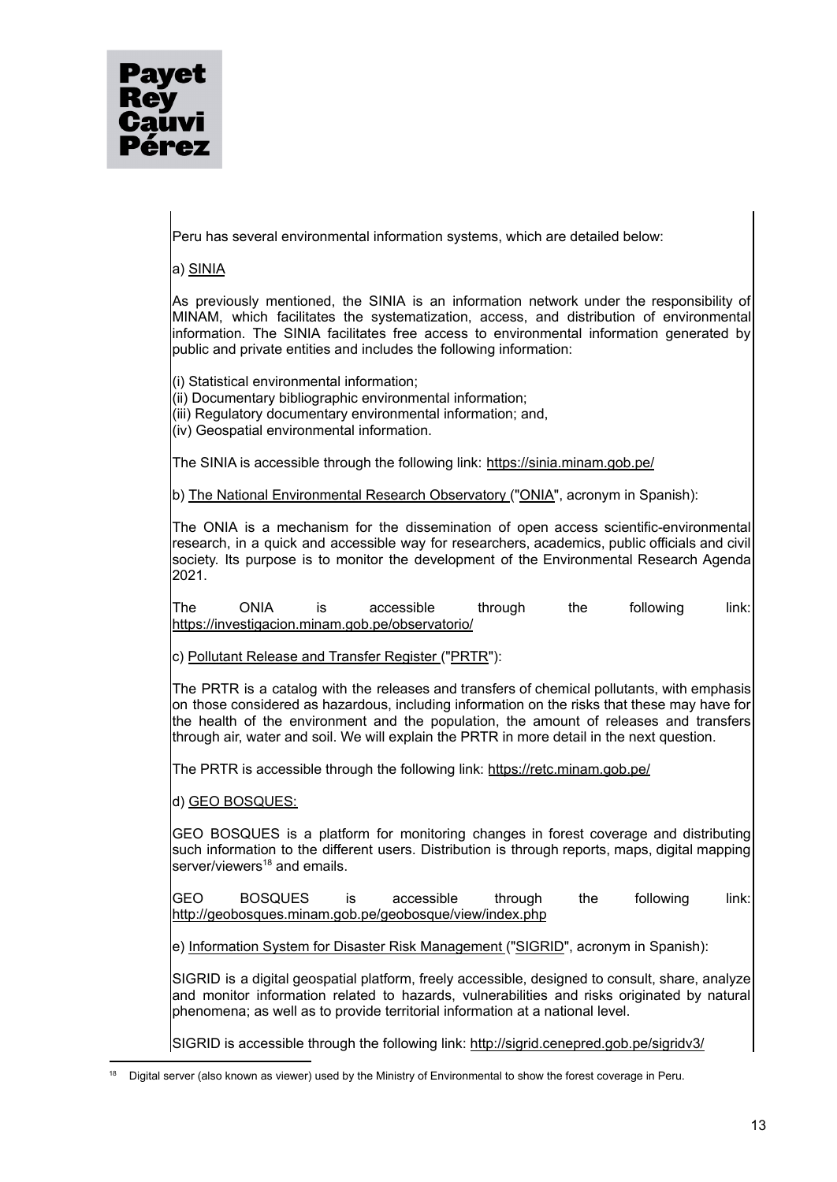Peru has several environmental information systems, which are detailed below:

a) SINIA

As previously mentioned, the SINIA is an information network under the responsibility of MINAM, which facilitates the systematization, access, and distribution of environmental information. The SINIA facilitates free access to environmental information generated by public and private entities and includes the following information:

(i) Statistical environmental information;
(ii) Documentary bibliographic environmental information;
(iii) Regulatory documentary environmental information; and,
(iv) Geospatial environmental information.

The SINIA is accessible through the following link: https://sinia.minam.gob.pe/

b) The National Environmental Research Observatory ("ONIA", acronym in Spanish):

The ONIA is a mechanism for the dissemination of open access scientific-environmental research, in a quick and accessible way for researchers, academics, public officials and civil society. Its purpose is to monitor the development of the Environmental Research Agenda 2021.

The ONIA is accessible through the following link: https://investigacion.minam.gob.pe/observatorio/

c) Pollutant Release and Transfer Register ("PRTR"):

The PRTR is a catalog with the releases and transfers of chemical pollutants, with emphasis on those considered as hazardous, including information on the risks that these may have for the health of the environment and the population, the amount of releases and transfers through air, water and soil. We will explain the PRTR in more detail in the next question.

The PRTR is accessible through the following link: https://retc.minam.gob.pe/

d) GEO BOSQUES:

GEO BOSQUES is a platform for monitoring changes in forest coverage and distributing such information to the different users. Distribution is through reports, maps, digital mapping server/viewers[18] and emails.

GEO BOSQUES is accessible through the following link: http://geobosques.minam.gob.pe/geobosque/view/index.php

e) Information System for Disaster Risk Management ("SIGRID", acronym in Spanish):

SIGRID is a digital geospatial platform, freely accessible, designed to consult, share, analyze and monitor information related to hazards, vulnerabilities and risks originated by natural phenomena; as well as to provide territorial information at a national level.

SIGRID is accessible through the following link: http://sigrid.cenepred.gob.pe/sigridv3/

[18] Digital server (also known as viewer) used by the Ministry of Environmental to show the forest coverage in Peru.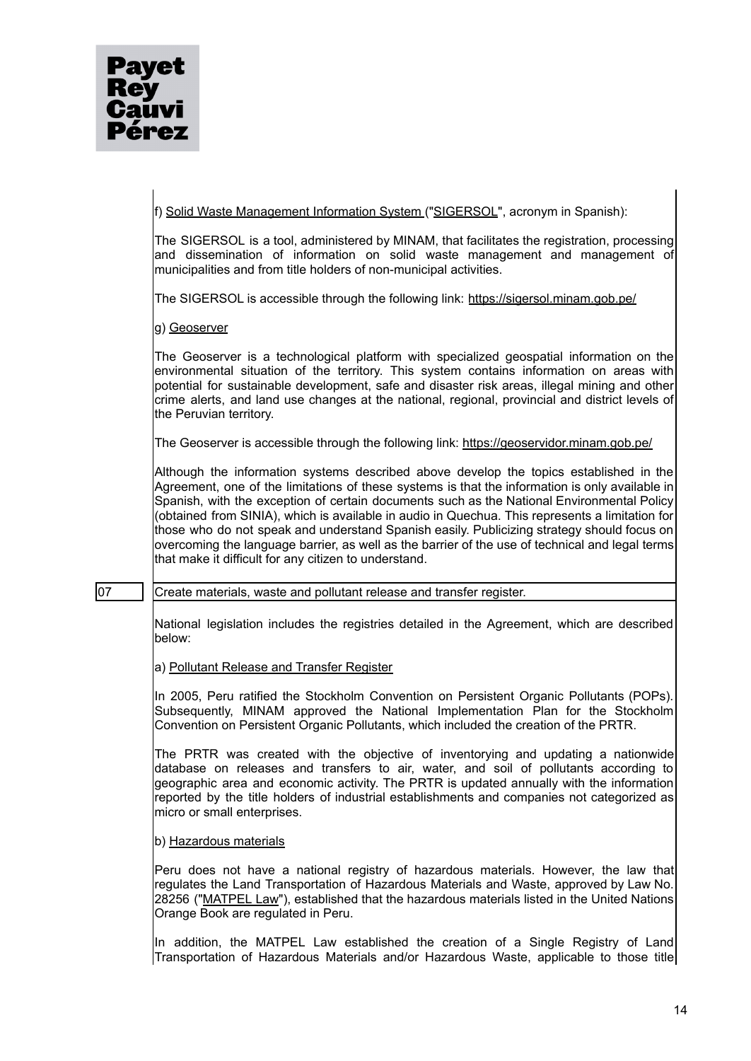f) Solid Waste Management Information System ("SIGERSOL", acronym in Spanish):

The SIGERSOL is a tool, administered by MINAM, that facilitates the registration, processing and dissemination of information on solid waste management and management of municipalities and from title holders of non-municipal activities.

The SIGERSOL is accessible through the following link: https://sigersol.minam.gob.pe/

g) Geoserver

The Geoserver is a technological platform with specialized geospatial information on the environmental situation of the territory. This system contains information on areas with potential for sustainable development, safe and disaster risk areas, illegal mining and other crime alerts, and land use changes at the national, regional, provincial and district levels of the Peruvian territory.

The Geoserver is accessible through the following link: https://geoservidor.minam.gob.pe/

Although the information systems described above develop the topics established in the Agreement, one of the limitations of these systems is that the information is only available in Spanish, with the exception of certain documents such as the National Environmental Policy (obtained from SINIA), which is available in audio in Quechua. This represents a limitation for those who do not speak and understand Spanish easily. Publicizing strategy should focus on overcoming the language barrier, as well as the barrier of the use of technical and legal terms that make it difficult for any citizen to understand.

| 07 | Create materials, waste and pollutant release and transfer register. |
|---|---|

National legislation includes the registries detailed in the Agreement, which are described below:

a) Pollutant Release and Transfer Register

In 2005, Peru ratified the Stockholm Convention on Persistent Organic Pollutants (POPs). Subsequently, MINAM approved the National Implementation Plan for the Stockholm Convention on Persistent Organic Pollutants, which included the creation of the PRTR.

The PRTR was created with the objective of inventorying and updating a nationwide database on releases and transfers to air, water, and soil of pollutants according to geographic area and economic activity. The PRTR is updated annually with the information reported by the title holders of industrial establishments and companies not categorized as micro or small enterprises.

b) Hazardous materials

Peru does not have a national registry of hazardous materials. However, the law that regulates the Land Transportation of Hazardous Materials and Waste, approved by Law No. 28256 ("MATPEL Law"), established that the hazardous materials listed in the United Nations Orange Book are regulated in Peru.

In addition, the MATPEL Law established the creation of a Single Registry of Land Transportation of Hazardous Materials and/or Hazardous Waste, applicable to those title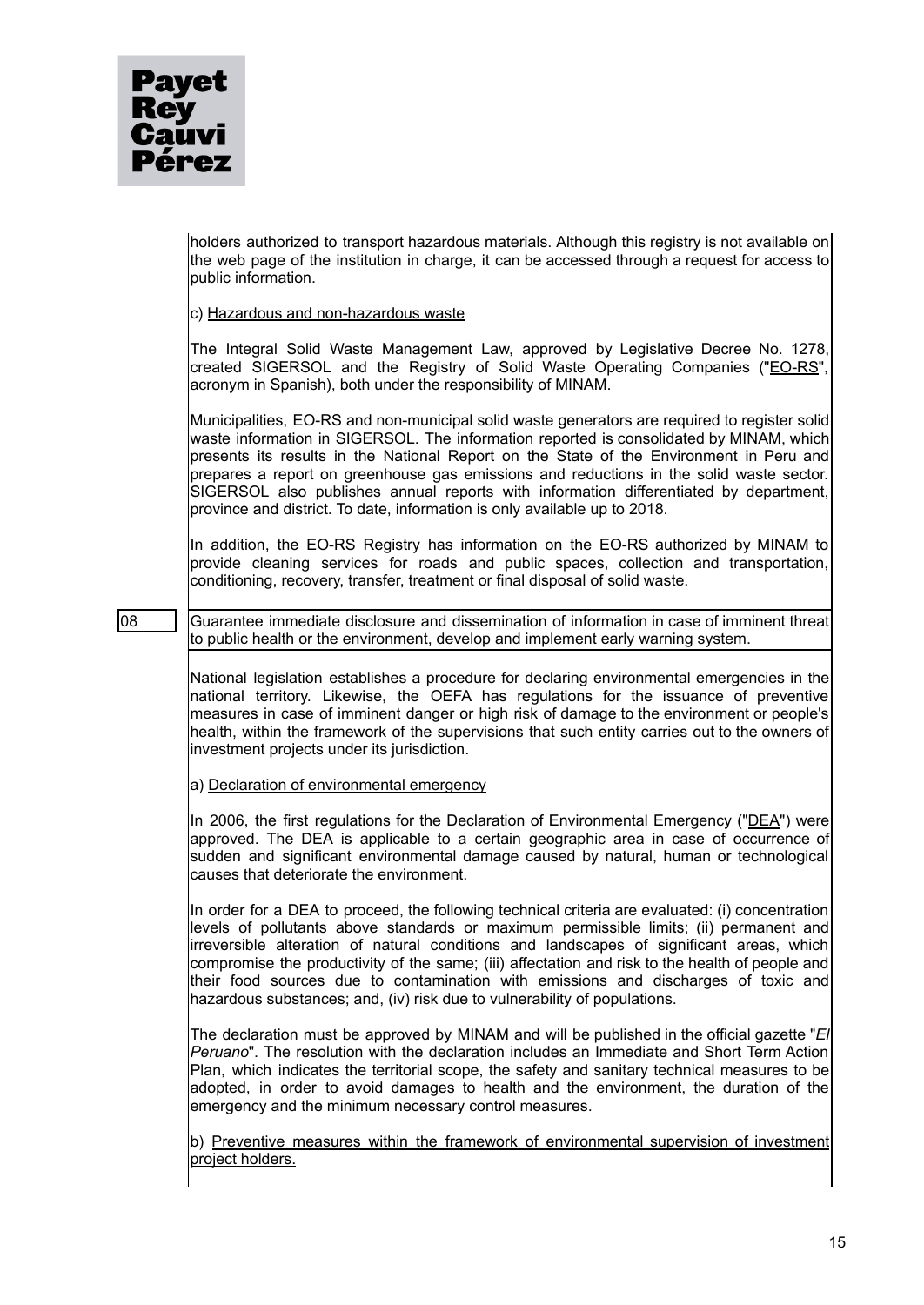holders authorized to transport hazardous materials. Although this registry is not available on the web page of the institution in charge, it can be accessed through a request for access to public information.

c) Hazardous and non-hazardous waste

The Integral Solid Waste Management Law, approved by Legislative Decree No. 1278, created SIGERSOL and the Registry of Solid Waste Operating Companies ("EO-RS", acronym in Spanish), both under the responsibility of MINAM.

Municipalities, EO-RS and non-municipal solid waste generators are required to register solid waste information in SIGERSOL. The information reported is consolidated by MINAM, which presents its results in the National Report on the State of the Environment in Peru and prepares a report on greenhouse gas emissions and reductions in the solid waste sector. SIGERSOL also publishes annual reports with information differentiated by department, province and district. To date, information is only available up to 2018.

In addition, the EO-RS Registry has information on the EO-RS authorized by MINAM to provide cleaning services for roads and public spaces, collection and transportation, conditioning, recovery, transfer, treatment or final disposal of solid waste.

08 Guarantee immediate disclosure and dissemination of information in case of imminent threat to public health or the environment, develop and implement early warning system.

National legislation establishes a procedure for declaring environmental emergencies in the national territory. Likewise, the OEFA has regulations for the issuance of preventive measures in case of imminent danger or high risk of damage to the environment or people's health, within the framework of the supervisions that such entity carries out to the owners of investment projects under its jurisdiction.

a) Declaration of environmental emergency

In 2006, the first regulations for the Declaration of Environmental Emergency ("DEA") were approved. The DEA is applicable to a certain geographic area in case of occurrence of sudden and significant environmental damage caused by natural, human or technological causes that deteriorate the environment.

In order for a DEA to proceed, the following technical criteria are evaluated: (i) concentration levels of pollutants above standards or maximum permissible limits; (ii) permanent and irreversible alteration of natural conditions and landscapes of significant areas, which compromise the productivity of the same; (iii) affectation and risk to the health of people and their food sources due to contamination with emissions and discharges of toxic and hazardous substances; and, (iv) risk due to vulnerability of populations.

The declaration must be approved by MINAM and will be published in the official gazette "*El Peruano*". The resolution with the declaration includes an Immediate and Short Term Action Plan, which indicates the territorial scope, the safety and sanitary technical measures to be adopted, in order to avoid damages to health and the environment, the duration of the emergency and the minimum necessary control measures.

b) Preventive measures within the framework of environmental supervision of investment project holders.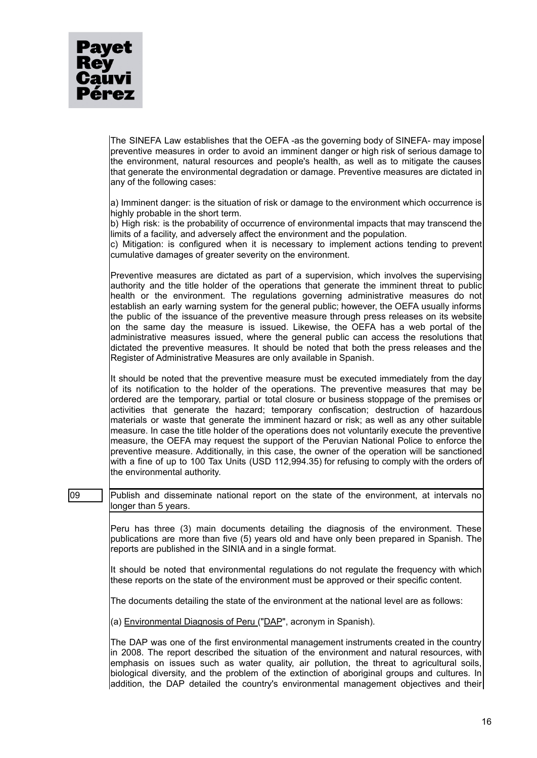The SINEFA Law establishes that the OEFA -as the governing body of SINEFA- may impose preventive measures in order to avoid an imminent danger or high risk of serious damage to the environment, natural resources and people's health, as well as to mitigate the causes that generate the environmental degradation or damage. Preventive measures are dictated in any of the following cases:

a) Imminent danger: is the situation of risk or damage to the environment which occurrence is highly probable in the short term.
b) High risk: is the probability of occurrence of environmental impacts that may transcend the limits of a facility, and adversely affect the environment and the population.
c) Mitigation: is configured when it is necessary to implement actions tending to prevent cumulative damages of greater severity on the environment.

Preventive measures are dictated as part of a supervision, which involves the supervising authority and the title holder of the operations that generate the imminent threat to public health or the environment. The regulations governing administrative measures do not establish an early warning system for the general public; however, the OEFA usually informs the public of the issuance of the preventive measure through press releases on its website on the same day the measure is issued. Likewise, the OEFA has a web portal of the administrative measures issued, where the general public can access the resolutions that dictated the preventive measures. It should be noted that both the press releases and the Register of Administrative Measures are only available in Spanish.

It should be noted that the preventive measure must be executed immediately from the day of its notification to the holder of the operations. The preventive measures that may be ordered are the temporary, partial or total closure or business stoppage of the premises or activities that generate the hazard; temporary confiscation; destruction of hazardous materials or waste that generate the imminent hazard or risk; as well as any other suitable measure. In case the title holder of the operations does not voluntarily execute the preventive measure, the OEFA may request the support of the Peruvian National Police to enforce the preventive measure. Additionally, in this case, the owner of the operation will be sanctioned with a fine of up to 100 Tax Units (USD 112,994.35) for refusing to comply with the orders of the environmental authority.

| | |
|---|---|
| 09 | Publish and disseminate national report on the state of the environment, at intervals no longer than 5 years. |

Peru has three (3) main documents detailing the diagnosis of the environment. These publications are more than five (5) years old and have only been prepared in Spanish. The reports are published in the SINIA and in a single format.

It should be noted that environmental regulations do not regulate the frequency with which these reports on the state of the environment must be approved or their specific content.

The documents detailing the state of the environment at the national level are as follows:

(a) Environmental Diagnosis of Peru ("DAP", acronym in Spanish).

The DAP was one of the first environmental management instruments created in the country in 2008. The report described the situation of the environment and natural resources, with emphasis on issues such as water quality, air pollution, the threat to agricultural soils, biological diversity, and the problem of the extinction of aboriginal groups and cultures. In addition, the DAP detailed the country's environmental management objectives and their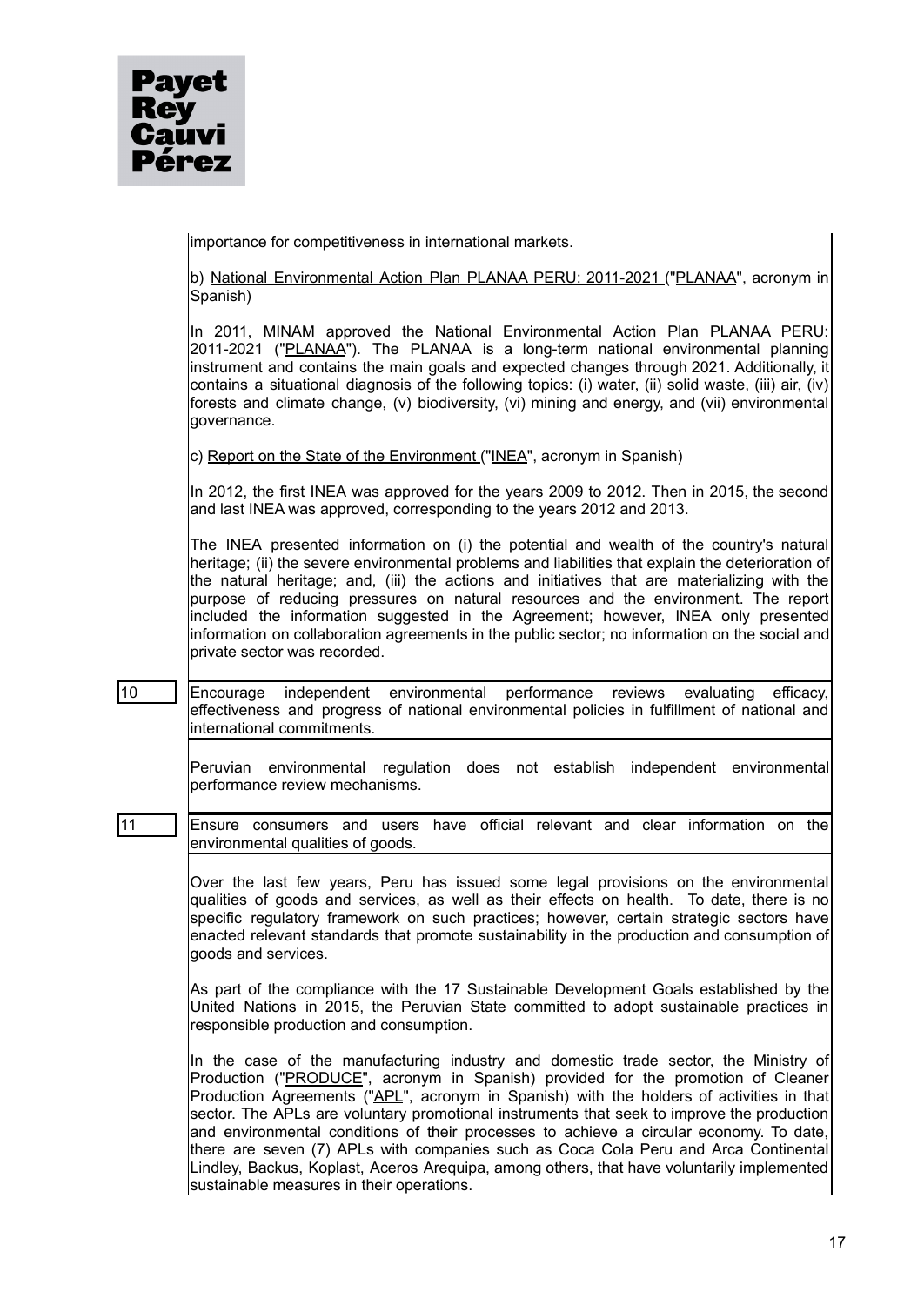importance for competitiveness in international markets.

b) National Environmental Action Plan PLANAA PERU: 2011-2021 ("PLANAA", acronym in Spanish)

In 2011, MINAM approved the National Environmental Action Plan PLANAA PERU: 2011-2021 ("PLANAA"). The PLANAA is a long-term national environmental planning instrument and contains the main goals and expected changes through 2021. Additionally, it contains a situational diagnosis of the following topics: (i) water, (ii) solid waste, (iii) air, (iv) forests and climate change, (v) biodiversity, (vi) mining and energy, and (vii) environmental governance.

c) Report on the State of the Environment ("INEA", acronym in Spanish)

In 2012, the first INEA was approved for the years 2009 to 2012. Then in 2015, the second and last INEA was approved, corresponding to the years 2012 and 2013.

The INEA presented information on (i) the potential and wealth of the country's natural heritage; (ii) the severe environmental problems and liabilities that explain the deterioration of the natural heritage; and, (iii) the actions and initiatives that are materializing with the purpose of reducing pressures on natural resources and the environment. The report included the information suggested in the Agreement; however, INEA only presented information on collaboration agreements in the public sector; no information on the social and private sector was recorded.

| | |
|---|---|
| 10 | Encourage independent environmental performance reviews evaluating efficacy, effectiveness and progress of national environmental policies in fulfillment of national and international commitments. |
| | Peruvian environmental regulation does not establish independent environmental performance review mechanisms. |
| 11 | Ensure consumers and users have official relevant and clear information on the environmental qualities of goods. |

Over the last few years, Peru has issued some legal provisions on the environmental qualities of goods and services, as well as their effects on health. To date, there is no specific regulatory framework on such practices; however, certain strategic sectors have enacted relevant standards that promote sustainability in the production and consumption of goods and services.

As part of the compliance with the 17 Sustainable Development Goals established by the United Nations in 2015, the Peruvian State committed to adopt sustainable practices in responsible production and consumption.

In the case of the manufacturing industry and domestic trade sector, the Ministry of Production ("PRODUCE", acronym in Spanish) provided for the promotion of Cleaner Production Agreements ("APL", acronym in Spanish) with the holders of activities in that sector. The APLs are voluntary promotional instruments that seek to improve the production and environmental conditions of their processes to achieve a circular economy. To date, there are seven (7) APLs with companies such as Coca Cola Peru and Arca Continental Lindley, Backus, Koplast, Aceros Arequipa, among others, that have voluntarily implemented sustainable measures in their operations.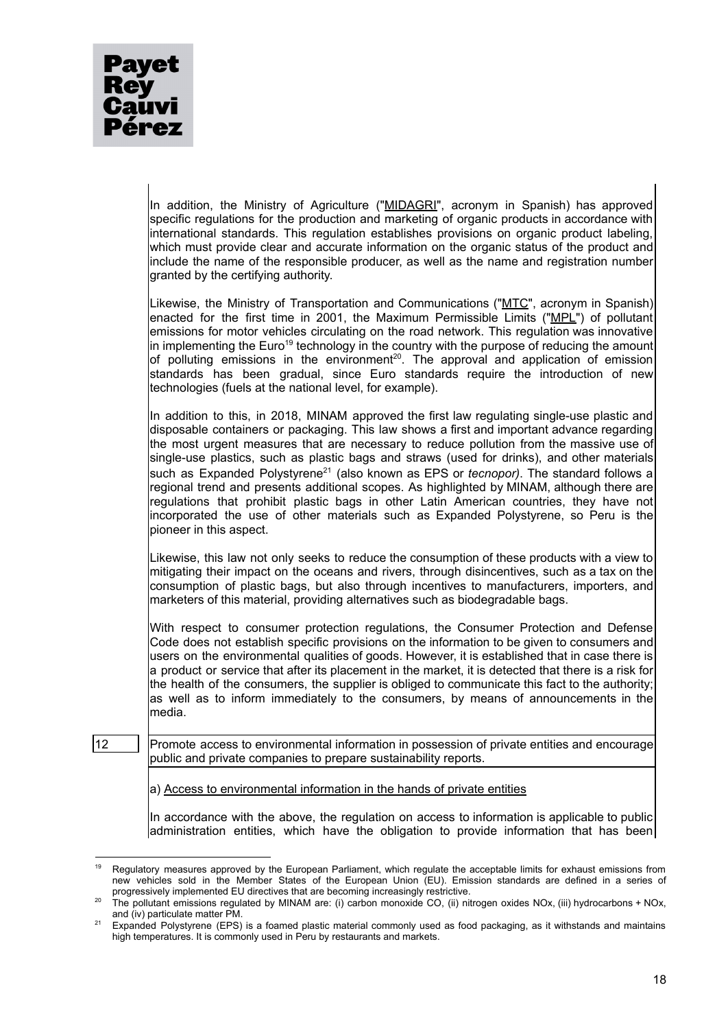In addition, the Ministry of Agriculture ("MIDAGRI", acronym in Spanish) has approved specific regulations for the production and marketing of organic products in accordance with international standards. This regulation establishes provisions on organic product labeling, which must provide clear and accurate information on the organic status of the product and include the name of the responsible producer, as well as the name and registration number granted by the certifying authority.

Likewise, the Ministry of Transportation and Communications ("MTC", acronym in Spanish) enacted for the first time in 2001, the Maximum Permissible Limits ("MPL") of pollutant emissions for motor vehicles circulating on the road network. This regulation was innovative in implementing the Euro[19] technology in the country with the purpose of reducing the amount of polluting emissions in the environment[20]. The approval and application of emission standards has been gradual, since Euro standards require the introduction of new technologies (fuels at the national level, for example).

In addition to this, in 2018, MINAM approved the first law regulating single-use plastic and disposable containers or packaging. This law shows a first and important advance regarding the most urgent measures that are necessary to reduce pollution from the massive use of single-use plastics, such as plastic bags and straws (used for drinks), and other materials such as Expanded Polystyrene[21] (also known as EPS or *tecnopor)*. The standard follows a regional trend and presents additional scopes. As highlighted by MINAM, although there are regulations that prohibit plastic bags in other Latin American countries, they have not incorporated the use of other materials such as Expanded Polystyrene, so Peru is the pioneer in this aspect.

Likewise, this law not only seeks to reduce the consumption of these products with a view to mitigating their impact on the oceans and rivers, through disincentives, such as a tax on the consumption of plastic bags, but also through incentives to manufacturers, importers, and marketers of this material, providing alternatives such as biodegradable bags.

With respect to consumer protection regulations, the Consumer Protection and Defense Code does not establish specific provisions on the information to be given to consumers and users on the environmental qualities of goods. However, it is established that in case there is a product or service that after its placement in the market, it is detected that there is a risk for the health of the consumers, the supplier is obliged to communicate this fact to the authority; as well as to inform immediately to the consumers, by means of announcements in the media.

| | |
|---|---|
| 12 | Promote access to environmental information in possession of private entities and encourage public and private companies to prepare sustainability reports. |

a) Access to environmental information in the hands of private entities

In accordance with the above, the regulation on access to information is applicable to public administration entities, which have the obligation to provide information that has been

---

[19] Regulatory measures approved by the European Parliament, which regulate the acceptable limits for exhaust emissions from new vehicles sold in the Member States of the European Union (EU). Emission standards are defined in a series of progressively implemented EU directives that are becoming increasingly restrictive.

[20] The pollutant emissions regulated by MINAM are: (i) carbon monoxide CO, (ii) nitrogen oxides NOx, (iii) hydrocarbons + NOx, and (iv) particulate matter PM.

[21] Expanded Polystyrene (EPS) is a foamed plastic material commonly used as food packaging, as it withstands and maintains high temperatures. It is commonly used in Peru by restaurants and markets.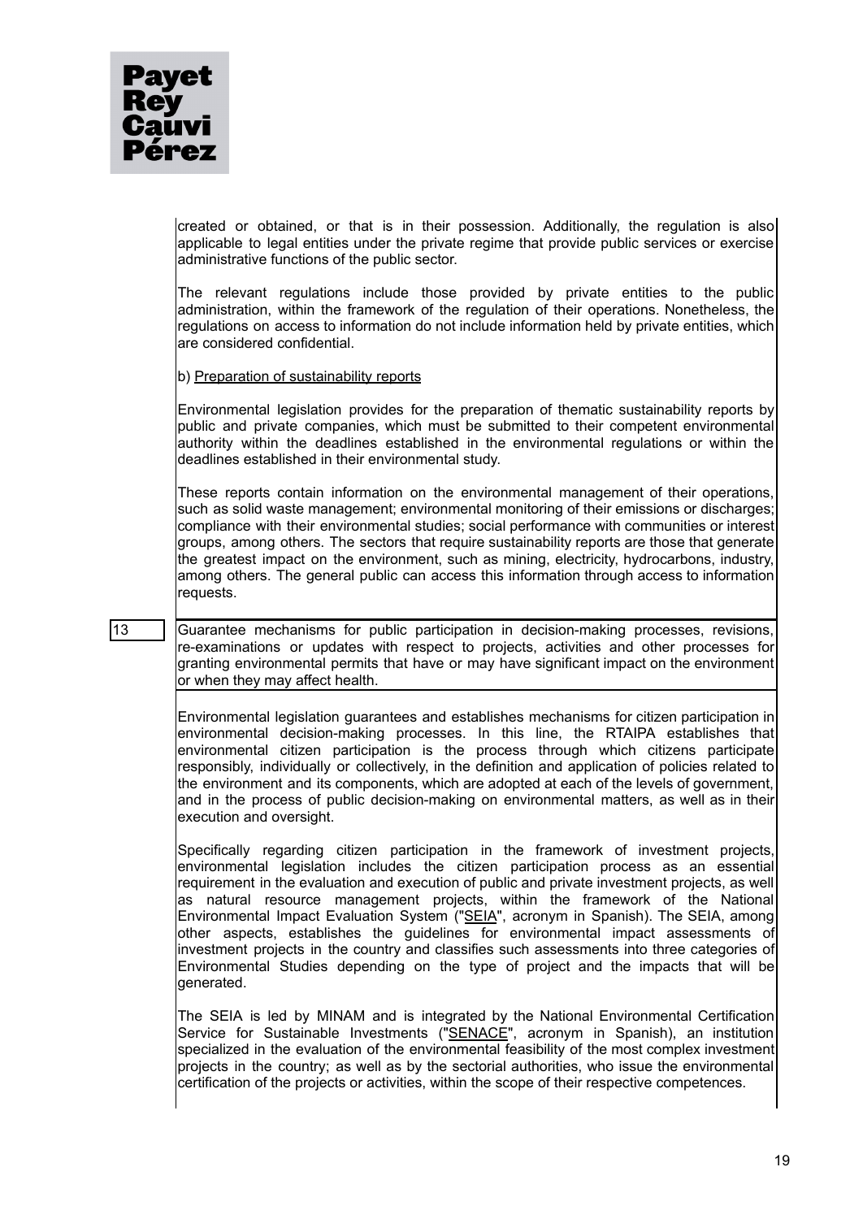created or obtained, or that is in their possession. Additionally, the regulation is also applicable to legal entities under the private regime that provide public services or exercise administrative functions of the public sector.

The relevant regulations include those provided by private entities to the public administration, within the framework of the regulation of their operations. Nonetheless, the regulations on access to information do not include information held by private entities, which are considered confidential.

b) Preparation of sustainability reports

Environmental legislation provides for the preparation of thematic sustainability reports by public and private companies, which must be submitted to their competent environmental authority within the deadlines established in the environmental regulations or within the deadlines established in their environmental study.

These reports contain information on the environmental management of their operations, such as solid waste management; environmental monitoring of their emissions or discharges; compliance with their environmental studies; social performance with communities or interest groups, among others. The sectors that require sustainability reports are those that generate the greatest impact on the environment, such as mining, electricity, hydrocarbons, industry, among others. The general public can access this information through access to information requests.

| 13 | Guarantee mechanisms for public participation in decision-making processes, revisions, re-examinations or updates with respect to projects, activities and other processes for granting environmental permits that have or may have significant impact on the environment or when they may affect health. |
|---|---|

Environmental legislation guarantees and establishes mechanisms for citizen participation in environmental decision-making processes. In this line, the RTAIPA establishes that environmental citizen participation is the process through which citizens participate responsibly, individually or collectively, in the definition and application of policies related to the environment and its components, which are adopted at each of the levels of government, and in the process of public decision-making on environmental matters, as well as in their execution and oversight.

Specifically regarding citizen participation in the framework of investment projects, environmental legislation includes the citizen participation process as an essential requirement in the evaluation and execution of public and private investment projects, as well as natural resource management projects, within the framework of the National Environmental Impact Evaluation System ("SEIA", acronym in Spanish). The SEIA, among other aspects, establishes the guidelines for environmental impact assessments of investment projects in the country and classifies such assessments into three categories of Environmental Studies depending on the type of project and the impacts that will be generated.

The SEIA is led by MINAM and is integrated by the National Environmental Certification Service for Sustainable Investments ("SENACE", acronym in Spanish), an institution specialized in the evaluation of the environmental feasibility of the most complex investment projects in the country; as well as by the sectorial authorities, who issue the environmental certification of the projects or activities, within the scope of their respective competences.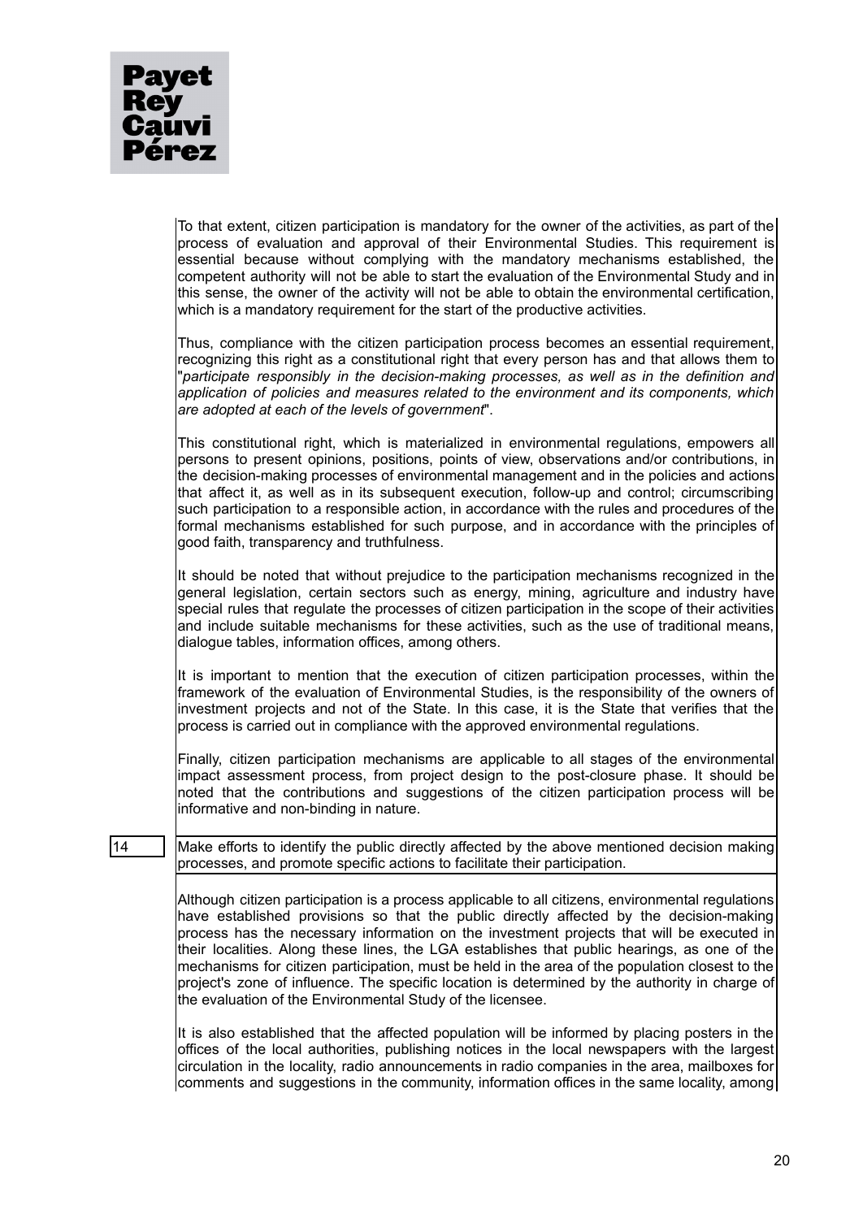To that extent, citizen participation is mandatory for the owner of the activities, as part of the process of evaluation and approval of their Environmental Studies. This requirement is essential because without complying with the mandatory mechanisms established, the competent authority will not be able to start the evaluation of the Environmental Study and in this sense, the owner of the activity will not be able to obtain the environmental certification, which is a mandatory requirement for the start of the productive activities.

Thus, compliance with the citizen participation process becomes an essential requirement, recognizing this right as a constitutional right that every person has and that allows them to "*participate responsibly in the decision-making processes, as well as in the definition and application of policies and measures related to the environment and its components, which are adopted at each of the levels of government*".

This constitutional right, which is materialized in environmental regulations, empowers all persons to present opinions, positions, points of view, observations and/or contributions, in the decision-making processes of environmental management and in the policies and actions that affect it, as well as in its subsequent execution, follow-up and control; circumscribing such participation to a responsible action, in accordance with the rules and procedures of the formal mechanisms established for such purpose, and in accordance with the principles of good faith, transparency and truthfulness.

It should be noted that without prejudice to the participation mechanisms recognized in the general legislation, certain sectors such as energy, mining, agriculture and industry have special rules that regulate the processes of citizen participation in the scope of their activities and include suitable mechanisms for these activities, such as the use of traditional means, dialogue tables, information offices, among others.

It is important to mention that the execution of citizen participation processes, within the framework of the evaluation of Environmental Studies, is the responsibility of the owners of investment projects and not of the State. In this case, it is the State that verifies that the process is carried out in compliance with the approved environmental regulations.

Finally, citizen participation mechanisms are applicable to all stages of the environmental impact assessment process, from project design to the post-closure phase. It should be noted that the contributions and suggestions of the citizen participation process will be informative and non-binding in nature.

| | |
|---|---|
| 14 | Make efforts to identify the public directly affected by the above mentioned decision making processes, and promote specific actions to facilitate their participation. |

Although citizen participation is a process applicable to all citizens, environmental regulations have established provisions so that the public directly affected by the decision-making process has the necessary information on the investment projects that will be executed in their localities. Along these lines, the LGA establishes that public hearings, as one of the mechanisms for citizen participation, must be held in the area of the population closest to the project's zone of influence. The specific location is determined by the authority in charge of the evaluation of the Environmental Study of the licensee.

It is also established that the affected population will be informed by placing posters in the offices of the local authorities, publishing notices in the local newspapers with the largest circulation in the locality, radio announcements in radio companies in the area, mailboxes for comments and suggestions in the community, information offices in the same locality, among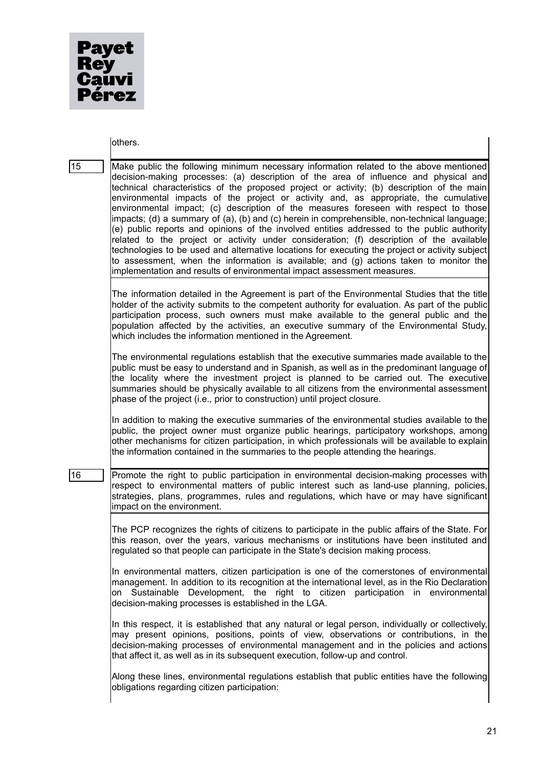others.

| | |
|---|---|
| 15 | Make public the following minimum necessary information related to the above mentioned decision-making processes: (a) description of the area of influence and physical and technical characteristics of the proposed project or activity; (b) description of the main environmental impacts of the project or activity and, as appropriate, the cumulative environmental impact; (c) description of the measures foreseen with respect to those impacts; (d) a summary of (a), (b) and (c) herein in comprehensible, non-technical language; (e) public reports and opinions of the involved entities addressed to the public authority related to the project or activity under consideration; (f) description of the available technologies to be used and alternative locations for executing the project or activity subject to assessment, when the information is available; and (g) actions taken to monitor the implementation and results of environmental impact assessment measures. |

The information detailed in the Agreement is part of the Environmental Studies that the title holder of the activity submits to the competent authority for evaluation. As part of the public participation process, such owners must make available to the general public and the population affected by the activities, an executive summary of the Environmental Study, which includes the information mentioned in the Agreement.

The environmental regulations establish that the executive summaries made available to the public must be easy to understand and in Spanish, as well as in the predominant language of the locality where the investment project is planned to be carried out. The executive summaries should be physically available to all citizens from the environmental assessment phase of the project (i.e., prior to construction) until project closure.

In addition to making the executive summaries of the environmental studies available to the public, the project owner must organize public hearings, participatory workshops, among other mechanisms for citizen participation, in which professionals will be available to explain the information contained in the summaries to the people attending the hearings.

| | |
|---|---|
| 16 | Promote the right to public participation in environmental decision-making processes with respect to environmental matters of public interest such as land-use planning, policies, strategies, plans, programmes, rules and regulations, which have or may have significant impact on the environment. |

The PCP recognizes the rights of citizens to participate in the public affairs of the State. For this reason, over the years, various mechanisms or institutions have been instituted and regulated so that people can participate in the State's decision making process.

In environmental matters, citizen participation is one of the cornerstones of environmental management. In addition to its recognition at the international level, as in the Rio Declaration on Sustainable Development, the right to citizen participation in environmental decision-making processes is established in the LGA.

In this respect, it is established that any natural or legal person, individually or collectively, may present opinions, positions, points of view, observations or contributions, in the decision-making processes of environmental management and in the policies and actions that affect it, as well as in its subsequent execution, follow-up and control.

Along these lines, environmental regulations establish that public entities have the following obligations regarding citizen participation: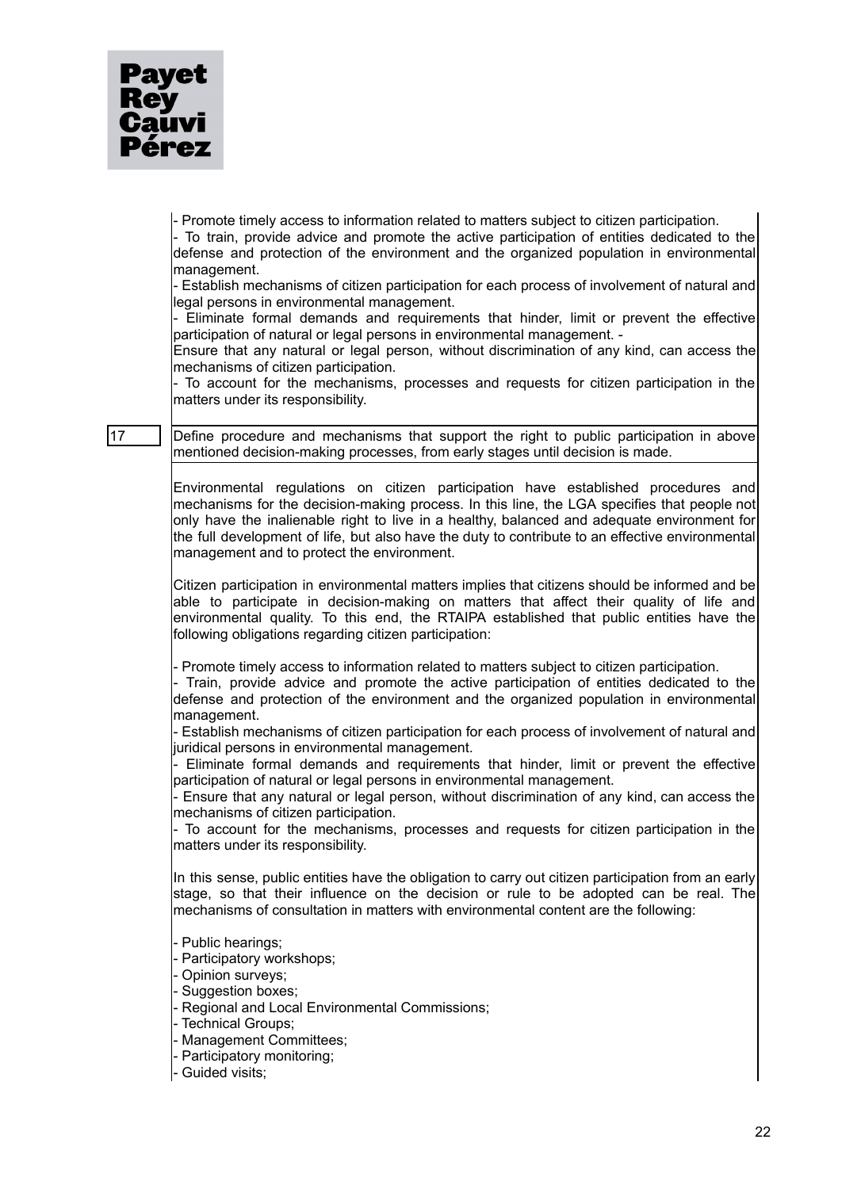- Promote timely access to information related to matters subject to citizen participation.
- To train, provide advice and promote the active participation of entities dedicated to the defense and protection of the environment and the organized population in environmental management.
- Establish mechanisms of citizen participation for each process of involvement of natural and legal persons in environmental management.
- Eliminate formal demands and requirements that hinder, limit or prevent the effective participation of natural or legal persons in environmental management. -
Ensure that any natural or legal person, without discrimination of any kind, can access the mechanisms of citizen participation.
- To account for the mechanisms, processes and requests for citizen participation in the matters under its responsibility.

| | |
|---|---|
| 17 | Define procedure and mechanisms that support the right to public participation in above mentioned decision-making processes, from early stages until decision is made. |

Environmental regulations on citizen participation have established procedures and mechanisms for the decision-making process. In this line, the LGA specifies that people not only have the inalienable right to live in a healthy, balanced and adequate environment for the full development of life, but also have the duty to contribute to an effective environmental management and to protect the environment.

Citizen participation in environmental matters implies that citizens should be informed and be able to participate in decision-making on matters that affect their quality of life and environmental quality. To this end, the RTAIPA established that public entities have the following obligations regarding citizen participation:

- Promote timely access to information related to matters subject to citizen participation.
- Train, provide advice and promote the active participation of entities dedicated to the defense and protection of the environment and the organized population in environmental management.
- Establish mechanisms of citizen participation for each process of involvement of natural and juridical persons in environmental management.
- Eliminate formal demands and requirements that hinder, limit or prevent the effective participation of natural or legal persons in environmental management.
- Ensure that any natural or legal person, without discrimination of any kind, can access the mechanisms of citizen participation.
- To account for the mechanisms, processes and requests for citizen participation in the matters under its responsibility.

In this sense, public entities have the obligation to carry out citizen participation from an early stage, so that their influence on the decision or rule to be adopted can be real. The mechanisms of consultation in matters with environmental content are the following:

- Public hearings;
- Participatory workshops;
- Opinion surveys;
- Suggestion boxes;
- Regional and Local Environmental Commissions;
- Technical Groups;
- Management Committees;
- Participatory monitoring;
- Guided visits;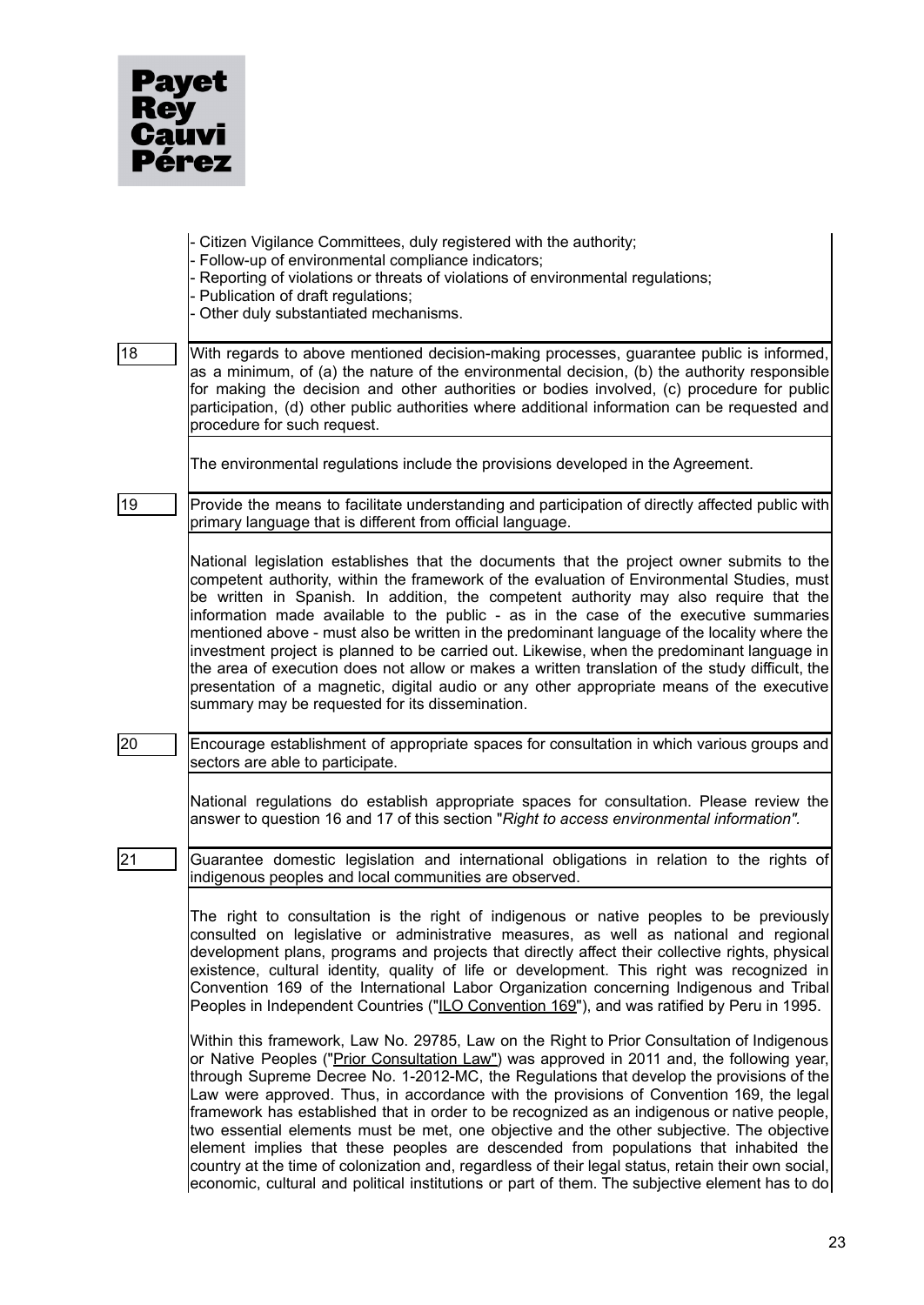- Citizen Vigilance Committees, duly registered with the authority;
- Follow-up of environmental compliance indicators;
- Reporting of violations or threats of violations of environmental regulations;
- Publication of draft regulations;
- Other duly substantiated mechanisms.

| | |
|---|---|
| 18 | With regards to above mentioned decision-making processes, guarantee public is informed, as a minimum, of (a) the nature of the environmental decision, (b) the authority responsible for making the decision and other authorities or bodies involved, (c) procedure for public participation, (d) other public authorities where additional information can be requested and procedure for such request. |
| | The environmental regulations include the provisions developed in the Agreement. |
| 19 | Provide the means to facilitate understanding and participation of directly affected public with primary language that is different from official language. |
| | National legislation establishes that the documents that the project owner submits to the competent authority, within the framework of the evaluation of Environmental Studies, must be written in Spanish. In addition, the competent authority may also require that the information made available to the public - as in the case of the executive summaries mentioned above - must also be written in the predominant language of the locality where the investment project is planned to be carried out. Likewise, when the predominant language in the area of execution does not allow or makes a written translation of the study difficult, the presentation of a magnetic, digital audio or any other appropriate means of the executive summary may be requested for its dissemination. |
| 20 | Encourage establishment of appropriate spaces for consultation in which various groups and sectors are able to participate. |
| | National regulations do establish appropriate spaces for consultation. Please review the answer to question 16 and 17 of this section "*Right to access environmental information".* |
| 21 | Guarantee domestic legislation and international obligations in relation to the rights of indigenous peoples and local communities are observed. |
| | The right to consultation is the right of indigenous or native peoples to be previously consulted on legislative or administrative measures, as well as national and regional development plans, programs and projects that directly affect their collective rights, physical existence, cultural identity, quality of life or development. This right was recognized in Convention 169 of the International Labor Organization concerning Indigenous and Tribal Peoples in Independent Countries ("ILO Convention 169"), and was ratified by Peru in 1995.<br><br>Within this framework, Law No. 29785, Law on the Right to Prior Consultation of Indigenous or Native Peoples ("Prior Consultation Law") was approved in 2011 and, the following year, through Supreme Decree No. 1-2012-MC, the Regulations that develop the provisions of the Law were approved. Thus, in accordance with the provisions of Convention 169, the legal framework has established that in order to be recognized as an indigenous or native people, two essential elements must be met, one objective and the other subjective. The objective element implies that these peoples are descended from populations that inhabited the country at the time of colonization and, regardless of their legal status, retain their own social, economic, cultural and political institutions or part of them. The subjective element has to do |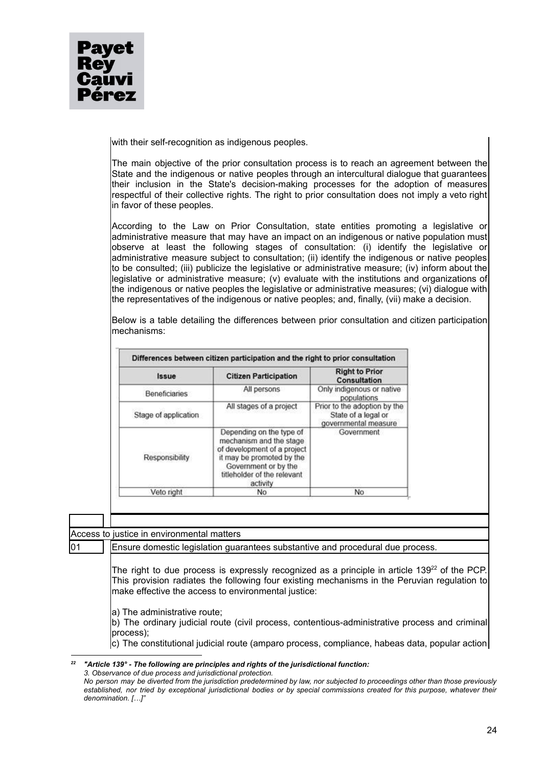with their self-recognition as indigenous peoples.

The main objective of the prior consultation process is to reach an agreement between the State and the indigenous or native peoples through an intercultural dialogue that guarantees their inclusion in the State's decision-making processes for the adoption of measures respectful of their collective rights. The right to prior consultation does not imply a veto right in favor of these peoples.

According to the Law on Prior Consultation, state entities promoting a legislative or administrative measure that may have an impact on an indigenous or native population must observe at least the following stages of consultation: (i) identify the legislative or administrative measure subject to consultation; (ii) identify the indigenous or native peoples to be consulted; (iii) publicize the legislative or administrative measure; (iv) inform about the legislative or administrative measure; (v) evaluate with the institutions and organizations of the indigenous or native peoples the legislative or administrative measures; (vi) dialogue with the representatives of the indigenous or native peoples; and, finally, (vii) make a decision.

Below is a table detailing the differences between prior consultation and citizen participation mechanisms:

**Differences between citizen participation and the right to prior consultation**

| Issue | Citizen Participation | Right to Prior Consultation |
|---|---|---|
| Beneficiaries | All persons | Only indigenous or native populations |
| Stage of application | All stages of a project | Prior to the adoption by the State of a legal or governmental measure |
| Responsibility | Depending on the type of mechanism and the stage of development of a project it may be promoted by the Government or by the titleholder of the relevant activity | Government |
| Veto right | No | No |

Access to justice in environmental matters

| | |
|---|---|
| 01 | Ensure domestic legislation guarantees substantive and procedural due process. |

The right to due process is expressly recognized as a principle in article 139[22] of the PCP. This provision radiates the following four existing mechanisms in the Peruvian regulation to make effective the access to environmental justice:

a) The administrative route;
b) The ordinary judicial route (civil process, contentious-administrative process and criminal process);
c) The constitutional judicial route (amparo process, compliance, habeas data, popular action

[22] ***"Article 139° - The following are principles and rights of the jurisdictional function:***
*3. Observance of due process and jurisdictional protection.*
*No person may be diverted from the jurisdiction predetermined by law, nor subjected to proceedings other than those previously established, nor tried by exceptional jurisdictional bodies or by special commissions created for this purpose, whatever their denomination. […]"*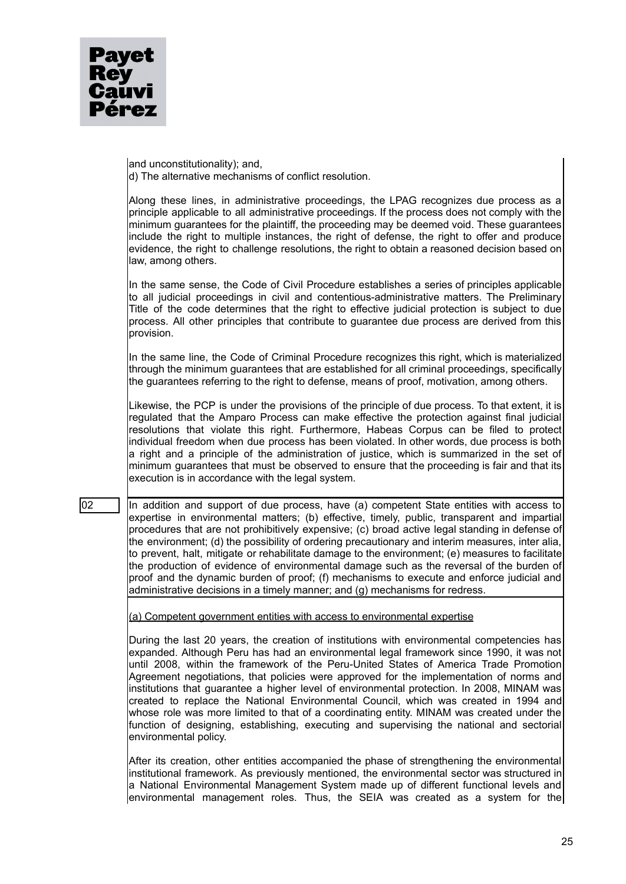and unconstitutionality); and,
d) The alternative mechanisms of conflict resolution.

Along these lines, in administrative proceedings, the LPAG recognizes due process as a principle applicable to all administrative proceedings. If the process does not comply with the minimum guarantees for the plaintiff, the proceeding may be deemed void. These guarantees include the right to multiple instances, the right of defense, the right to offer and produce evidence, the right to challenge resolutions, the right to obtain a reasoned decision based on law, among others.

In the same sense, the Code of Civil Procedure establishes a series of principles applicable to all judicial proceedings in civil and contentious-administrative matters. The Preliminary Title of the code determines that the right to effective judicial protection is subject to due process. All other principles that contribute to guarantee due process are derived from this provision.

In the same line, the Code of Criminal Procedure recognizes this right, which is materialized through the minimum guarantees that are established for all criminal proceedings, specifically the guarantees referring to the right to defense, means of proof, motivation, among others.

Likewise, the PCP is under the provisions of the principle of due process. To that extent, it is regulated that the Amparo Process can make effective the protection against final judicial resolutions that violate this right. Furthermore, Habeas Corpus can be filed to protect individual freedom when due process has been violated. In other words, due process is both a right and a principle of the administration of justice, which is summarized in the set of minimum guarantees that must be observed to ensure that the proceeding is fair and that its execution is in accordance with the legal system.

02

In addition and support of due process, have (a) competent State entities with access to expertise in environmental matters; (b) effective, timely, public, transparent and impartial procedures that are not prohibitively expensive; (c) broad active legal standing in defense of the environment; (d) the possibility of ordering precautionary and interim measures, inter alia, to prevent, halt, mitigate or rehabilitate damage to the environment; (e) measures to facilitate the production of evidence of environmental damage such as the reversal of the burden of proof and the dynamic burden of proof; (f) mechanisms to execute and enforce judicial and administrative decisions in a timely manner; and (g) mechanisms for redress.

(a) Competent government entities with access to environmental expertise

During the last 20 years, the creation of institutions with environmental competencies has expanded. Although Peru has had an environmental legal framework since 1990, it was not until 2008, within the framework of the Peru-United States of America Trade Promotion Agreement negotiations, that policies were approved for the implementation of norms and institutions that guarantee a higher level of environmental protection. In 2008, MINAM was created to replace the National Environmental Council, which was created in 1994 and whose role was more limited to that of a coordinating entity. MINAM was created under the function of designing, establishing, executing and supervising the national and sectorial environmental policy.

After its creation, other entities accompanied the phase of strengthening the environmental institutional framework. As previously mentioned, the environmental sector was structured in a National Environmental Management System made up of different functional levels and environmental management roles. Thus, the SEIA was created as a system for the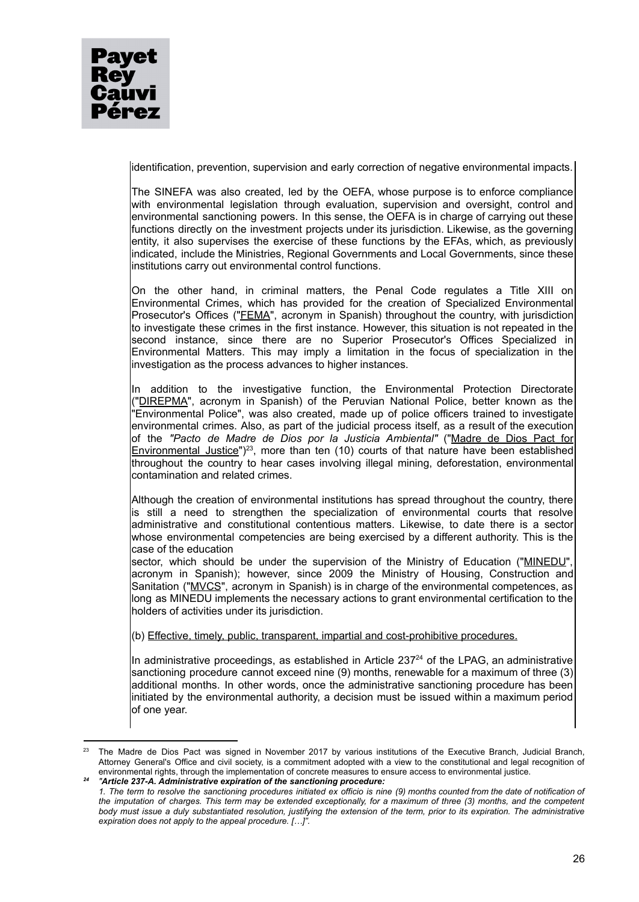identification, prevention, supervision and early correction of negative environmental impacts.

The SINEFA was also created, led by the OEFA, whose purpose is to enforce compliance with environmental legislation through evaluation, supervision and oversight, control and environmental sanctioning powers. In this sense, the OEFA is in charge of carrying out these functions directly on the investment projects under its jurisdiction. Likewise, as the governing entity, it also supervises the exercise of these functions by the EFAs, which, as previously indicated, include the Ministries, Regional Governments and Local Governments, since these institutions carry out environmental control functions.

On the other hand, in criminal matters, the Penal Code regulates a Title XIII on Environmental Crimes, which has provided for the creation of Specialized Environmental Prosecutor's Offices ("FEMA", acronym in Spanish) throughout the country, with jurisdiction to investigate these crimes in the first instance. However, this situation is not repeated in the second instance, since there are no Superior Prosecutor's Offices Specialized in Environmental Matters. This may imply a limitation in the focus of specialization in the investigation as the process advances to higher instances.

In addition to the investigative function, the Environmental Protection Directorate ("DIREPMA", acronym in Spanish) of the Peruvian National Police, better known as the "Environmental Police", was also created, made up of police officers trained to investigate environmental crimes. Also, as part of the judicial process itself, as a result of the execution of the *"Pacto de Madre de Dios por la Justicia Ambiental"* ("Madre de Dios Pact for Environmental Justice")[23], more than ten (10) courts of that nature have been established throughout the country to hear cases involving illegal mining, deforestation, environmental contamination and related crimes.

Although the creation of environmental institutions has spread throughout the country, there is still a need to strengthen the specialization of environmental courts that resolve administrative and constitutional contentious matters. Likewise, to date there is a sector whose environmental competencies are being exercised by a different authority. This is the case of the education sector, which should be under the supervision of the Ministry of Education ("MINEDU", acronym in Spanish); however, since 2009 the Ministry of Housing, Construction and Sanitation ("MVCS", acronym in Spanish) is in charge of the environmental competences, as long as MINEDU implements the necessary actions to grant environmental certification to the holders of activities under its jurisdiction.

(b) Effective, timely, public, transparent, impartial and cost-prohibitive procedures.

In administrative proceedings, as established in Article 237[24] of the LPAG, an administrative sanctioning procedure cannot exceed nine (9) months, renewable for a maximum of three (3) additional months. In other words, once the administrative sanctioning procedure has been initiated by the environmental authority, a decision must be issued within a maximum period of one year.

---

[23] The Madre de Dios Pact was signed in November 2017 by various institutions of the Executive Branch, Judicial Branch, Attorney General's Office and civil society, is a commitment adopted with a view to the constitutional and legal recognition of environmental rights, through the implementation of concrete measures to ensure access to environmental justice.

[24] *"**Article 237-A. Administrative expiration of the sanctioning procedure:***
*1. The term to resolve the sanctioning procedures initiated ex officio is nine (9) months counted from the date of notification of the imputation of charges. This term may be extended exceptionally, for a maximum of three (3) months, and the competent body must issue a duly substantiated resolution, justifying the extension of the term, prior to its expiration. The administrative expiration does not apply to the appeal procedure. […]".*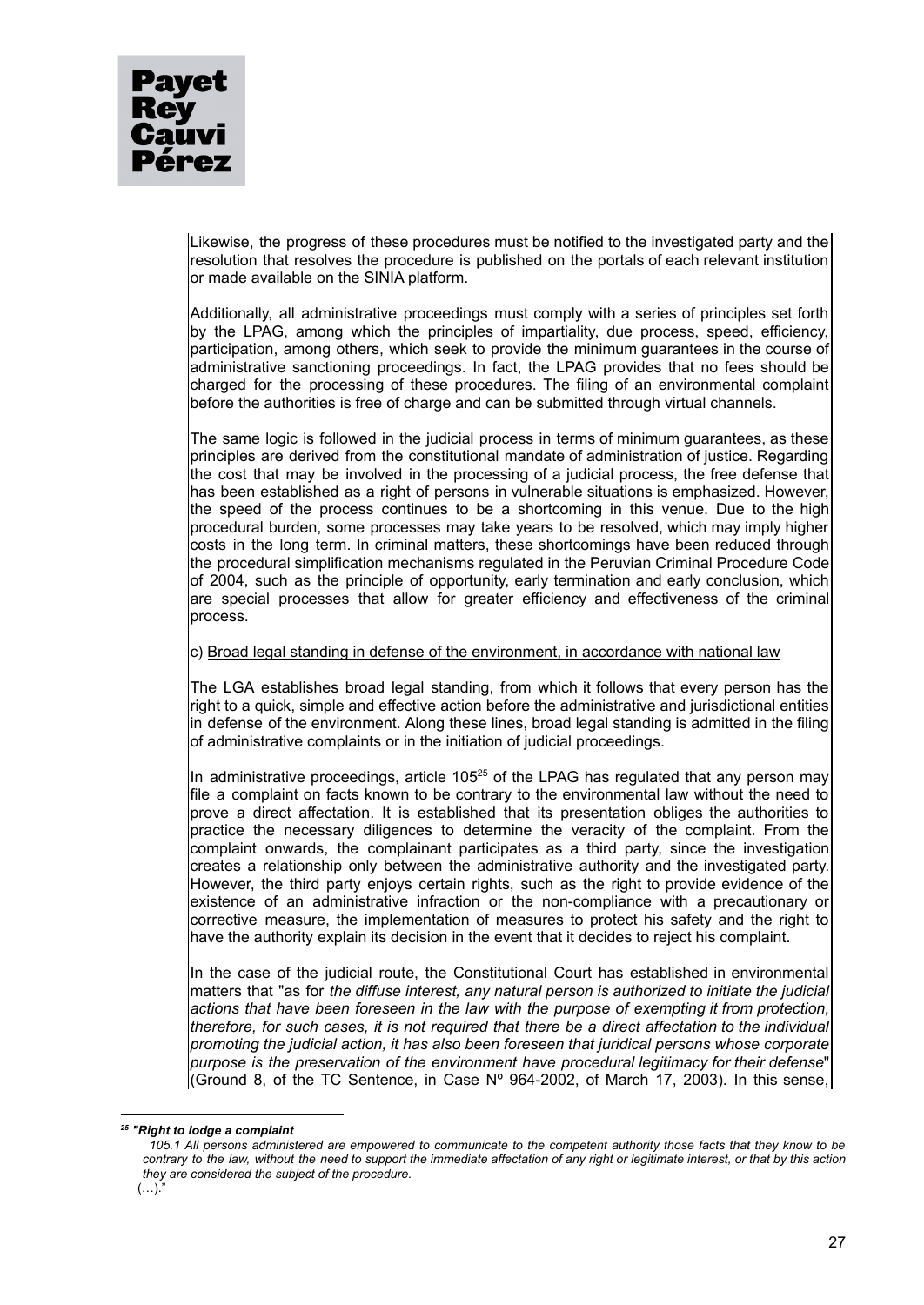Likewise, the progress of these procedures must be notified to the investigated party and the resolution that resolves the procedure is published on the portals of each relevant institution or made available on the SINIA platform.

Additionally, all administrative proceedings must comply with a series of principles set forth by the LPAG, among which the principles of impartiality, due process, speed, efficiency, participation, among others, which seek to provide the minimum guarantees in the course of administrative sanctioning proceedings. In fact, the LPAG provides that no fees should be charged for the processing of these procedures. The filing of an environmental complaint before the authorities is free of charge and can be submitted through virtual channels.

The same logic is followed in the judicial process in terms of minimum guarantees, as these principles are derived from the constitutional mandate of administration of justice. Regarding the cost that may be involved in the processing of a judicial process, the free defense that has been established as a right of persons in vulnerable situations is emphasized. However, the speed of the process continues to be a shortcoming in this venue. Due to the high procedural burden, some processes may take years to be resolved, which may imply higher costs in the long term. In criminal matters, these shortcomings have been reduced through the procedural simplification mechanisms regulated in the Peruvian Criminal Procedure Code of 2004, such as the principle of opportunity, early termination and early conclusion, which are special processes that allow for greater efficiency and effectiveness of the criminal process.

c) Broad legal standing in defense of the environment, in accordance with national law

The LGA establishes broad legal standing, from which it follows that every person has the right to a quick, simple and effective action before the administrative and jurisdictional entities in defense of the environment. Along these lines, broad legal standing is admitted in the filing of administrative complaints or in the initiation of judicial proceedings.

In administrative proceedings, article 105[25] of the LPAG has regulated that any person may file a complaint on facts known to be contrary to the environmental law without the need to prove a direct affectation. It is established that its presentation obliges the authorities to practice the necessary diligences to determine the veracity of the complaint. From the complaint onwards, the complainant participates as a third party, since the investigation creates a relationship only between the administrative authority and the investigated party. However, the third party enjoys certain rights, such as the right to provide evidence of the existence of an administrative infraction or the non-compliance with a precautionary or corrective measure, the implementation of measures to protect his safety and the right to have the authority explain its decision in the event that it decides to reject his complaint.

In the case of the judicial route, the Constitutional Court has established in environmental matters that "as for *the diffuse interest, any natural person is authorized to initiate the judicial actions that have been foreseen in the law with the purpose of exempting it from protection, therefore, for such cases, it is not required that there be a direct affectation to the individual promoting the judicial action, it has also been foreseen that juridical persons whose corporate purpose is the preservation of the environment have procedural legitimacy for their defense*" (Ground 8, of the TC Sentence, in Case Nº 964-2002, of March 17, 2003). In this sense,

---

[25] ***"Right to lodge a complaint***

*105.1 All persons administered are empowered to communicate to the competent authority those facts that they know to be contrary to the law, without the need to support the immediate affectation of any right or legitimate interest, or that by this action they are considered the subject of the procedure.*

(…)."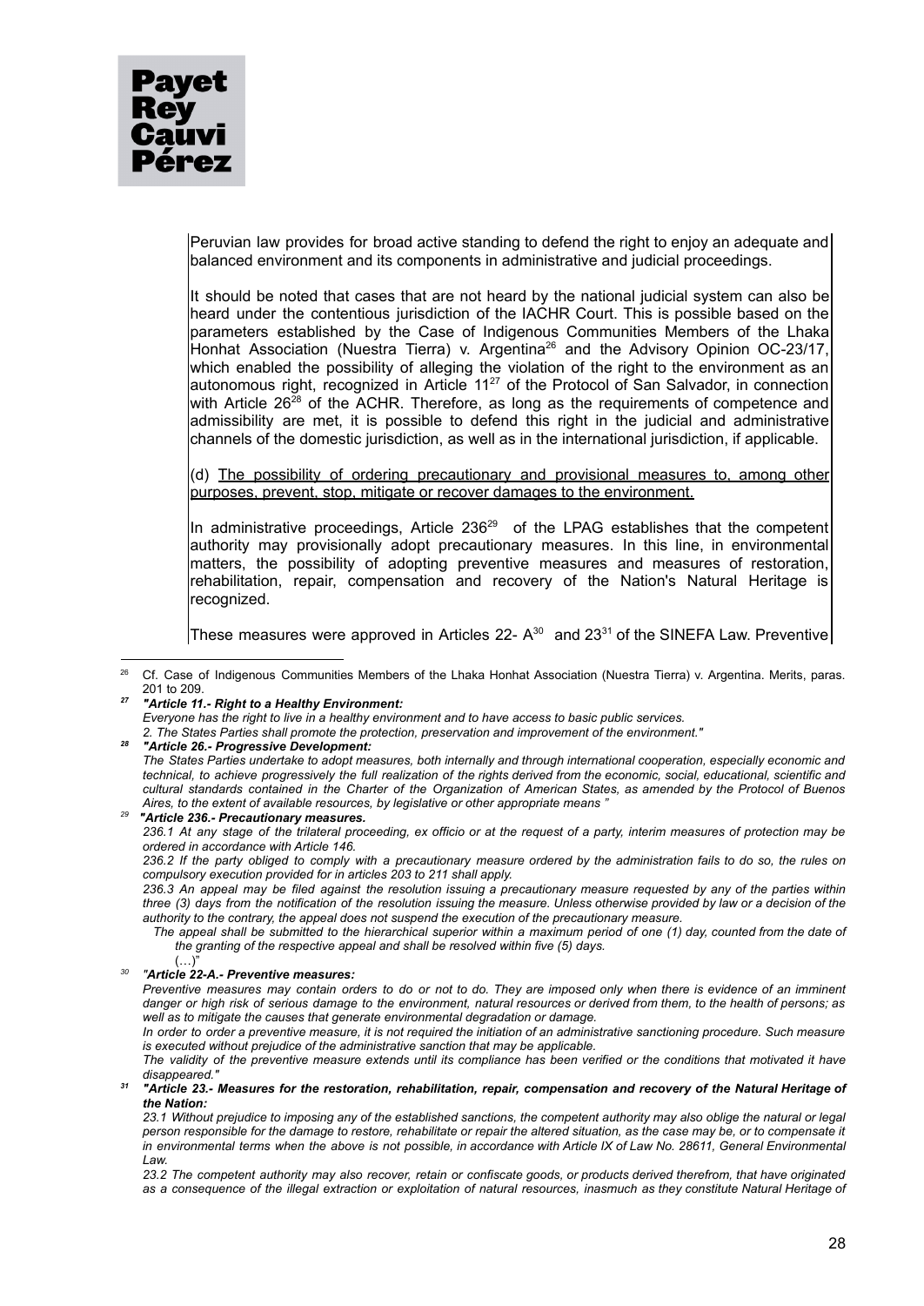Peruvian law provides for broad active standing to defend the right to enjoy an adequate and balanced environment and its components in administrative and judicial proceedings.

It should be noted that cases that are not heard by the national judicial system can also be heard under the contentious jurisdiction of the IACHR Court. This is possible based on the parameters established by the Case of Indigenous Communities Members of the Lhaka Honhat Association (Nuestra Tierra) v. Argentina[26] and the Advisory Opinion OC-23/17, which enabled the possibility of alleging the violation of the right to the environment as an autonomous right, recognized in Article 11[27] of the Protocol of San Salvador, in connection with Article 26[28] of the ACHR. Therefore, as long as the requirements of competence and admissibility are met, it is possible to defend this right in the judicial and administrative channels of the domestic jurisdiction, as well as in the international jurisdiction, if applicable.

(d) <u>The possibility of ordering precautionary and provisional measures to, among other purposes, prevent, stop, mitigate or recover damages to the environment.</u>

In administrative proceedings, Article 236[29] of the LPAG establishes that the competent authority may provisionally adopt precautionary measures. In this line, in environmental matters, the possibility of adopting preventive measures and measures of restoration, rehabilitation, repair, compensation and recovery of the Nation's Natural Heritage is recognized.

These measures were approved in Articles 22- A[30] and 23[31] of the SINEFA Law. Preventive

---

[26] Cf. Case of Indigenous Communities Members of the Lhaka Honhat Association (Nuestra Tierra) v. Argentina. Merits, paras. 201 to 209.

[27] ***"Article 11.- Right to a Healthy Environment:***
*Everyone has the right to live in a healthy environment and to have access to basic public services.*
*2. The States Parties shall promote the protection, preservation and improvement of the environment."*

[28] ***"Article 26.- Progressive Development:***
*The States Parties undertake to adopt measures, both internally and through international cooperation, especially economic and technical, to achieve progressively the full realization of the rights derived from the economic, social, educational, scientific and cultural standards contained in the Charter of the Organization of American States, as amended by the Protocol of Buenos Aires, to the extent of available resources, by legislative or other appropriate means "*

[29] ***"Article 236.- Precautionary measures.***
*236.1 At any stage of the trilateral proceeding, ex officio or at the request of a party, interim measures of protection may be ordered in accordance with Article 146.*
*236.2 If the party obliged to comply with a precautionary measure ordered by the administration fails to do so, the rules on compulsory execution provided for in articles 203 to 211 shall apply.*
*236.3 An appeal may be filed against the resolution issuing a precautionary measure requested by any of the parties within three (3) days from the notification of the resolution issuing the measure. Unless otherwise provided by law or a decision of the authority to the contrary, the appeal does not suspend the execution of the precautionary measure.*
*The appeal shall be submitted to the hierarchical superior within a maximum period of one (1) day, counted from the date of the granting of the respective appeal and shall be resolved within five (5) days.*
*(…)"*

[30] *"**Article 22-A.- Preventive measures:***
*Preventive measures may contain orders to do or not to do. They are imposed only when there is evidence of an imminent danger or high risk of serious damage to the environment, natural resources or derived from them, to the health of persons; as well as to mitigate the causes that generate environmental degradation or damage.*
*In order to order a preventive measure, it is not required the initiation of an administrative sanctioning procedure. Such measure is executed without prejudice of the administrative sanction that may be applicable.*
*The validity of the preventive measure extends until its compliance has been verified or the conditions that motivated it have disappeared."*

[31] ***"Article 23.- Measures for the restoration, rehabilitation, repair, compensation and recovery of the Natural Heritage of the Nation:***
*23.1 Without prejudice to imposing any of the established sanctions, the competent authority may also oblige the natural or legal person responsible for the damage to restore, rehabilitate or repair the altered situation, as the case may be, or to compensate it in environmental terms when the above is not possible, in accordance with Article IX of Law No. 28611, General Environmental Law.*
*23.2 The competent authority may also recover, retain or confiscate goods, or products derived therefrom, that have originated as a consequence of the illegal extraction or exploitation of natural resources, inasmuch as they constitute Natural Heritage of*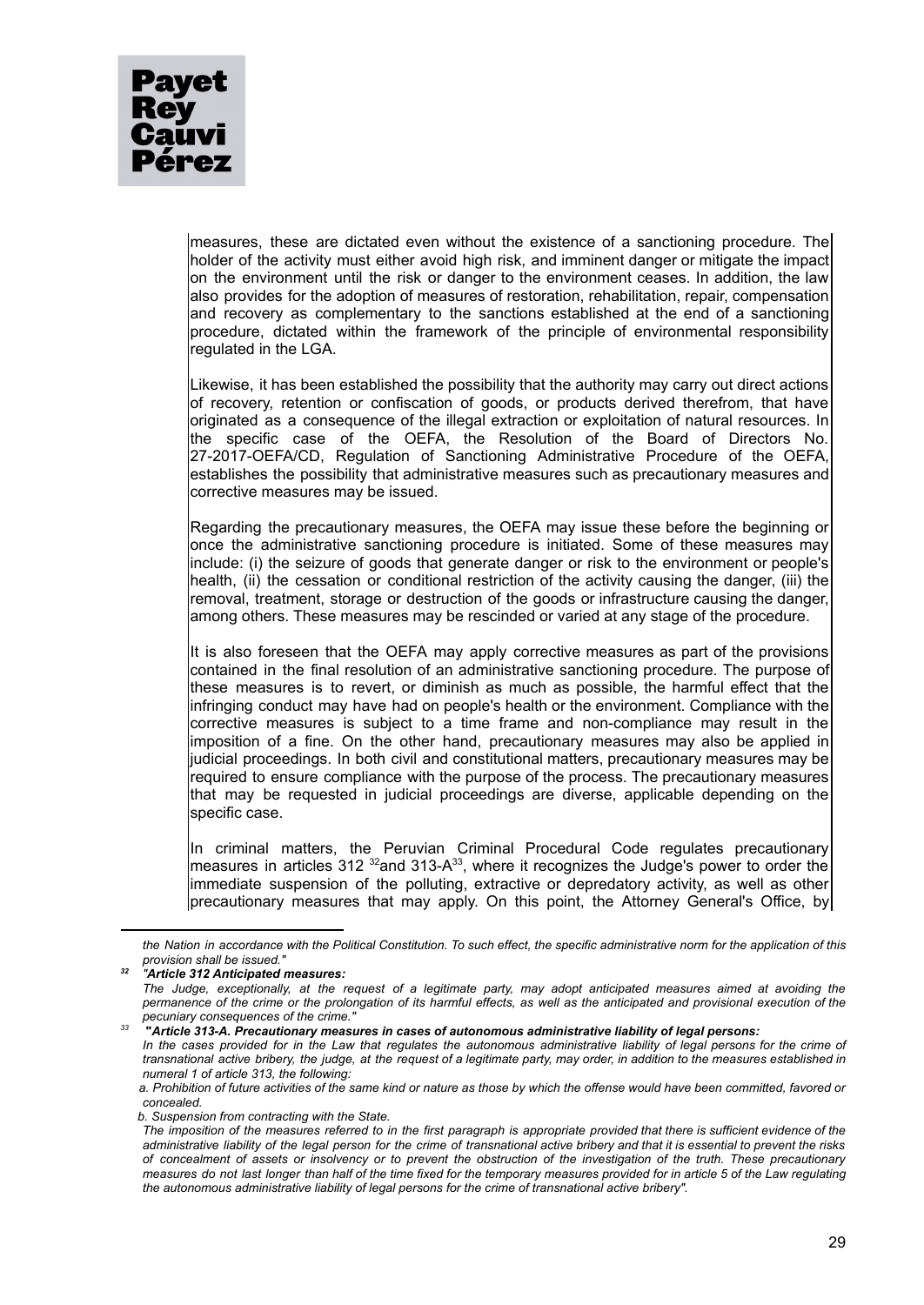measures, these are dictated even without the existence of a sanctioning procedure. The holder of the activity must either avoid high risk, and imminent danger or mitigate the impact on the environment until the risk or danger to the environment ceases. In addition, the law also provides for the adoption of measures of restoration, rehabilitation, repair, compensation and recovery as complementary to the sanctions established at the end of a sanctioning procedure, dictated within the framework of the principle of environmental responsibility regulated in the LGA.

Likewise, it has been established the possibility that the authority may carry out direct actions of recovery, retention or confiscation of goods, or products derived therefrom, that have originated as a consequence of the illegal extraction or exploitation of natural resources. In the specific case of the OEFA, the Resolution of the Board of Directors No. 27-2017-OEFA/CD, Regulation of Sanctioning Administrative Procedure of the OEFA, establishes the possibility that administrative measures such as precautionary measures and corrective measures may be issued.

Regarding the precautionary measures, the OEFA may issue these before the beginning or once the administrative sanctioning procedure is initiated. Some of these measures may include: (i) the seizure of goods that generate danger or risk to the environment or people's health, (ii) the cessation or conditional restriction of the activity causing the danger, (iii) the removal, treatment, storage or destruction of the goods or infrastructure causing the danger, among others. These measures may be rescinded or varied at any stage of the procedure.

It is also foreseen that the OEFA may apply corrective measures as part of the provisions contained in the final resolution of an administrative sanctioning procedure. The purpose of these measures is to revert, or diminish as much as possible, the harmful effect that the infringing conduct may have had on people's health or the environment. Compliance with the corrective measures is subject to a time frame and non-compliance may result in the imposition of a fine. On the other hand, precautionary measures may also be applied in judicial proceedings. In both civil and constitutional matters, precautionary measures may be required to ensure compliance with the purpose of the process. The precautionary measures that may be requested in judicial proceedings are diverse, applicable depending on the specific case.

In criminal matters, the Peruvian Criminal Procedural Code regulates precautionary measures in articles 312 [32]and 313-A[33], where it recognizes the Judge's power to order the immediate suspension of the polluting, extractive or depredatory activity, as well as other precautionary measures that may apply. On this point, the Attorney General's Office, by

---

*the Nation in accordance with the Political Constitution. To such effect, the specific administrative norm for the application of this provision shall be issued."*

[32] *"**Article 312 Anticipated measures:***
*The Judge, exceptionally, at the request of a legitimate party, may adopt anticipated measures aimed at avoiding the permanence of the crime or the prolongation of its harmful effects, as well as the anticipated and provisional execution of the pecuniary consequences of the crime."*

[33] ***"Article 313-A. Precautionary measures in cases of autonomous administrative liability of legal persons:***
*In the cases provided for in the Law that regulates the autonomous administrative liability of legal persons for the crime of transnational active bribery, the judge, at the request of a legitimate party, may order, in addition to the measures established in numeral 1 of article 313, the following:*
*a. Prohibition of future activities of the same kind or nature as those by which the offense would have been committed, favored or concealed.*
*b. Suspension from contracting with the State.*
*The imposition of the measures referred to in the first paragraph is appropriate provided that there is sufficient evidence of the administrative liability of the legal person for the crime of transnational active bribery and that it is essential to prevent the risks of concealment of assets or insolvency or to prevent the obstruction of the investigation of the truth. These precautionary measures do not last longer than half of the time fixed for the temporary measures provided for in article 5 of the Law regulating the autonomous administrative liability of legal persons for the crime of transnational active bribery".*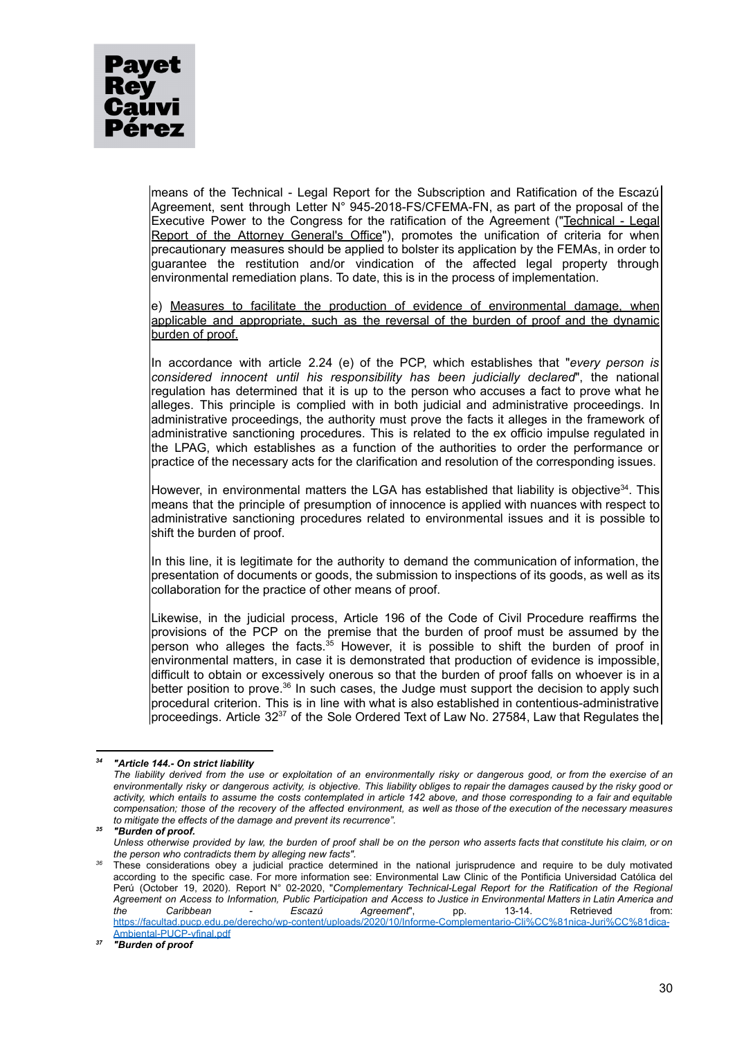means of the Technical - Legal Report for the Subscription and Ratification of the Escazú Agreement, sent through Letter N° 945-2018-FS/CFEMA-FN, as part of the proposal of the Executive Power to the Congress for the ratification of the Agreement ("Technical - Legal Report of the Attorney General's Office"), promotes the unification of criteria for when precautionary measures should be applied to bolster its application by the FEMAs, in order to guarantee the restitution and/or vindication of the affected legal property through environmental remediation plans. To date, this is in the process of implementation.

e) Measures to facilitate the production of evidence of environmental damage, when applicable and appropriate, such as the reversal of the burden of proof and the dynamic burden of proof.

In accordance with article 2.24 (e) of the PCP, which establishes that "*every person is considered innocent until his responsibility has been judicially declared*", the national regulation has determined that it is up to the person who accuses a fact to prove what he alleges. This principle is complied with in both judicial and administrative proceedings. In administrative proceedings, the authority must prove the facts it alleges in the framework of administrative sanctioning procedures. This is related to the ex officio impulse regulated in the LPAG, which establishes as a function of the authorities to order the performance or practice of the necessary acts for the clarification and resolution of the corresponding issues.

However, in environmental matters the LGA has established that liability is objective[34]. This means that the principle of presumption of innocence is applied with nuances with respect to administrative sanctioning procedures related to environmental issues and it is possible to shift the burden of proof.

In this line, it is legitimate for the authority to demand the communication of information, the presentation of documents or goods, the submission to inspections of its goods, as well as its collaboration for the practice of other means of proof.

Likewise, in the judicial process, Article 196 of the Code of Civil Procedure reaffirms the provisions of the PCP on the premise that the burden of proof must be assumed by the person who alleges the facts.[35] However, it is possible to shift the burden of proof in environmental matters, in case it is demonstrated that production of evidence is impossible, difficult to obtain or excessively onerous so that the burden of proof falls on whoever is in a better position to prove.[36] In such cases, the Judge must support the decision to apply such procedural criterion. This is in line with what is also established in contentious-administrative proceedings. Article 32[37] of the Sole Ordered Text of Law No. 27584, Law that Regulates the

---

[34] ***"Article 144.- On strict liability***
*The liability derived from the use or exploitation of an environmentally risky or dangerous good, or from the exercise of an environmentally risky or dangerous activity, is objective. This liability obliges to repair the damages caused by the risky good or activity, which entails to assume the costs contemplated in article 142 above, and those corresponding to a fair and equitable compensation; those of the recovery of the affected environment, as well as those of the execution of the necessary measures to mitigate the effects of the damage and prevent its recurrence".*

[35] ***"Burden of proof.***
*Unless otherwise provided by law, the burden of proof shall be on the person who asserts facts that constitute his claim, or on the person who contradicts them by alleging new facts".*

[36] These considerations obey a judicial practice determined in the national jurisprudence and require to be duly motivated according to the specific case. For more information see: Environmental Law Clinic of the Pontificia Universidad Católica del Perú (October 19, 2020). Report N° 02-2020, "*Complementary Technical-Legal Report for the Ratification of the Regional Agreement on Access to Information, Public Participation and Access to Justice in Environmental Matters in Latin America and the Caribbean - Escazú Agreement*", pp. 13-14. Retrieved from: https://facultad.pucp.edu.pe/derecho/wp-content/uploads/2020/10/Informe-Complementario-Cli%CC%81nica-Juri%CC%81dica-Ambiental-PUCP-vfinal.pdf

[37] ***"Burden of proof***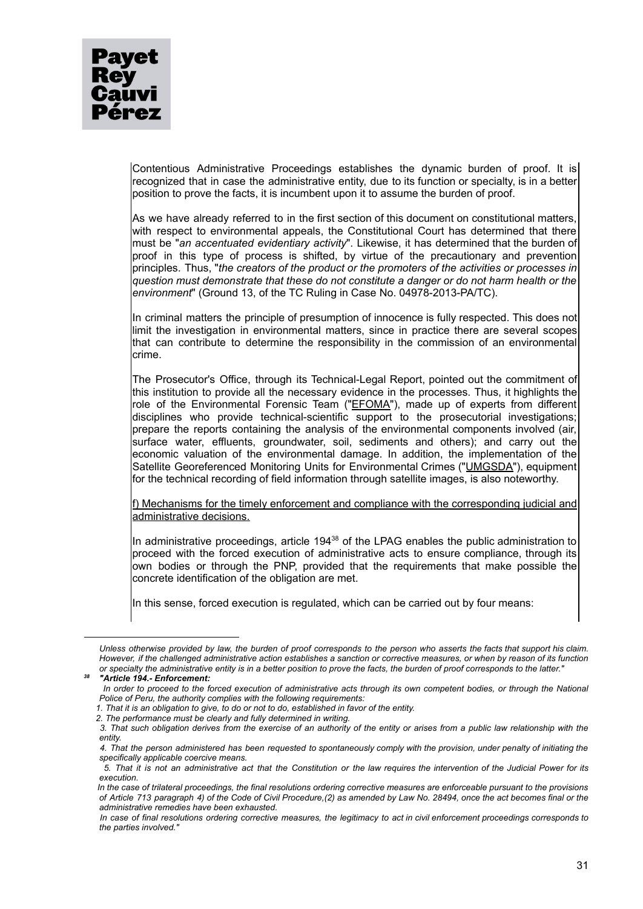Contentious Administrative Proceedings establishes the dynamic burden of proof. It is recognized that in case the administrative entity, due to its function or specialty, is in a better position to prove the facts, it is incumbent upon it to assume the burden of proof.

As we have already referred to in the first section of this document on constitutional matters, with respect to environmental appeals, the Constitutional Court has determined that there must be "*an accentuated evidentiary activity*". Likewise, it has determined that the burden of proof in this type of process is shifted, by virtue of the precautionary and prevention principles. Thus, "*the creators of the product or the promoters of the activities or processes in question must demonstrate that these do not constitute a danger or do not harm health or the environment*" (Ground 13, of the TC Ruling in Case No. 04978-2013-PA/TC).

In criminal matters the principle of presumption of innocence is fully respected. This does not limit the investigation in environmental matters, since in practice there are several scopes that can contribute to determine the responsibility in the commission of an environmental crime.

The Prosecutor's Office, through its Technical-Legal Report, pointed out the commitment of this institution to provide all the necessary evidence in the processes. Thus, it highlights the role of the Environmental Forensic Team ("EFOMA"), made up of experts from different disciplines who provide technical-scientific support to the prosecutorial investigations; prepare the reports containing the analysis of the environmental components involved (air, surface water, effluents, groundwater, soil, sediments and others); and carry out the economic valuation of the environmental damage. In addition, the implementation of the Satellite Georeferenced Monitoring Units for Environmental Crimes ("UMGSDA"), equipment for the technical recording of field information through satellite images, is also noteworthy.

f) Mechanisms for the timely enforcement and compliance with the corresponding judicial and administrative decisions.

In administrative proceedings, article 194[38] of the LPAG enables the public administration to proceed with the forced execution of administrative acts to ensure compliance, through its own bodies or through the PNP, provided that the requirements that make possible the concrete identification of the obligation are met.

In this sense, forced execution is regulated, which can be carried out by four means:

---

*Unless otherwise provided by law, the burden of proof corresponds to the person who asserts the facts that support his claim. However, if the challenged administrative action establishes a sanction or corrective measures, or when by reason of its function or specialty the administrative entity is in a better position to prove the facts, the burden of proof corresponds to the latter."*

[38] ***"Article 194.- Enforcement:***

*In order to proceed to the forced execution of administrative acts through its own competent bodies, or through the National Police of Peru, the authority complies with the following requirements:*

*1. That it is an obligation to give, to do or not to do, established in favor of the entity.*

*2. The performance must be clearly and fully determined in writing.*

*3. That such obligation derives from the exercise of an authority of the entity or arises from a public law relationship with the entity.*

*4. That the person administered has been requested to spontaneously comply with the provision, under penalty of initiating the specifically applicable coercive means.*

*5. That it is not an administrative act that the Constitution or the law requires the intervention of the Judicial Power for its execution.*

*In the case of trilateral proceedings, the final resolutions ordering corrective measures are enforceable pursuant to the provisions of Article 713 paragraph 4) of the Code of Civil Procedure,(2) as amended by Law No. 28494, once the act becomes final or the administrative remedies have been exhausted.*

*In case of final resolutions ordering corrective measures, the legitimacy to act in civil enforcement proceedings corresponds to the parties involved."*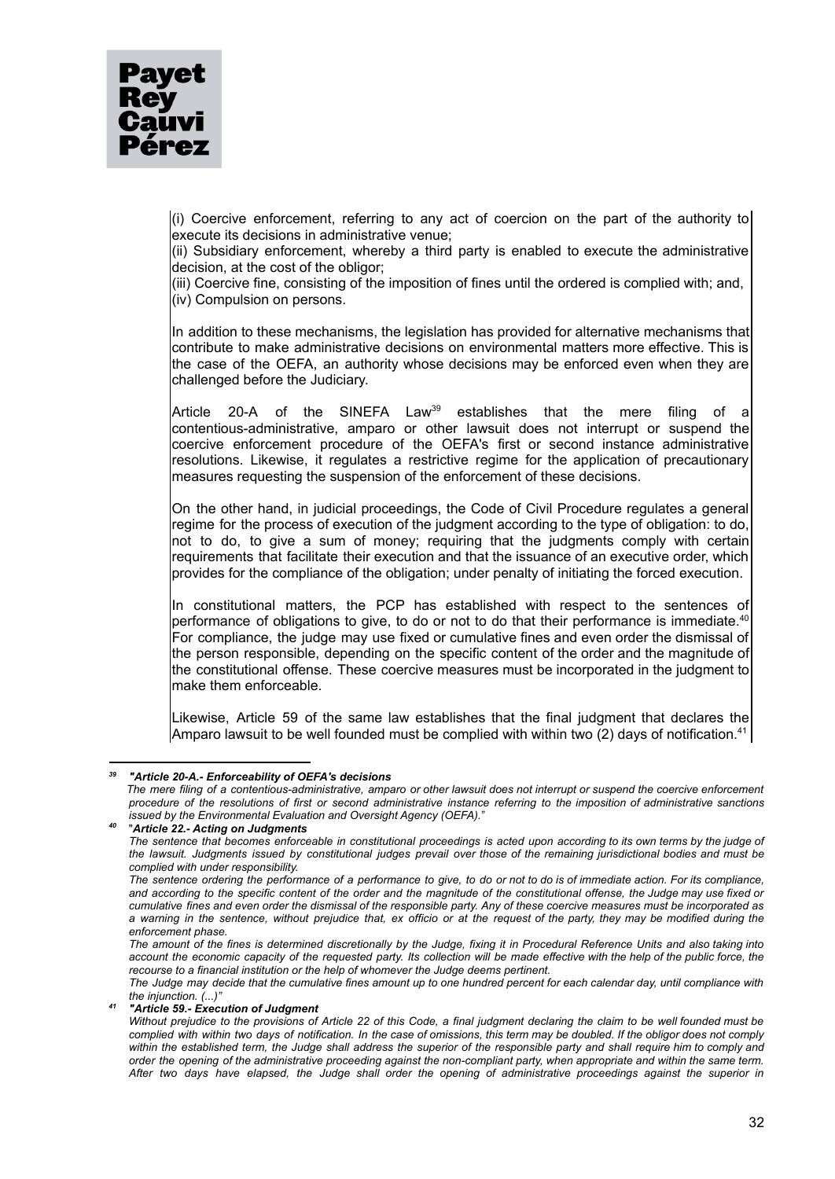(i) Coercive enforcement, referring to any act of coercion on the part of the authority to execute its decisions in administrative venue;
(ii) Subsidiary enforcement, whereby a third party is enabled to execute the administrative decision, at the cost of the obligor;
(iii) Coercive fine, consisting of the imposition of fines until the ordered is complied with; and,
(iv) Compulsion on persons.

In addition to these mechanisms, the legislation has provided for alternative mechanisms that contribute to make administrative decisions on environmental matters more effective. This is the case of the OEFA, an authority whose decisions may be enforced even when they are challenged before the Judiciary.

Article 20-A of the SINEFA Law[39] establishes that the mere filing of a contentious-administrative, amparo or other lawsuit does not interrupt or suspend the coercive enforcement procedure of the OEFA's first or second instance administrative resolutions. Likewise, it regulates a restrictive regime for the application of precautionary measures requesting the suspension of the enforcement of these decisions.

On the other hand, in judicial proceedings, the Code of Civil Procedure regulates a general regime for the process of execution of the judgment according to the type of obligation: to do, not to do, to give a sum of money; requiring that the judgments comply with certain requirements that facilitate their execution and that the issuance of an executive order, which provides for the compliance of the obligation; under penalty of initiating the forced execution.

In constitutional matters, the PCP has established with respect to the sentences of performance of obligations to give, to do or not to do that their performance is immediate.[40] For compliance, the judge may use fixed or cumulative fines and even order the dismissal of the person responsible, depending on the specific content of the order and the magnitude of the constitutional offense. These coercive measures must be incorporated in the judgment to make them enforceable.

Likewise, Article 59 of the same law establishes that the final judgment that declares the Amparo lawsuit to be well founded must be complied with within two (2) days of notification.[41]

---

[39] ***"Article 20-A.- Enforceability of OEFA's decisions***
*The mere filing of a contentious-administrative, amparo or other lawsuit does not interrupt or suspend the coercive enforcement procedure of the resolutions of first or second administrative instance referring to the imposition of administrative sanctions issued by the Environmental Evaluation and Oversight Agency (OEFA)."*

[40] "***Article 22.- Acting on Judgments***
*The sentence that becomes enforceable in constitutional proceedings is acted upon according to its own terms by the judge of the lawsuit. Judgments issued by constitutional judges prevail over those of the remaining jurisdictional bodies and must be complied with under responsibility.*
*The sentence ordering the performance of a performance to give, to do or not to do is of immediate action. For its compliance, and according to the specific content of the order and the magnitude of the constitutional offense, the Judge may use fixed or cumulative fines and even order the dismissal of the responsible party. Any of these coercive measures must be incorporated as a warning in the sentence, without prejudice that, ex officio or at the request of the party, they may be modified during the enforcement phase.*
*The amount of the fines is determined discretionally by the Judge, fixing it in Procedural Reference Units and also taking into account the economic capacity of the requested party. Its collection will be made effective with the help of the public force, the recourse to a financial institution or the help of whomever the Judge deems pertinent.*
*The Judge may decide that the cumulative fines amount up to one hundred percent for each calendar day, until compliance with the injunction. (...)"*

[41] ***"Article 59.- Execution of Judgment***
*Without prejudice to the provisions of Article 22 of this Code, a final judgment declaring the claim to be well founded must be complied with within two days of notification. In the case of omissions, this term may be doubled. If the obligor does not comply within the established term, the Judge shall address the superior of the responsible party and shall require him to comply and order the opening of the administrative proceeding against the non-compliant party, when appropriate and within the same term. After two days have elapsed, the Judge shall order the opening of administrative proceedings against the superior in*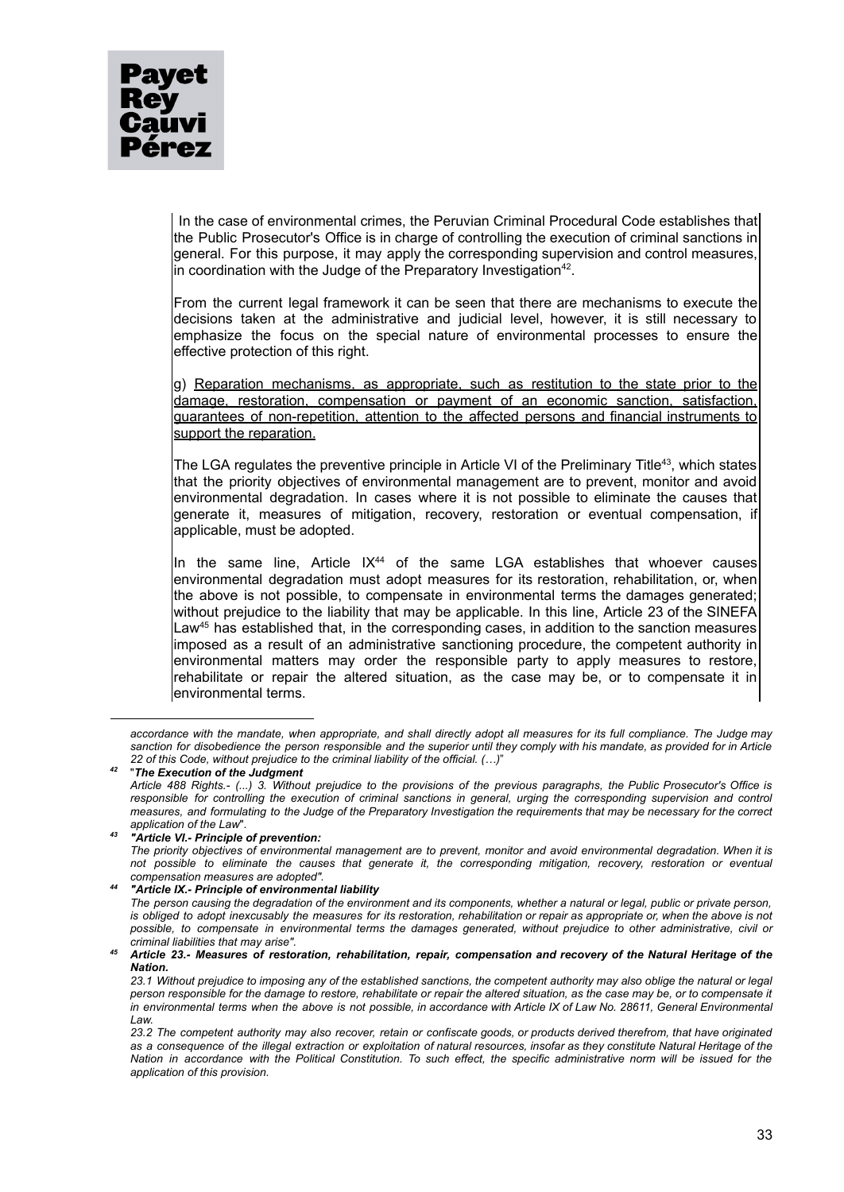In the case of environmental crimes, the Peruvian Criminal Procedural Code establishes that the Public Prosecutor's Office is in charge of controlling the execution of criminal sanctions in general. For this purpose, it may apply the corresponding supervision and control measures, in coordination with the Judge of the Preparatory Investigation[42].

From the current legal framework it can be seen that there are mechanisms to execute the decisions taken at the administrative and judicial level, however, it is still necessary to emphasize the focus on the special nature of environmental processes to ensure the effective protection of this right.

g) <u>Reparation mechanisms, as appropriate, such as restitution to the state prior to the damage, restoration, compensation or payment of an economic sanction, satisfaction, guarantees of non-repetition, attention to the affected persons and financial instruments to support the reparation.</u>

The LGA regulates the preventive principle in Article VI of the Preliminary Title[43], which states that the priority objectives of environmental management are to prevent, monitor and avoid environmental degradation. In cases where it is not possible to eliminate the causes that generate it, measures of mitigation, recovery, restoration or eventual compensation, if applicable, must be adopted.

In the same line, Article IX[44] of the same LGA establishes that whoever causes environmental degradation must adopt measures for its restoration, rehabilitation, or, when the above is not possible, to compensate in environmental terms the damages generated; without prejudice to the liability that may be applicable. In this line, Article 23 of the SINEFA Law[45] has established that, in the corresponding cases, in addition to the sanction measures imposed as a result of an administrative sanctioning procedure, the competent authority in environmental matters may order the responsible party to apply measures to restore, rehabilitate or repair the altered situation, as the case may be, or to compensate it in environmental terms.

---

*accordance with the mandate, when appropriate, and shall directly adopt all measures for its full compliance. The Judge may sanction for disobedience the person responsible and the superior until they comply with his mandate, as provided for in Article 22 of this Code, without prejudice to the criminal liability of the official. (…)*"

[42] "***The Execution of the Judgment***
*Article 488 Rights.- (...) 3. Without prejudice to the provisions of the previous paragraphs, the Public Prosecutor's Office is responsible for controlling the execution of criminal sanctions in general, urging the corresponding supervision and control measures, and formulating to the Judge of the Preparatory Investigation the requirements that may be necessary for the correct application of the Law*".

[43] ***"Article VI.- Principle of prevention:***
*The priority objectives of environmental management are to prevent, monitor and avoid environmental degradation. When it is not possible to eliminate the causes that generate it, the corresponding mitigation, recovery, restoration or eventual compensation measures are adopted".*

[44] ***"Article IX.- Principle of environmental liability***
*The person causing the degradation of the environment and its components, whether a natural or legal, public or private person, is obliged to adopt inexcusably the measures for its restoration, rehabilitation or repair as appropriate or, when the above is not possible, to compensate in environmental terms the damages generated, without prejudice to other administrative, civil or criminal liabilities that may arise".*

[45] ***Article 23.- Measures of restoration, rehabilitation, repair, compensation and recovery of the Natural Heritage of the Nation.***
*23.1 Without prejudice to imposing any of the established sanctions, the competent authority may also oblige the natural or legal person responsible for the damage to restore, rehabilitate or repair the altered situation, as the case may be, or to compensate it in environmental terms when the above is not possible, in accordance with Article IX of Law No. 28611, General Environmental Law.*
*23.2 The competent authority may also recover, retain or confiscate goods, or products derived therefrom, that have originated as a consequence of the illegal extraction or exploitation of natural resources, insofar as they constitute Natural Heritage of the Nation in accordance with the Political Constitution. To such effect, the specific administrative norm will be issued for the application of this provision.*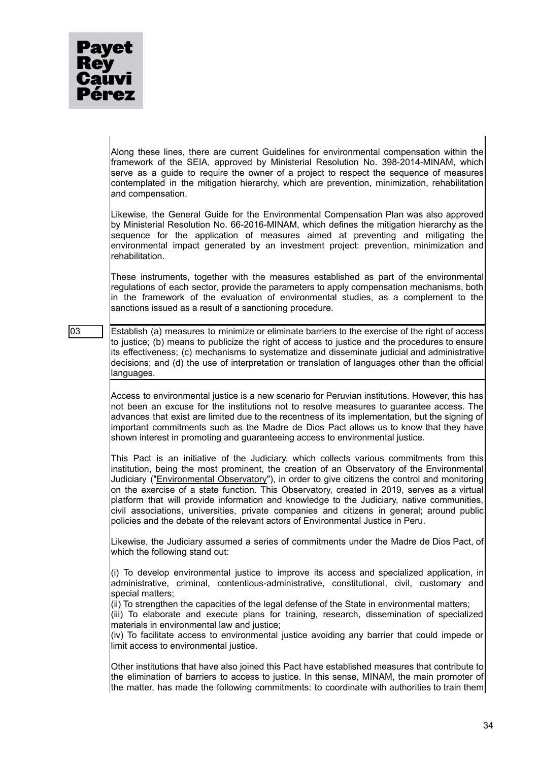Along these lines, there are current Guidelines for environmental compensation within the framework of the SEIA, approved by Ministerial Resolution No. 398-2014-MINAM, which serve as a guide to require the owner of a project to respect the sequence of measures contemplated in the mitigation hierarchy, which are prevention, minimization, rehabilitation and compensation.

Likewise, the General Guide for the Environmental Compensation Plan was also approved by Ministerial Resolution No. 66-2016-MINAM, which defines the mitigation hierarchy as the sequence for the application of measures aimed at preventing and mitigating the environmental impact generated by an investment project: prevention, minimization and rehabilitation.

These instruments, together with the measures established as part of the environmental regulations of each sector, provide the parameters to apply compensation mechanisms, both in the framework of the evaluation of environmental studies, as a complement to the sanctions issued as a result of a sanctioning procedure.

03

Establish (a) measures to minimize or eliminate barriers to the exercise of the right of access to justice; (b) means to publicize the right of access to justice and the procedures to ensure its effectiveness; (c) mechanisms to systematize and disseminate judicial and administrative decisions; and (d) the use of interpretation or translation of languages other than the official languages.

Access to environmental justice is a new scenario for Peruvian institutions. However, this has not been an excuse for the institutions not to resolve measures to guarantee access. The advances that exist are limited due to the recentness of its implementation, but the signing of important commitments such as the Madre de Dios Pact allows us to know that they have shown interest in promoting and guaranteeing access to environmental justice.

This Pact is an initiative of the Judiciary, which collects various commitments from this institution, being the most prominent, the creation of an Observatory of the Environmental Judiciary ("Environmental Observatory"), in order to give citizens the control and monitoring on the exercise of a state function. This Observatory, created in 2019, serves as a virtual platform that will provide information and knowledge to the Judiciary, native communities, civil associations, universities, private companies and citizens in general; around public policies and the debate of the relevant actors of Environmental Justice in Peru.

Likewise, the Judiciary assumed a series of commitments under the Madre de Dios Pact, of which the following stand out:

(i) To develop environmental justice to improve its access and specialized application, in administrative, criminal, contentious-administrative, constitutional, civil, customary and special matters;
(ii) To strengthen the capacities of the legal defense of the State in environmental matters;
(iii) To elaborate and execute plans for training, research, dissemination of specialized materials in environmental law and justice;
(iv) To facilitate access to environmental justice avoiding any barrier that could impede or limit access to environmental justice.

Other institutions that have also joined this Pact have established measures that contribute to the elimination of barriers to access to justice. In this sense, MINAM, the main promoter of the matter, has made the following commitments: to coordinate with authorities to train them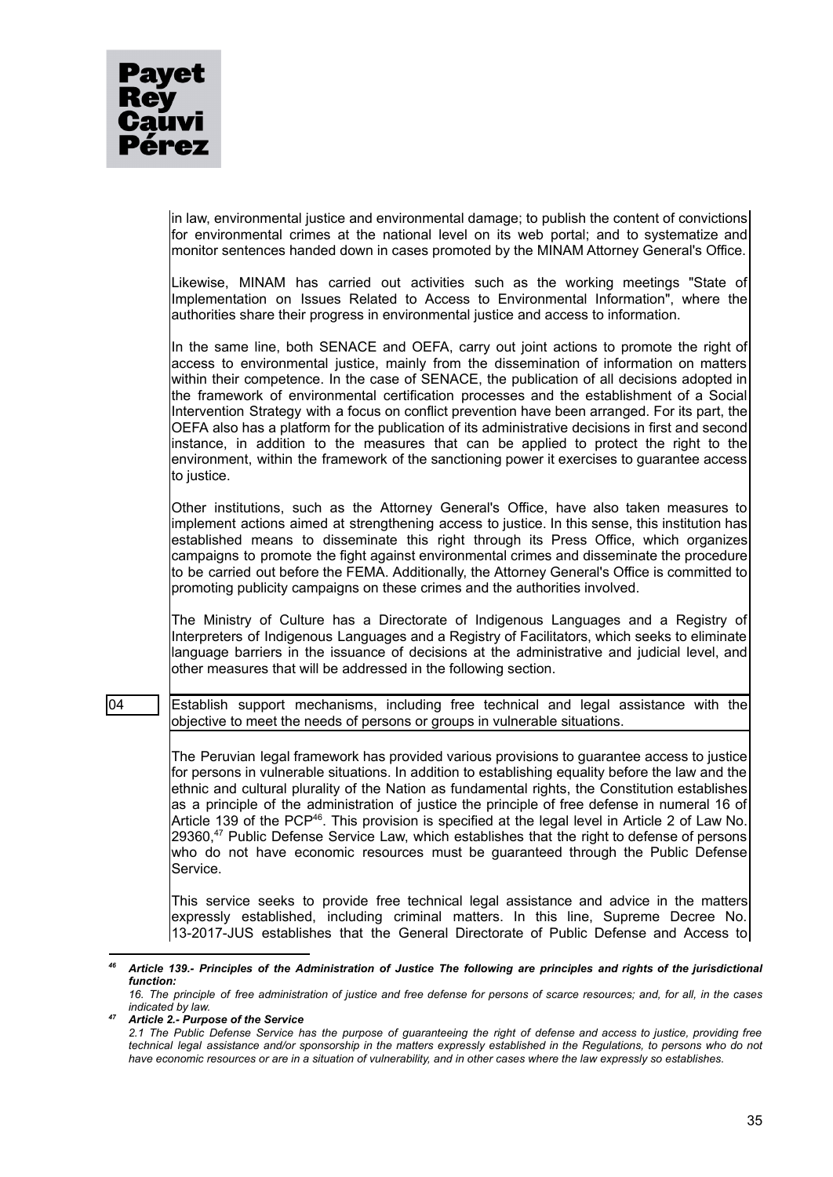in law, environmental justice and environmental damage; to publish the content of convictions for environmental crimes at the national level on its web portal; and to systematize and monitor sentences handed down in cases promoted by the MINAM Attorney General's Office.

Likewise, MINAM has carried out activities such as the working meetings "State of Implementation on Issues Related to Access to Environmental Information", where the authorities share their progress in environmental justice and access to information.

In the same line, both SENACE and OEFA, carry out joint actions to promote the right of access to environmental justice, mainly from the dissemination of information on matters within their competence. In the case of SENACE, the publication of all decisions adopted in the framework of environmental certification processes and the establishment of a Social Intervention Strategy with a focus on conflict prevention have been arranged. For its part, the OEFA also has a platform for the publication of its administrative decisions in first and second instance, in addition to the measures that can be applied to protect the right to the environment, within the framework of the sanctioning power it exercises to guarantee access to justice.

Other institutions, such as the Attorney General's Office, have also taken measures to implement actions aimed at strengthening access to justice. In this sense, this institution has established means to disseminate this right through its Press Office, which organizes campaigns to promote the fight against environmental crimes and disseminate the procedure to be carried out before the FEMA. Additionally, the Attorney General's Office is committed to promoting publicity campaigns on these crimes and the authorities involved.

The Ministry of Culture has a Directorate of Indigenous Languages and a Registry of Interpreters of Indigenous Languages and a Registry of Facilitators, which seeks to eliminate language barriers in the issuance of decisions at the administrative and judicial level, and other measures that will be addressed in the following section.

| | |
|---|---|
| 04 | Establish support mechanisms, including free technical and legal assistance with the objective to meet the needs of persons or groups in vulnerable situations. |

The Peruvian legal framework has provided various provisions to guarantee access to justice for persons in vulnerable situations. In addition to establishing equality before the law and the ethnic and cultural plurality of the Nation as fundamental rights, the Constitution establishes as a principle of the administration of justice the principle of free defense in numeral 16 of Article 139 of the PCP[46]. This provision is specified at the legal level in Article 2 of Law No. 29360,[47] Public Defense Service Law, which establishes that the right to defense of persons who do not have economic resources must be guaranteed through the Public Defense Service.

This service seeks to provide free technical legal assistance and advice in the matters expressly established, including criminal matters. In this line, Supreme Decree No. 13-2017-JUS establishes that the General Directorate of Public Defense and Access to

---

[46] ***Article 139.- Principles of the Administration of Justice The following are principles and rights of the jurisdictional function:***
*16. The principle of free administration of justice and free defense for persons of scarce resources; and, for all, in the cases indicated by law.*

[47] ***Article 2.- Purpose of the Service***
*2.1 The Public Defense Service has the purpose of guaranteeing the right of defense and access to justice, providing free technical legal assistance and/or sponsorship in the matters expressly established in the Regulations, to persons who do not have economic resources or are in a situation of vulnerability, and in other cases where the law expressly so establishes.*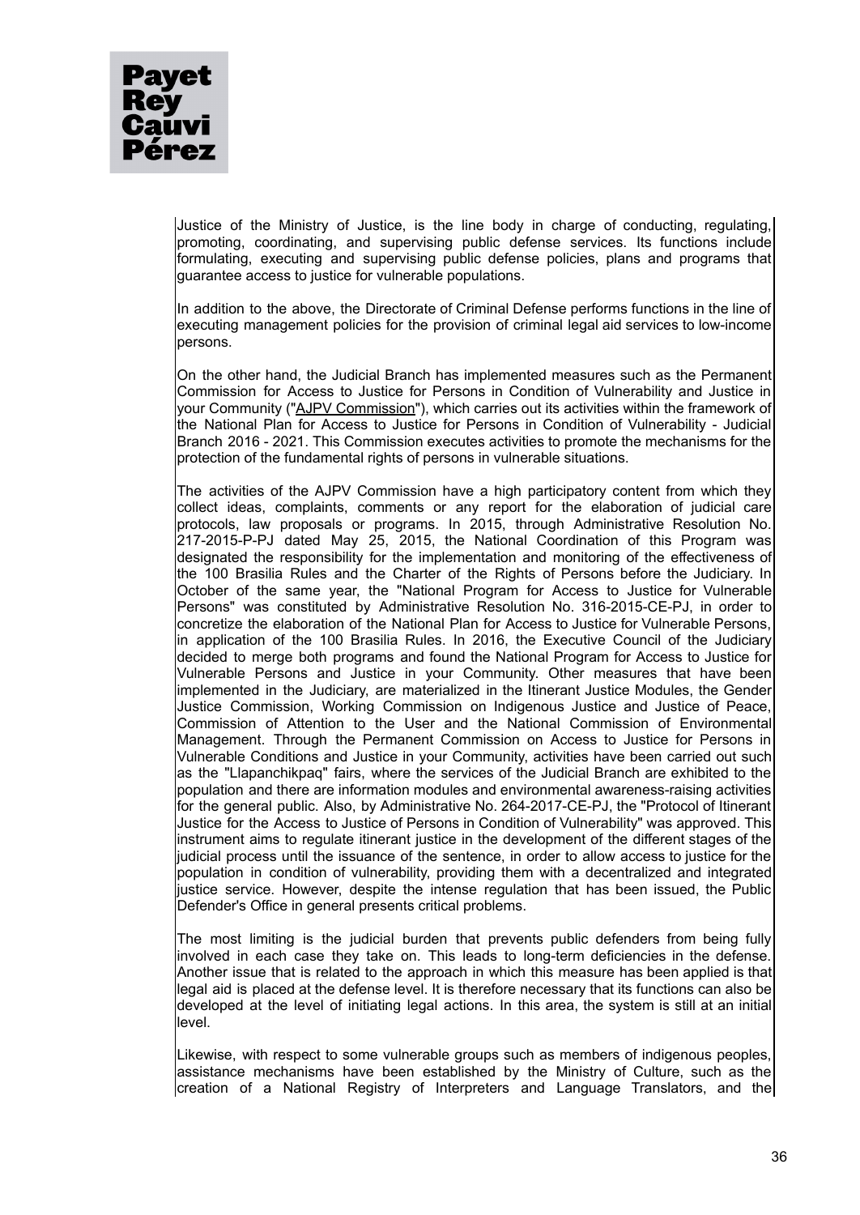Justice of the Ministry of Justice, is the line body in charge of conducting, regulating, promoting, coordinating, and supervising public defense services. Its functions include formulating, executing and supervising public defense policies, plans and programs that guarantee access to justice for vulnerable populations.

In addition to the above, the Directorate of Criminal Defense performs functions in the line of executing management policies for the provision of criminal legal aid services to low-income persons.

On the other hand, the Judicial Branch has implemented measures such as the Permanent Commission for Access to Justice for Persons in Condition of Vulnerability and Justice in your Community ("AJPV Commission"), which carries out its activities within the framework of the National Plan for Access to Justice for Persons in Condition of Vulnerability - Judicial Branch 2016 - 2021. This Commission executes activities to promote the mechanisms for the protection of the fundamental rights of persons in vulnerable situations.

The activities of the AJPV Commission have a high participatory content from which they collect ideas, complaints, comments or any report for the elaboration of judicial care protocols, law proposals or programs. In 2015, through Administrative Resolution No. 217-2015-P-PJ dated May 25, 2015, the National Coordination of this Program was designated the responsibility for the implementation and monitoring of the effectiveness of the 100 Brasilia Rules and the Charter of the Rights of Persons before the Judiciary. In October of the same year, the "National Program for Access to Justice for Vulnerable Persons" was constituted by Administrative Resolution No. 316-2015-CE-PJ, in order to concretize the elaboration of the National Plan for Access to Justice for Vulnerable Persons, in application of the 100 Brasilia Rules. In 2016, the Executive Council of the Judiciary decided to merge both programs and found the National Program for Access to Justice for Vulnerable Persons and Justice in your Community. Other measures that have been implemented in the Judiciary, are materialized in the Itinerant Justice Modules, the Gender Justice Commission, Working Commission on Indigenous Justice and Justice of Peace, Commission of Attention to the User and the National Commission of Environmental Management. Through the Permanent Commission on Access to Justice for Persons in Vulnerable Conditions and Justice in your Community, activities have been carried out such as the "Llapanchikpaq" fairs, where the services of the Judicial Branch are exhibited to the population and there are information modules and environmental awareness-raising activities for the general public. Also, by Administrative No. 264-2017-CE-PJ, the "Protocol of Itinerant Justice for the Access to Justice of Persons in Condition of Vulnerability" was approved. This instrument aims to regulate itinerant justice in the development of the different stages of the judicial process until the issuance of the sentence, in order to allow access to justice for the population in condition of vulnerability, providing them with a decentralized and integrated justice service. However, despite the intense regulation that has been issued, the Public Defender's Office in general presents critical problems.

The most limiting is the judicial burden that prevents public defenders from being fully involved in each case they take on. This leads to long-term deficiencies in the defense. Another issue that is related to the approach in which this measure has been applied is that legal aid is placed at the defense level. It is therefore necessary that its functions can also be developed at the level of initiating legal actions. In this area, the system is still at an initial level.

Likewise, with respect to some vulnerable groups such as members of indigenous peoples, assistance mechanisms have been established by the Ministry of Culture, such as the creation of a National Registry of Interpreters and Language Translators, and the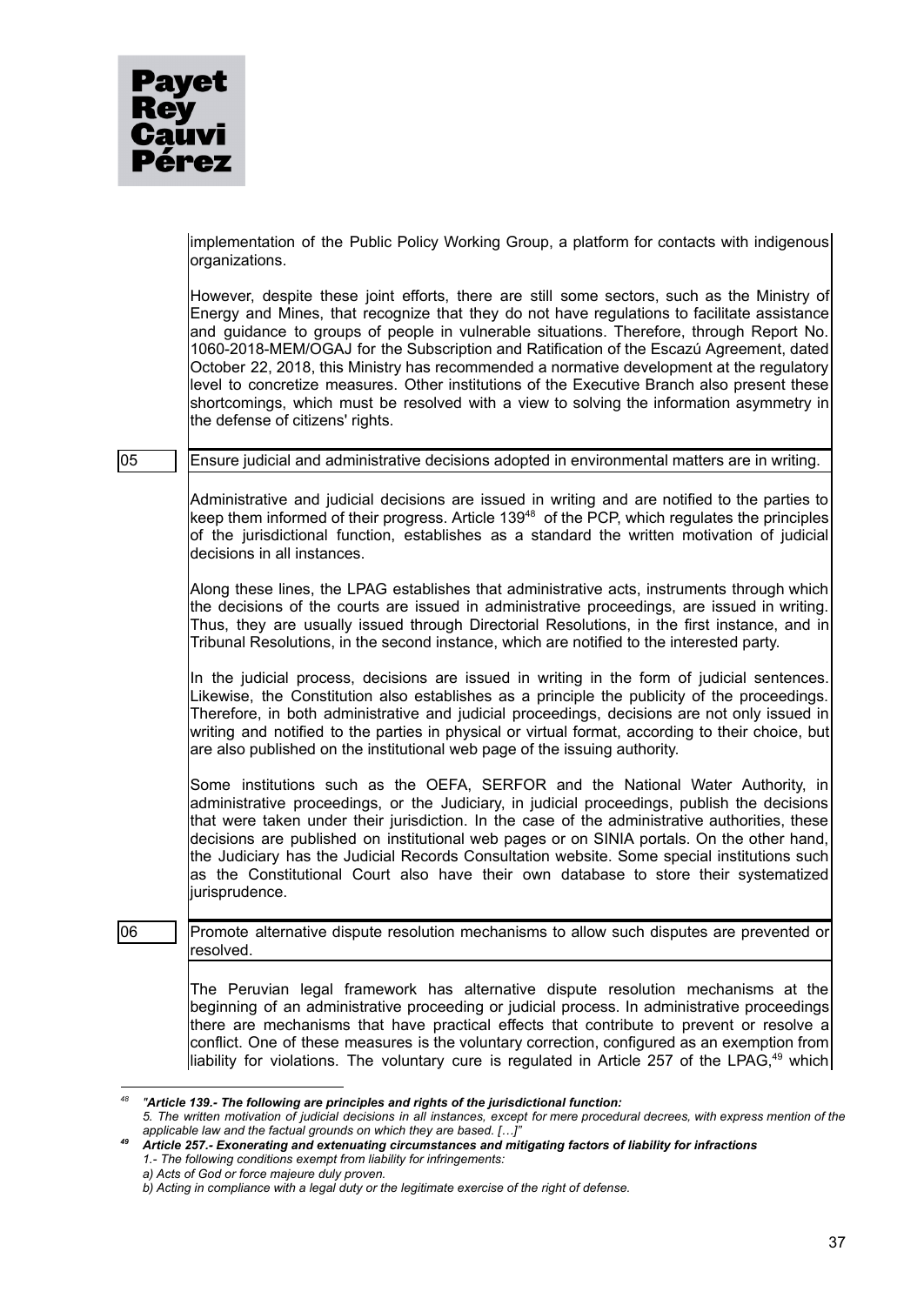implementation of the Public Policy Working Group, a platform for contacts with indigenous organizations.

However, despite these joint efforts, there are still some sectors, such as the Ministry of Energy and Mines, that recognize that they do not have regulations to facilitate assistance and guidance to groups of people in vulnerable situations. Therefore, through Report No. 1060-2018-MEM/OGAJ for the Subscription and Ratification of the Escazú Agreement, dated October 22, 2018, this Ministry has recommended a normative development at the regulatory level to concretize measures. Other institutions of the Executive Branch also present these shortcomings, which must be resolved with a view to solving the information asymmetry in the defense of citizens' rights.

| | |
|---|---|
| 05 | Ensure judicial and administrative decisions adopted in environmental matters are in writing. |

Administrative and judicial decisions are issued in writing and are notified to the parties to keep them informed of their progress. Article 139[48] of the PCP, which regulates the principles of the jurisdictional function, establishes as a standard the written motivation of judicial decisions in all instances.

Along these lines, the LPAG establishes that administrative acts, instruments through which the decisions of the courts are issued in administrative proceedings, are issued in writing. Thus, they are usually issued through Directorial Resolutions, in the first instance, and in Tribunal Resolutions, in the second instance, which are notified to the interested party.

In the judicial process, decisions are issued in writing in the form of judicial sentences. Likewise, the Constitution also establishes as a principle the publicity of the proceedings. Therefore, in both administrative and judicial proceedings, decisions are not only issued in writing and notified to the parties in physical or virtual format, according to their choice, but are also published on the institutional web page of the issuing authority.

Some institutions such as the OEFA, SERFOR and the National Water Authority, in administrative proceedings, or the Judiciary, in judicial proceedings, publish the decisions that were taken under their jurisdiction. In the case of the administrative authorities, these decisions are published on institutional web pages or on SINIA portals. On the other hand, the Judiciary has the Judicial Records Consultation website. Some special institutions such as the Constitutional Court also have their own database to store their systematized jurisprudence.

| | |
|---|---|
| 06 | Promote alternative dispute resolution mechanisms to allow such disputes are prevented or resolved. |

The Peruvian legal framework has alternative dispute resolution mechanisms at the beginning of an administrative proceeding or judicial process. In administrative proceedings there are mechanisms that have practical effects that contribute to prevent or resolve a conflict. One of these measures is the voluntary correction, configured as an exemption from liability for violations. The voluntary cure is regulated in Article 257 of the LPAG,[49] which

---

[48] *"**Article 139.- The following are principles and rights of the jurisdictional function:***
*5. The written motivation of judicial decisions in all instances, except for mere procedural decrees, with express mention of the applicable law and the factual grounds on which they are based. […]"*

[49] ***Article 257.- Exonerating and extenuating circumstances and mitigating factors of liability for infractions***
*1.- The following conditions exempt from liability for infringements:*
*a) Acts of God or force majeure duly proven.*
*b) Acting in compliance with a legal duty or the legitimate exercise of the right of defense.*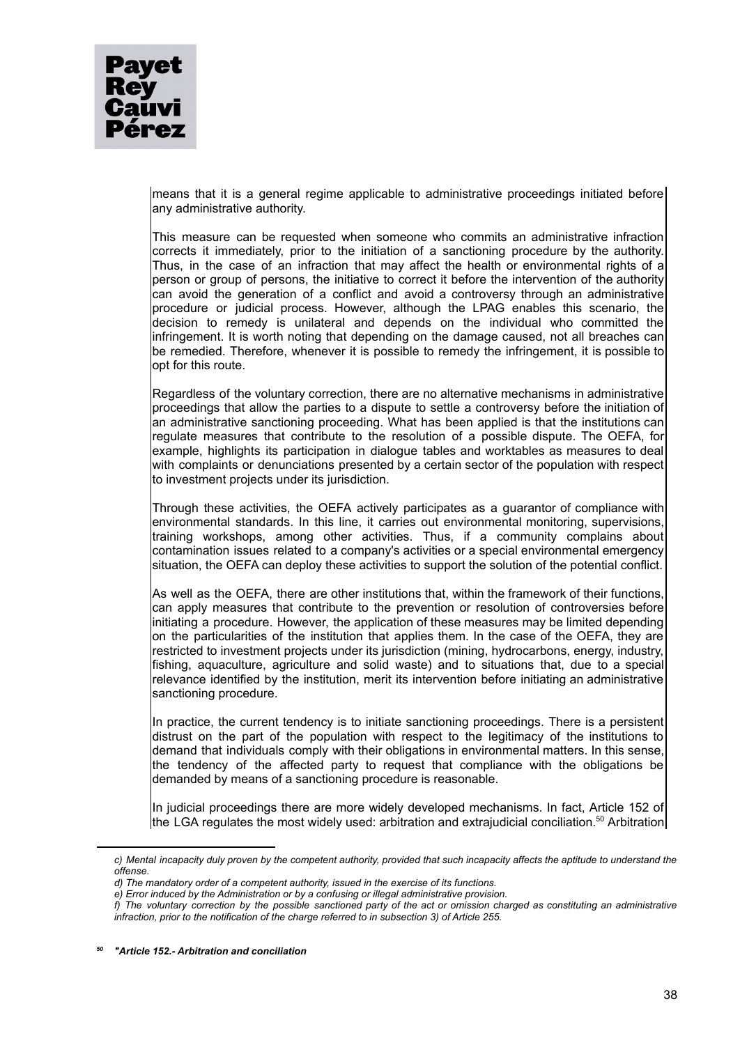means that it is a general regime applicable to administrative proceedings initiated before any administrative authority.

This measure can be requested when someone who commits an administrative infraction corrects it immediately, prior to the initiation of a sanctioning procedure by the authority. Thus, in the case of an infraction that may affect the health or environmental rights of a person or group of persons, the initiative to correct it before the intervention of the authority can avoid the generation of a conflict and avoid a controversy through an administrative procedure or judicial process. However, although the LPAG enables this scenario, the decision to remedy is unilateral and depends on the individual who committed the infringement. It is worth noting that depending on the damage caused, not all breaches can be remedied. Therefore, whenever it is possible to remedy the infringement, it is possible to opt for this route.

Regardless of the voluntary correction, there are no alternative mechanisms in administrative proceedings that allow the parties to a dispute to settle a controversy before the initiation of an administrative sanctioning proceeding. What has been applied is that the institutions can regulate measures that contribute to the resolution of a possible dispute. The OEFA, for example, highlights its participation in dialogue tables and worktables as measures to deal with complaints or denunciations presented by a certain sector of the population with respect to investment projects under its jurisdiction.

Through these activities, the OEFA actively participates as a guarantor of compliance with environmental standards. In this line, it carries out environmental monitoring, supervisions, training workshops, among other activities. Thus, if a community complains about contamination issues related to a company's activities or a special environmental emergency situation, the OEFA can deploy these activities to support the solution of the potential conflict.

As well as the OEFA, there are other institutions that, within the framework of their functions, can apply measures that contribute to the prevention or resolution of controversies before initiating a procedure. However, the application of these measures may be limited depending on the particularities of the institution that applies them. In the case of the OEFA, they are restricted to investment projects under its jurisdiction (mining, hydrocarbons, energy, industry, fishing, aquaculture, agriculture and solid waste) and to situations that, due to a special relevance identified by the institution, merit its intervention before initiating an administrative sanctioning procedure.

In practice, the current tendency is to initiate sanctioning proceedings. There is a persistent distrust on the part of the population with respect to the legitimacy of the institutions to demand that individuals comply with their obligations in environmental matters. In this sense, the tendency of the affected party to request that compliance with the obligations be demanded by means of a sanctioning procedure is reasonable.

In judicial proceedings there are more widely developed mechanisms. In fact, Article 152 of the LGA regulates the most widely used: arbitration and extrajudicial conciliation.[50] Arbitration

---

*c) Mental incapacity duly proven by the competent authority, provided that such incapacity affects the aptitude to understand the offense.*

*d) The mandatory order of a competent authority, issued in the exercise of its functions.*

*e) Error induced by the Administration or by a confusing or illegal administrative provision.*

*f) The voluntary correction by the possible sanctioned party of the act or omission charged as constituting an administrative infraction, prior to the notification of the charge referred to in subsection 3) of Article 255.*

[50] ***"Article 152.- Arbitration and conciliation***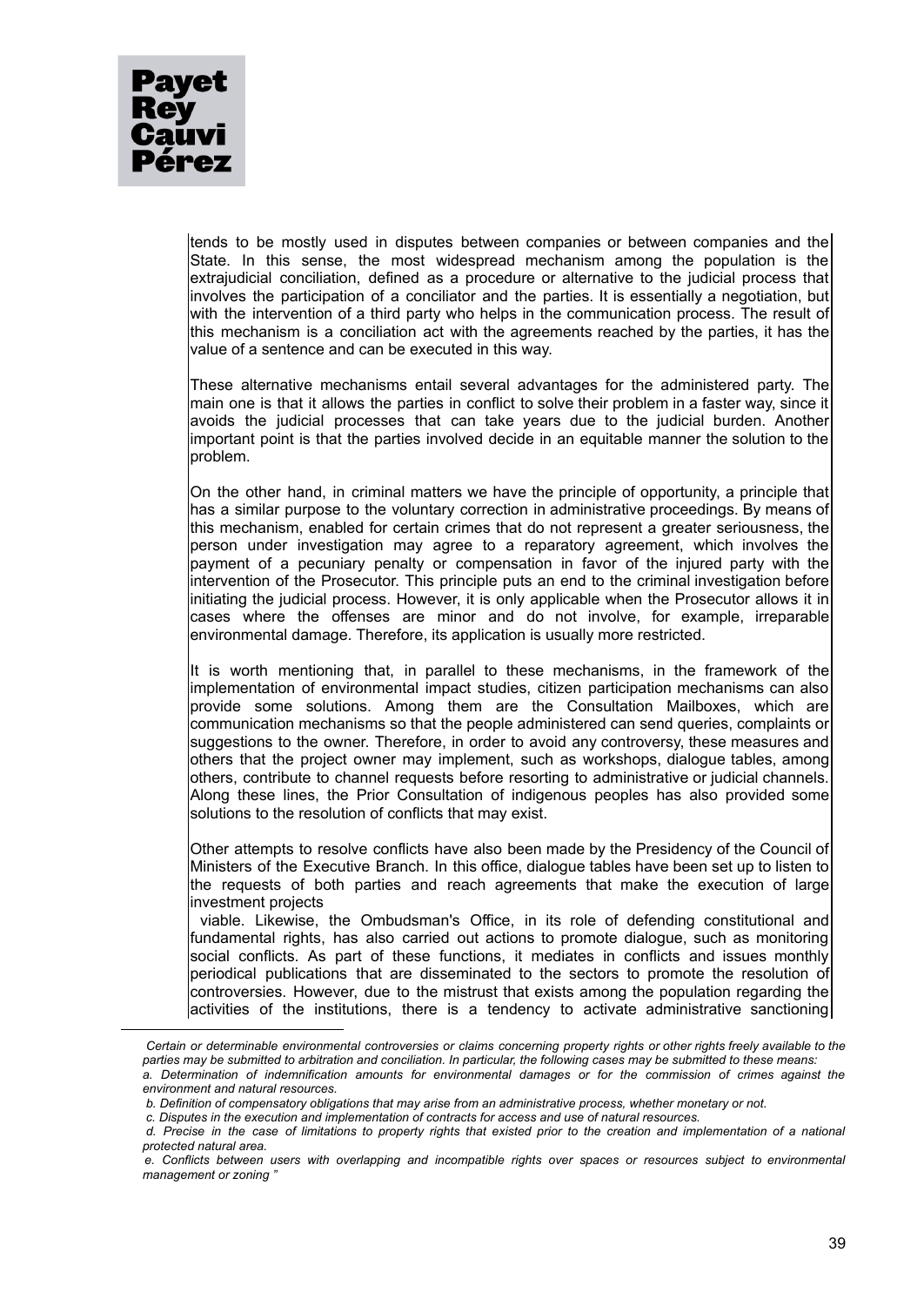tends to be mostly used in disputes between companies or between companies and the State. In this sense, the most widespread mechanism among the population is the extrajudicial conciliation, defined as a procedure or alternative to the judicial process that involves the participation of a conciliator and the parties. It is essentially a negotiation, but with the intervention of a third party who helps in the communication process. The result of this mechanism is a conciliation act with the agreements reached by the parties, it has the value of a sentence and can be executed in this way.

These alternative mechanisms entail several advantages for the administered party. The main one is that it allows the parties in conflict to solve their problem in a faster way, since it avoids the judicial processes that can take years due to the judicial burden. Another important point is that the parties involved decide in an equitable manner the solution to the problem.

On the other hand, in criminal matters we have the principle of opportunity, a principle that has a similar purpose to the voluntary correction in administrative proceedings. By means of this mechanism, enabled for certain crimes that do not represent a greater seriousness, the person under investigation may agree to a reparatory agreement, which involves the payment of a pecuniary penalty or compensation in favor of the injured party with the intervention of the Prosecutor. This principle puts an end to the criminal investigation before initiating the judicial process. However, it is only applicable when the Prosecutor allows it in cases where the offenses are minor and do not involve, for example, irreparable environmental damage. Therefore, its application is usually more restricted.

It is worth mentioning that, in parallel to these mechanisms, in the framework of the implementation of environmental impact studies, citizen participation mechanisms can also provide some solutions. Among them are the Consultation Mailboxes, which are communication mechanisms so that the people administered can send queries, complaints or suggestions to the owner. Therefore, in order to avoid any controversy, these measures and others that the project owner may implement, such as workshops, dialogue tables, among others, contribute to channel requests before resorting to administrative or judicial channels. Along these lines, the Prior Consultation of indigenous peoples has also provided some solutions to the resolution of conflicts that may exist.

Other attempts to resolve conflicts have also been made by the Presidency of the Council of Ministers of the Executive Branch. In this office, dialogue tables have been set up to listen to the requests of both parties and reach agreements that make the execution of large investment projects viable. Likewise, the Ombudsman's Office, in its role of defending constitutional and fundamental rights, has also carried out actions to promote dialogue, such as monitoring social conflicts. As part of these functions, it mediates in conflicts and issues monthly periodical publications that are disseminated to the sectors to promote the resolution of controversies. However, due to the mistrust that exists among the population regarding the activities of the institutions, there is a tendency to activate administrative sanctioning

---

*Certain or determinable environmental controversies or claims concerning property rights or other rights freely available to the parties may be submitted to arbitration and conciliation. In particular, the following cases may be submitted to these means:*

*a. Determination of indemnification amounts for environmental damages or for the commission of crimes against the environment and natural resources.*

*b. Definition of compensatory obligations that may arise from an administrative process, whether monetary or not.*

*c. Disputes in the execution and implementation of contracts for access and use of natural resources.*

*d. Precise in the case of limitations to property rights that existed prior to the creation and implementation of a national protected natural area.*

*e. Conflicts between users with overlapping and incompatible rights over spaces or resources subject to environmental management or zoning "*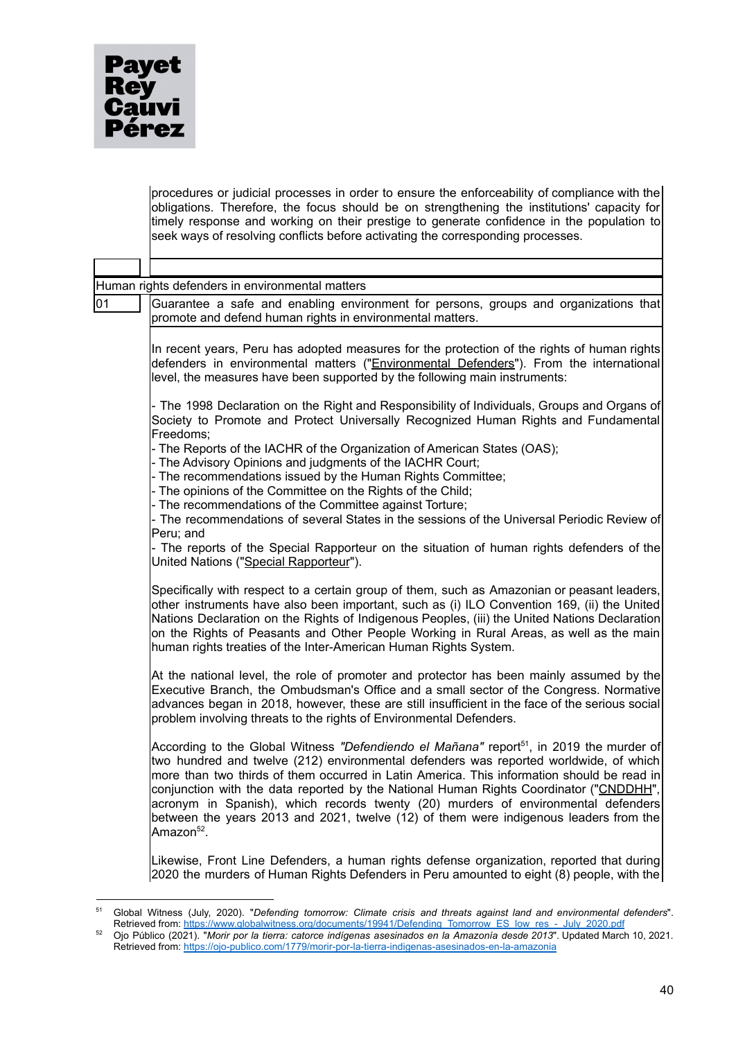procedures or judicial processes in order to ensure the enforceability of compliance with the obligations. Therefore, the focus should be on strengthening the institutions' capacity for timely response and working on their prestige to generate confidence in the population to seek ways of resolving conflicts before activating the corresponding processes.

| | |
|---|---|
| | |

Human rights defenders in environmental matters

| | |
|---|---|
| 01 | Guarantee a safe and enabling environment for persons, groups and organizations that promote and defend human rights in environmental matters. |

In recent years, Peru has adopted measures for the protection of the rights of human rights defenders in environmental matters ("Environmental Defenders"). From the international level, the measures have been supported by the following main instruments:

- The 1998 Declaration on the Right and Responsibility of Individuals, Groups and Organs of Society to Promote and Protect Universally Recognized Human Rights and Fundamental Freedoms;
- The Reports of the IACHR of the Organization of American States (OAS);
- The Advisory Opinions and judgments of the IACHR Court;
- The recommendations issued by the Human Rights Committee;
- The opinions of the Committee on the Rights of the Child;
- The recommendations of the Committee against Torture;
- The recommendations of several States in the sessions of the Universal Periodic Review of Peru; and
- The reports of the Special Rapporteur on the situation of human rights defenders of the United Nations ("Special Rapporteur").

Specifically with respect to a certain group of them, such as Amazonian or peasant leaders, other instruments have also been important, such as (i) ILO Convention 169, (ii) the United Nations Declaration on the Rights of Indigenous Peoples, (iii) the United Nations Declaration on the Rights of Peasants and Other People Working in Rural Areas, as well as the main human rights treaties of the Inter-American Human Rights System.

At the national level, the role of promoter and protector has been mainly assumed by the Executive Branch, the Ombudsman's Office and a small sector of the Congress. Normative advances began in 2018, however, these are still insufficient in the face of the serious social problem involving threats to the rights of Environmental Defenders.

According to the Global Witness *"Defendiendo el Mañana"* report[51], in 2019 the murder of two hundred and twelve (212) environmental defenders was reported worldwide, of which more than two thirds of them occurred in Latin America. This information should be read in conjunction with the data reported by the National Human Rights Coordinator ("CNDDHH", acronym in Spanish), which records twenty (20) murders of environmental defenders between the years 2013 and 2021, twelve (12) of them were indigenous leaders from the Amazon[52].

Likewise, Front Line Defenders, a human rights defense organization, reported that during 2020 the murders of Human Rights Defenders in Peru amounted to eight (8) people, with the

---

[51] Global Witness (July, 2020). "*Defending tomorrow: Climate crisis and threats against land and environmental defenders*". Retrieved from: https://www.globalwitness.org/documents/19941/Defending_Tomorrow_ES_low_res_-_July_2020.pdf

[52] Ojo Público (2021). "*Morir por la tierra: catorce indígenas asesinados en la Amazonía desde 2013*". Updated March 10, 2021. Retrieved from: https://ojo-publico.com/1779/morir-por-la-tierra-indigenas-asesinados-en-la-amazonia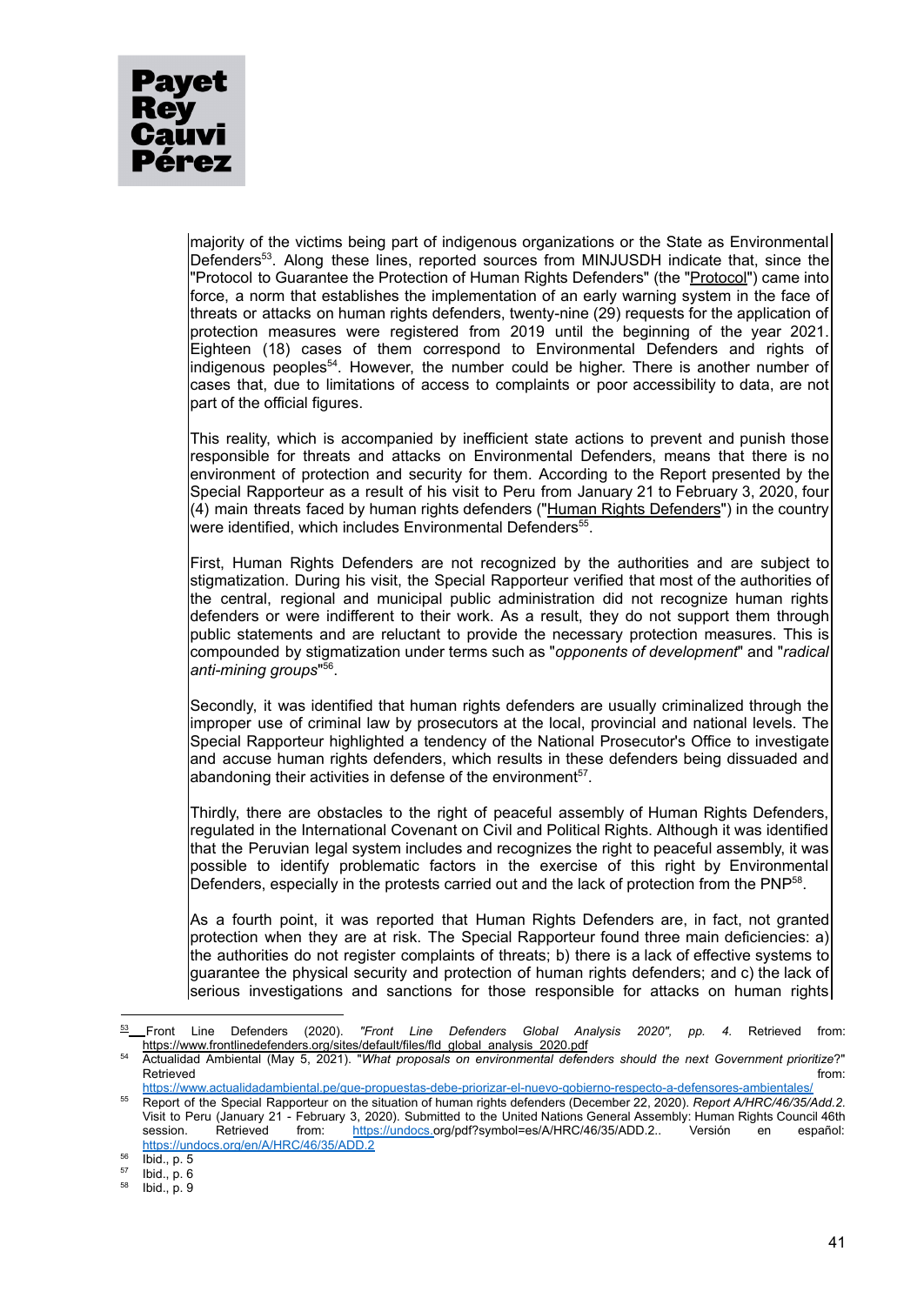majority of the victims being part of indigenous organizations or the State as Environmental Defenders[53]. Along these lines, reported sources from MINJUSDH indicate that, since the "Protocol to Guarantee the Protection of Human Rights Defenders" (the "Protocol") came into force, a norm that establishes the implementation of an early warning system in the face of threats or attacks on human rights defenders, twenty-nine (29) requests for the application of protection measures were registered from 2019 until the beginning of the year 2021. Eighteen (18) cases of them correspond to Environmental Defenders and rights of indigenous peoples[54]. However, the number could be higher. There is another number of cases that, due to limitations of access to complaints or poor accessibility to data, are not part of the official figures.

This reality, which is accompanied by inefficient state actions to prevent and punish those responsible for threats and attacks on Environmental Defenders, means that there is no environment of protection and security for them. According to the Report presented by the Special Rapporteur as a result of his visit to Peru from January 21 to February 3, 2020, four (4) main threats faced by human rights defenders ("Human Rights Defenders") in the country were identified, which includes Environmental Defenders[55].

First, Human Rights Defenders are not recognized by the authorities and are subject to stigmatization. During his visit, the Special Rapporteur verified that most of the authorities of the central, regional and municipal public administration did not recognize human rights defenders or were indifferent to their work. As a result, they do not support them through public statements and are reluctant to provide the necessary protection measures. This is compounded by stigmatization under terms such as "*opponents of development*" and "*radical anti-mining groups*"[56].

Secondly, it was identified that human rights defenders are usually criminalized through the improper use of criminal law by prosecutors at the local, provincial and national levels. The Special Rapporteur highlighted a tendency of the National Prosecutor's Office to investigate and accuse human rights defenders, which results in these defenders being dissuaded and abandoning their activities in defense of the environment[57].

Thirdly, there are obstacles to the right of peaceful assembly of Human Rights Defenders, regulated in the International Covenant on Civil and Political Rights. Although it was identified that the Peruvian legal system includes and recognizes the right to peaceful assembly, it was possible to identify problematic factors in the exercise of this right by Environmental Defenders, especially in the protests carried out and the lack of protection from the PNP[58].

As a fourth point, it was reported that Human Rights Defenders are, in fact, not granted protection when they are at risk. The Special Rapporteur found three main deficiencies: a) the authorities do not register complaints of threats; b) there is a lack of effective systems to guarantee the physical security and protection of human rights defenders; and c) the lack of serious investigations and sanctions for those responsible for attacks on human rights

---

[53] Front Line Defenders (2020). *"Front Line Defenders Global Analysis 2020", pp. 4.* Retrieved from: https://www.frontlinedefenders.org/sites/default/files/fld_global_analysis_2020.pdf

[54] Actualidad Ambiental (May 5, 2021). "*What proposals on environmental defenders should the next Government prioritize*?" Retrieved from: https://www.actualidadambiental.pe/que-propuestas-debe-priorizar-el-nuevo-gobierno-respecto-a-defensores-ambientales/

[55] Report of the Special Rapporteur on the situation of human rights defenders (December 22, 2020). *Report A/HRC/46/35/Add.2.* Visit to Peru (January 21 - February 3, 2020). Submitted to the United Nations General Assembly: Human Rights Council 46th session. Retrieved from: https://undocs.org/pdf?symbol=es/A/HRC/46/35/ADD.2.. Versión en español: https://undocs.org/en/A/HRC/46/35/ADD.2

[56] Ibid., p. 5

[57] Ibid., p. 6

[58] Ibid., p. 9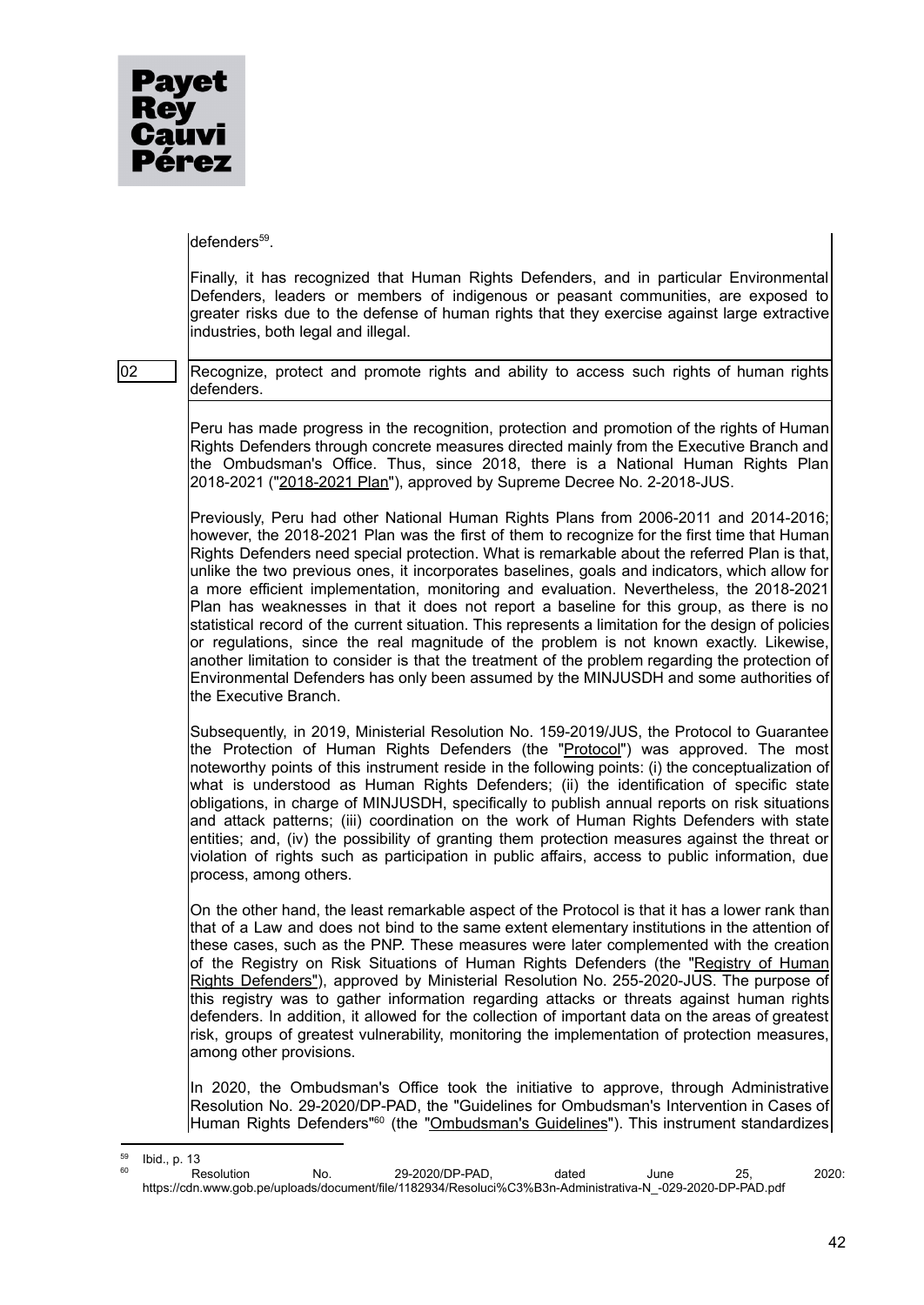defenders[59].

Finally, it has recognized that Human Rights Defenders, and in particular Environmental Defenders, leaders or members of indigenous or peasant communities, are exposed to greater risks due to the defense of human rights that they exercise against large extractive industries, both legal and illegal.

| | |
|---|---|
| 02 | Recognize, protect and promote rights and ability to access such rights of human rights defenders. |

Peru has made progress in the recognition, protection and promotion of the rights of Human Rights Defenders through concrete measures directed mainly from the Executive Branch and the Ombudsman's Office. Thus, since 2018, there is a National Human Rights Plan 2018-2021 ("2018-2021 Plan"), approved by Supreme Decree No. 2-2018-JUS.

Previously, Peru had other National Human Rights Plans from 2006-2011 and 2014-2016; however, the 2018-2021 Plan was the first of them to recognize for the first time that Human Rights Defenders need special protection. What is remarkable about the referred Plan is that, unlike the two previous ones, it incorporates baselines, goals and indicators, which allow for a more efficient implementation, monitoring and evaluation. Nevertheless, the 2018-2021 Plan has weaknesses in that it does not report a baseline for this group, as there is no statistical record of the current situation. This represents a limitation for the design of policies or regulations, since the real magnitude of the problem is not known exactly. Likewise, another limitation to consider is that the treatment of the problem regarding the protection of Environmental Defenders has only been assumed by the MINJUSDH and some authorities of the Executive Branch.

Subsequently, in 2019, Ministerial Resolution No. 159-2019/JUS, the Protocol to Guarantee the Protection of Human Rights Defenders (the "Protocol") was approved. The most noteworthy points of this instrument reside in the following points: (i) the conceptualization of what is understood as Human Rights Defenders; (ii) the identification of specific state obligations, in charge of MINJUSDH, specifically to publish annual reports on risk situations and attack patterns; (iii) coordination on the work of Human Rights Defenders with state entities; and, (iv) the possibility of granting them protection measures against the threat or violation of rights such as participation in public affairs, access to public information, due process, among others.

On the other hand, the least remarkable aspect of the Protocol is that it has a lower rank than that of a Law and does not bind to the same extent elementary institutions in the attention of these cases, such as the PNP. These measures were later complemented with the creation of the Registry on Risk Situations of Human Rights Defenders (the "Registry of Human Rights Defenders"), approved by Ministerial Resolution No. 255-2020-JUS. The purpose of this registry was to gather information regarding attacks or threats against human rights defenders. In addition, it allowed for the collection of important data on the areas of greatest risk, groups of greatest vulnerability, monitoring the implementation of protection measures, among other provisions.

In 2020, the Ombudsman's Office took the initiative to approve, through Administrative Resolution No. 29-2020/DP-PAD, the "Guidelines for Ombudsman's Intervention in Cases of Human Rights Defenders"[60] (the "Ombudsman's Guidelines"). This instrument standardizes

---

[59] Ibid., p. 13

[60] Resolution No. 29-2020/DP-PAD, dated June 25, 2020: https://cdn.www.gob.pe/uploads/document/file/1182934/Resoluci%C3%B3n-Administrativa-N_-029-2020-DP-PAD.pdf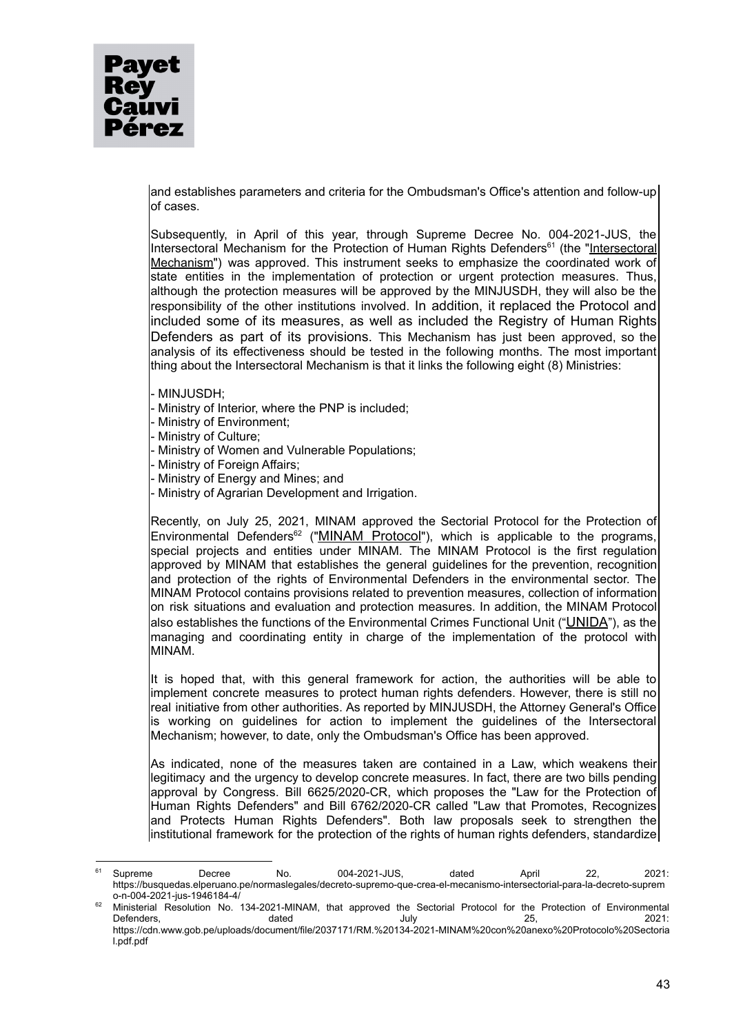and establishes parameters and criteria for the Ombudsman's Office's attention and follow-up of cases.

Subsequently, in April of this year, through Supreme Decree No. 004-2021-JUS, the Intersectoral Mechanism for the Protection of Human Rights Defenders[61] (the "Intersectoral Mechanism") was approved. This instrument seeks to emphasize the coordinated work of state entities in the implementation of protection or urgent protection measures. Thus, although the protection measures will be approved by the MINJUSDH, they will also be the responsibility of the other institutions involved. In addition, it replaced the Protocol and included some of its measures, as well as included the Registry of Human Rights Defenders as part of its provisions. This Mechanism has just been approved, so the analysis of its effectiveness should be tested in the following months. The most important thing about the Intersectoral Mechanism is that it links the following eight (8) Ministries:

- MINJUSDH;
- Ministry of Interior, where the PNP is included;
- Ministry of Environment;
- Ministry of Culture;
- Ministry of Women and Vulnerable Populations;
- Ministry of Foreign Affairs;
- Ministry of Energy and Mines; and
- Ministry of Agrarian Development and Irrigation.

Recently, on July 25, 2021, MINAM approved the Sectorial Protocol for the Protection of Environmental Defenders[62] ("MINAM Protocol"), which is applicable to the programs, special projects and entities under MINAM. The MINAM Protocol is the first regulation approved by MINAM that establishes the general guidelines for the prevention, recognition and protection of the rights of Environmental Defenders in the environmental sector. The MINAM Protocol contains provisions related to prevention measures, collection of information on risk situations and evaluation and protection measures. In addition, the MINAM Protocol also establishes the functions of the Environmental Crimes Functional Unit ("UNIDA"), as the managing and coordinating entity in charge of the implementation of the protocol with MINAM.

It is hoped that, with this general framework for action, the authorities will be able to implement concrete measures to protect human rights defenders. However, there is still no real initiative from other authorities. As reported by MINJUSDH, the Attorney General's Office is working on guidelines for action to implement the guidelines of the Intersectoral Mechanism; however, to date, only the Ombudsman's Office has been approved.

As indicated, none of the measures taken are contained in a Law, which weakens their legitimacy and the urgency to develop concrete measures. In fact, there are two bills pending approval by Congress. Bill 6625/2020-CR, which proposes the "Law for the Protection of Human Rights Defenders" and Bill 6762/2020-CR called "Law that Promotes, Recognizes and Protects Human Rights Defenders". Both law proposals seek to strengthen the institutional framework for the protection of the rights of human rights defenders, standardize

---

[61] Supreme Decree No. 004-2021-JUS, dated April 22, 2021: https://busquedas.elperuano.pe/normaslegales/decreto-supremo-que-crea-el-mecanismo-intersectorial-para-la-decreto-supremo-n-004-2021-jus-1946184-4/

[62] Ministerial Resolution No. 134-2021-MINAM, that approved the Sectorial Protocol for the Protection of Environmental Defenders, dated July 25, 2021: https://cdn.www.gob.pe/uploads/document/file/2037171/RM.%20134-2021-MINAM%20con%20anexo%20Protocolo%20Sectorial.pdf.pdf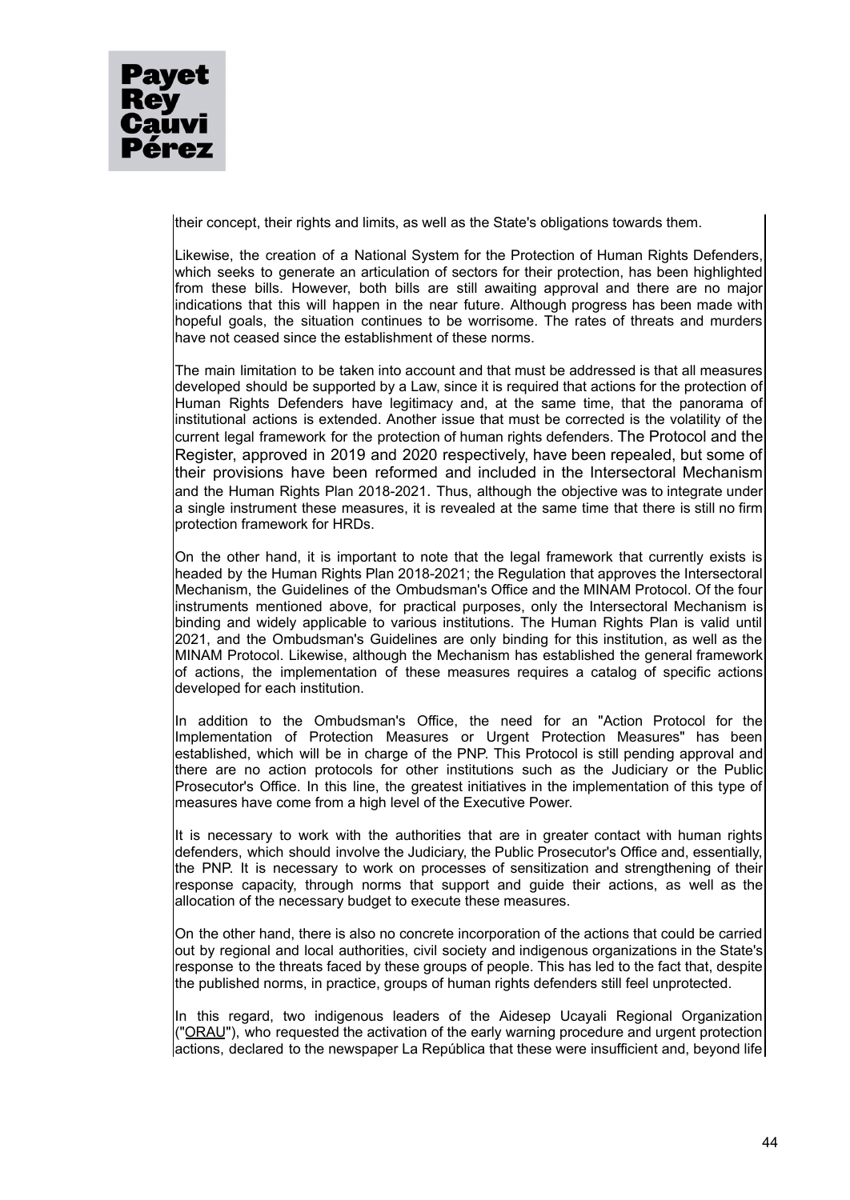their concept, their rights and limits, as well as the State's obligations towards them.

Likewise, the creation of a National System for the Protection of Human Rights Defenders, which seeks to generate an articulation of sectors for their protection, has been highlighted from these bills. However, both bills are still awaiting approval and there are no major indications that this will happen in the near future. Although progress has been made with hopeful goals, the situation continues to be worrisome. The rates of threats and murders have not ceased since the establishment of these norms.

The main limitation to be taken into account and that must be addressed is that all measures developed should be supported by a Law, since it is required that actions for the protection of Human Rights Defenders have legitimacy and, at the same time, that the panorama of institutional actions is extended. Another issue that must be corrected is the volatility of the current legal framework for the protection of human rights defenders. The Protocol and the Register, approved in 2019 and 2020 respectively, have been repealed, but some of their provisions have been reformed and included in the Intersectoral Mechanism and the Human Rights Plan 2018-2021. Thus, although the objective was to integrate under a single instrument these measures, it is revealed at the same time that there is still no firm protection framework for HRDs.

On the other hand, it is important to note that the legal framework that currently exists is headed by the Human Rights Plan 2018-2021; the Regulation that approves the Intersectoral Mechanism, the Guidelines of the Ombudsman's Office and the MINAM Protocol. Of the four instruments mentioned above, for practical purposes, only the Intersectoral Mechanism is binding and widely applicable to various institutions. The Human Rights Plan is valid until 2021, and the Ombudsman's Guidelines are only binding for this institution, as well as the MINAM Protocol. Likewise, although the Mechanism has established the general framework of actions, the implementation of these measures requires a catalog of specific actions developed for each institution.

In addition to the Ombudsman's Office, the need for an "Action Protocol for the Implementation of Protection Measures or Urgent Protection Measures" has been established, which will be in charge of the PNP. This Protocol is still pending approval and there are no action protocols for other institutions such as the Judiciary or the Public Prosecutor's Office. In this line, the greatest initiatives in the implementation of this type of measures have come from a high level of the Executive Power.

It is necessary to work with the authorities that are in greater contact with human rights defenders, which should involve the Judiciary, the Public Prosecutor's Office and, essentially, the PNP. It is necessary to work on processes of sensitization and strengthening of their response capacity, through norms that support and guide their actions, as well as the allocation of the necessary budget to execute these measures.

On the other hand, there is also no concrete incorporation of the actions that could be carried out by regional and local authorities, civil society and indigenous organizations in the State's response to the threats faced by these groups of people. This has led to the fact that, despite the published norms, in practice, groups of human rights defenders still feel unprotected.

In this regard, two indigenous leaders of the Aidesep Ucayali Regional Organization ("ORAU"), who requested the activation of the early warning procedure and urgent protection actions, declared to the newspaper La República that these were insufficient and, beyond life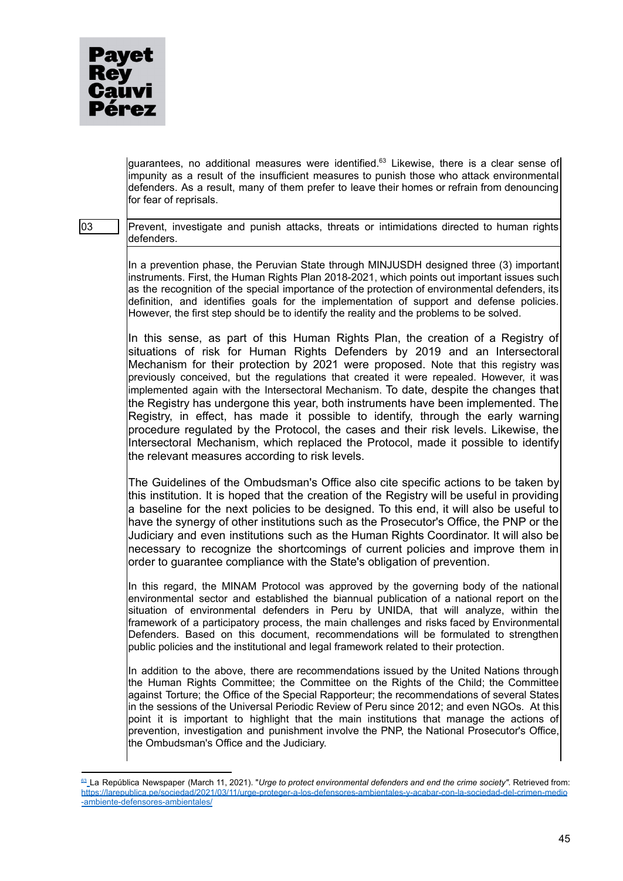guarantees, no additional measures were identified.[63] Likewise, there is a clear sense of impunity as a result of the insufficient measures to punish those who attack environmental defenders. As a result, many of them prefer to leave their homes or refrain from denouncing for fear of reprisals.

| | |
|---|---|
| 03 | Prevent, investigate and punish attacks, threats or intimidations directed to human rights defenders. |

In a prevention phase, the Peruvian State through MINJUSDH designed three (3) important instruments. First, the Human Rights Plan 2018-2021, which points out important issues such as the recognition of the special importance of the protection of environmental defenders, its definition, and identifies goals for the implementation of support and defense policies. However, the first step should be to identify the reality and the problems to be solved.

In this sense, as part of this Human Rights Plan, the creation of a Registry of situations of risk for Human Rights Defenders by 2019 and an Intersectoral Mechanism for their protection by 2021 were proposed. Note that this registry was previously conceived, but the regulations that created it were repealed. However, it was implemented again with the Intersectoral Mechanism. To date, despite the changes that the Registry has undergone this year, both instruments have been implemented. The Registry, in effect, has made it possible to identify, through the early warning procedure regulated by the Protocol, the cases and their risk levels. Likewise, the Intersectoral Mechanism, which replaced the Protocol, made it possible to identify the relevant measures according to risk levels.

The Guidelines of the Ombudsman's Office also cite specific actions to be taken by this institution. It is hoped that the creation of the Registry will be useful in providing a baseline for the next policies to be designed. To this end, it will also be useful to have the synergy of other institutions such as the Prosecutor's Office, the PNP or the Judiciary and even institutions such as the Human Rights Coordinator. It will also be necessary to recognize the shortcomings of current policies and improve them in order to guarantee compliance with the State's obligation of prevention.

In this regard, the MINAM Protocol was approved by the governing body of the national environmental sector and established the biannual publication of a national report on the situation of environmental defenders in Peru by UNIDA, that will analyze, within the framework of a participatory process, the main challenges and risks faced by Environmental Defenders. Based on this document, recommendations will be formulated to strengthen public policies and the institutional and legal framework related to their protection.

In addition to the above, there are recommendations issued by the United Nations through the Human Rights Committee; the Committee on the Rights of the Child; the Committee against Torture; the Office of the Special Rapporteur; the recommendations of several States in the sessions of the Universal Periodic Review of Peru since 2012; and even NGOs. At this point it is important to highlight that the main institutions that manage the actions of prevention, investigation and punishment involve the PNP, the National Prosecutor's Office, the Ombudsman's Office and the Judiciary.

---

[63] La República Newspaper (March 11, 2021). "*Urge to protect environmental defenders and end the crime society*". Retrieved from: https://larepublica.pe/sociedad/2021/03/11/urge-proteger-a-los-defensores-ambientales-y-acabar-con-la-sociedad-del-crimen-medio-ambiente-defensores-ambientales/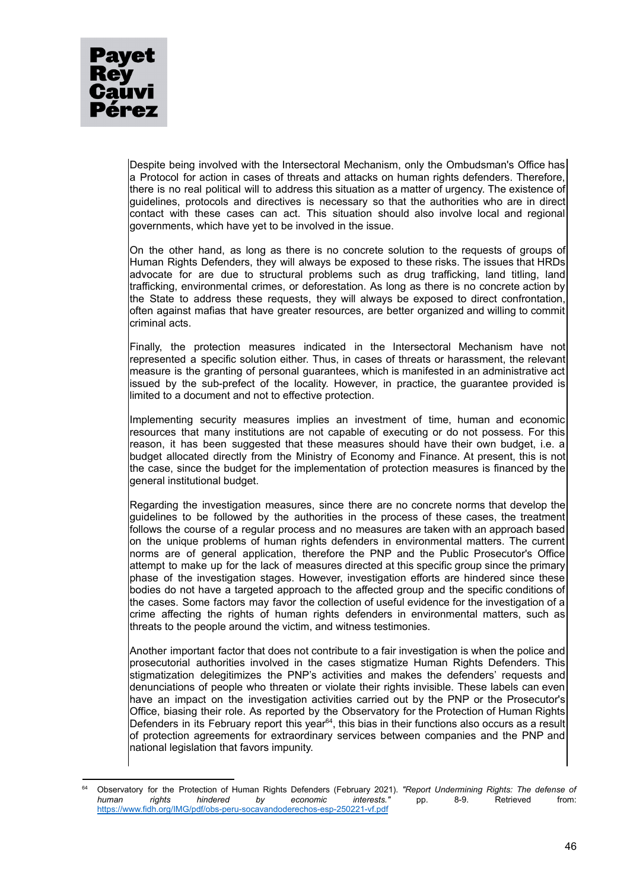Despite being involved with the Intersectoral Mechanism, only the Ombudsman's Office has a Protocol for action in cases of threats and attacks on human rights defenders. Therefore, there is no real political will to address this situation as a matter of urgency. The existence of guidelines, protocols and directives is necessary so that the authorities who are in direct contact with these cases can act. This situation should also involve local and regional governments, which have yet to be involved in the issue.

On the other hand, as long as there is no concrete solution to the requests of groups of Human Rights Defenders, they will always be exposed to these risks. The issues that HRDs advocate for are due to structural problems such as drug trafficking, land titling, land trafficking, environmental crimes, or deforestation. As long as there is no concrete action by the State to address these requests, they will always be exposed to direct confrontation, often against mafias that have greater resources, are better organized and willing to commit criminal acts.

Finally, the protection measures indicated in the Intersectoral Mechanism have not represented a specific solution either. Thus, in cases of threats or harassment, the relevant measure is the granting of personal guarantees, which is manifested in an administrative act issued by the sub-prefect of the locality. However, in practice, the guarantee provided is limited to a document and not to effective protection.

Implementing security measures implies an investment of time, human and economic resources that many institutions are not capable of executing or do not possess. For this reason, it has been suggested that these measures should have their own budget, i.e. a budget allocated directly from the Ministry of Economy and Finance. At present, this is not the case, since the budget for the implementation of protection measures is financed by the general institutional budget.

Regarding the investigation measures, since there are no concrete norms that develop the guidelines to be followed by the authorities in the process of these cases, the treatment follows the course of a regular process and no measures are taken with an approach based on the unique problems of human rights defenders in environmental matters. The current norms are of general application, therefore the PNP and the Public Prosecutor's Office attempt to make up for the lack of measures directed at this specific group since the primary phase of the investigation stages. However, investigation efforts are hindered since these bodies do not have a targeted approach to the affected group and the specific conditions of the cases. Some factors may favor the collection of useful evidence for the investigation of a crime affecting the rights of human rights defenders in environmental matters, such as threats to the people around the victim, and witness testimonies.

Another important factor that does not contribute to a fair investigation is when the police and prosecutorial authorities involved in the cases stigmatize Human Rights Defenders. This stigmatization delegitimizes the PNP's activities and makes the defenders' requests and denunciations of people who threaten or violate their rights invisible. These labels can even have an impact on the investigation activities carried out by the PNP or the Prosecutor's Office, biasing their role. As reported by the Observatory for the Protection of Human Rights Defenders in its February report this year[64], this bias in their functions also occurs as a result of protection agreements for extraordinary services between companies and the PNP and national legislation that favors impunity.

---

[64] Observatory for the Protection of Human Rights Defenders (February 2021). *"Report Undermining Rights: The defense of human rights hindered by economic interests."* pp. 8-9. Retrieved from: https://www.fidh.org/IMG/pdf/obs-peru-socavandoderechos-esp-250221-vf.pdf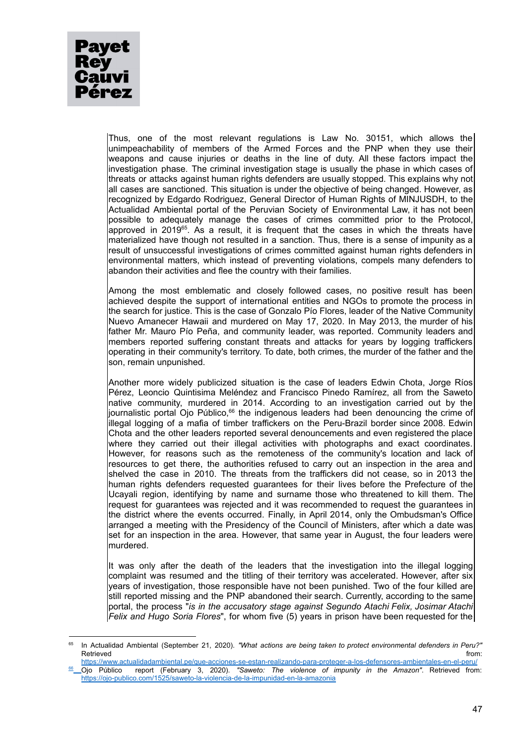Thus, one of the most relevant regulations is Law No. 30151, which allows the unimpeachability of members of the Armed Forces and the PNP when they use their weapons and cause injuries or deaths in the line of duty. All these factors impact the investigation phase. The criminal investigation stage is usually the phase in which cases of threats or attacks against human rights defenders are usually stopped. This explains why not all cases are sanctioned. This situation is under the objective of being changed. However, as recognized by Edgardo Rodriguez, General Director of Human Rights of MINJUSDH, to the Actualidad Ambiental portal of the Peruvian Society of Environmental Law, it has not been possible to adequately manage the cases of crimes committed prior to the Protocol, approved in 2019[65]. As a result, it is frequent that the cases in which the threats have materialized have though not resulted in a sanction. Thus, there is a sense of impunity as a result of unsuccessful investigations of crimes committed against human rights defenders in environmental matters, which instead of preventing violations, compels many defenders to abandon their activities and flee the country with their families.

Among the most emblematic and closely followed cases, no positive result has been achieved despite the support of international entities and NGOs to promote the process in the search for justice. This is the case of Gonzalo Pío Flores, leader of the Native Community Nuevo Amanecer Hawaii and murdered on May 17, 2020. In May 2013, the murder of his father Mr. Mauro Pío Peña, and community leader, was reported. Community leaders and members reported suffering constant threats and attacks for years by logging traffickers operating in their community's territory. To date, both crimes, the murder of the father and the son, remain unpunished.

Another more widely publicized situation is the case of leaders Edwin Chota, Jorge Ríos Pérez, Leoncio Quintisima Meléndez and Francisco Pinedo Ramírez, all from the Saweto native community, murdered in 2014. According to an investigation carried out by the journalistic portal Ojo Público,[66] the indigenous leaders had been denouncing the crime of illegal logging of a mafia of timber traffickers on the Peru-Brazil border since 2008. Edwin Chota and the other leaders reported several denouncements and even registered the place where they carried out their illegal activities with photographs and exact coordinates. However, for reasons such as the remoteness of the community's location and lack of resources to get there, the authorities refused to carry out an inspection in the area and shelved the case in 2010. The threats from the traffickers did not cease, so in 2013 the human rights defenders requested guarantees for their lives before the Prefecture of the Ucayali region, identifying by name and surname those who threatened to kill them. The request for guarantees was rejected and it was recommended to request the guarantees in the district where the events occurred. Finally, in April 2014, only the Ombudsman's Office arranged a meeting with the Presidency of the Council of Ministers, after which a date was set for an inspection in the area. However, that same year in August, the four leaders were murdered.

It was only after the death of the leaders that the investigation into the illegal logging complaint was resumed and the titling of their territory was accelerated. However, after six years of investigation, those responsible have not been punished. Two of the four killed are still reported missing and the PNP abandoned their search. Currently, according to the same portal, the process "*is in the accusatory stage against Segundo Atachi Felix, Josimar Atachi Felix and Hugo Soria Flores*", for whom five (5) years in prison have been requested for the

---

[65] In Actualidad Ambiental (September 21, 2020). *"What actions are being taken to protect environmental defenders in Peru?"* Retrieved from: https://www.actualidadambiental.pe/que-acciones-se-estan-realizando-para-proteger-a-los-defensores-ambientales-en-el-peru/

[66] Ojo Público report (February 3, 2020). *"Saweto: The violence of impunity in the Amazon"*. Retrieved from: https://ojo-publico.com/1525/saweto-la-violencia-de-la-impunidad-en-la-amazonia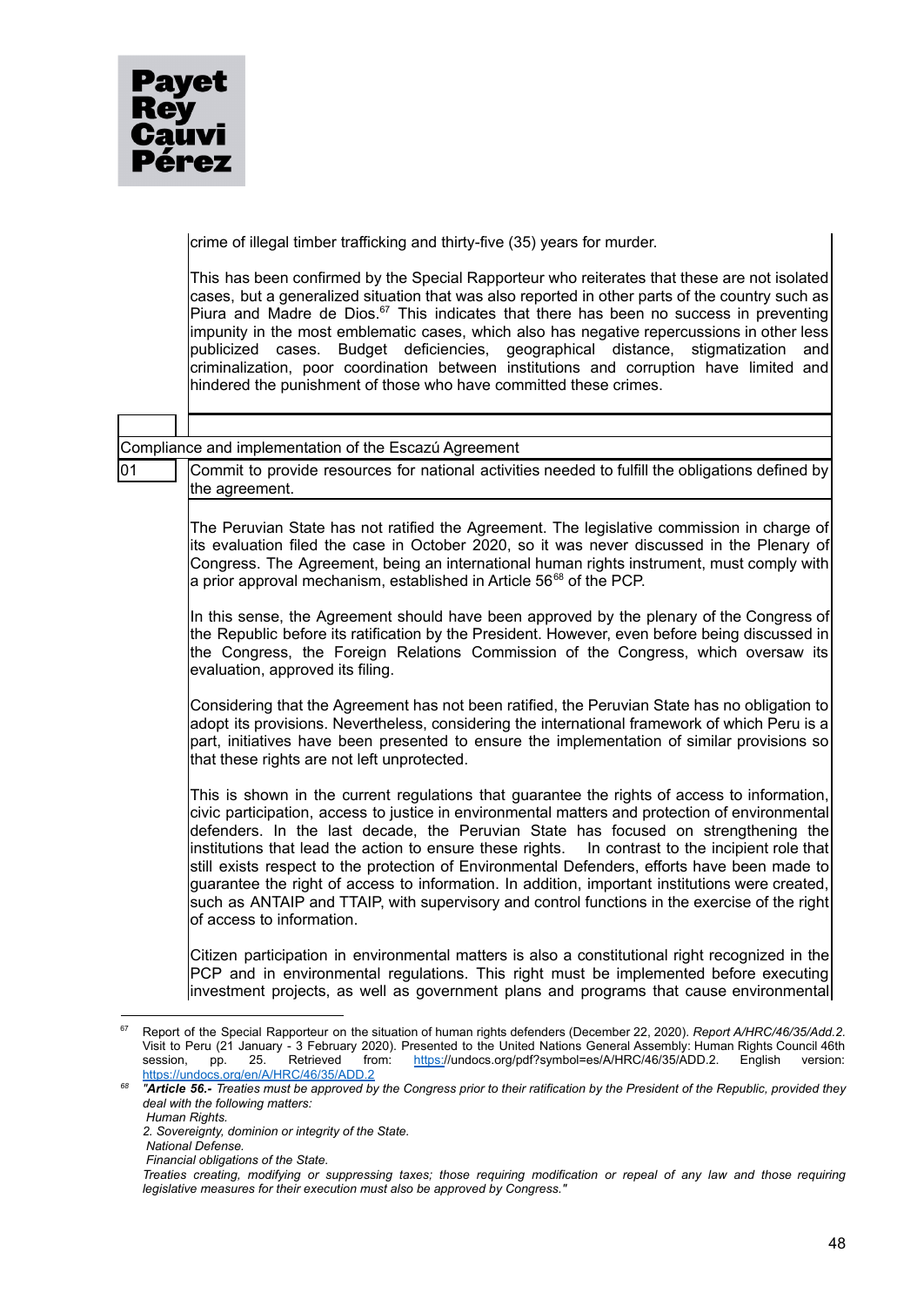crime of illegal timber trafficking and thirty-five (35) years for murder.

This has been confirmed by the Special Rapporteur who reiterates that these are not isolated cases, but a generalized situation that was also reported in other parts of the country such as Piura and Madre de Dios.[67] This indicates that there has been no success in preventing impunity in the most emblematic cases, which also has negative repercussions in other less publicized cases. Budget deficiencies, geographical distance, stigmatization and criminalization, poor coordination between institutions and corruption have limited and hindered the punishment of those who have committed these crimes.

| | |
|---|---|
| Compliance and implementation of the Escazú Agreement | |
| 01 | Commit to provide resources for national activities needed to fulfill the obligations defined by the agreement. |

The Peruvian State has not ratified the Agreement. The legislative commission in charge of its evaluation filed the case in October 2020, so it was never discussed in the Plenary of Congress. The Agreement, being an international human rights instrument, must comply with a prior approval mechanism, established in Article 56[68] of the PCP.

In this sense, the Agreement should have been approved by the plenary of the Congress of the Republic before its ratification by the President. However, even before being discussed in the Congress, the Foreign Relations Commission of the Congress, which oversaw its evaluation, approved its filing.

Considering that the Agreement has not been ratified, the Peruvian State has no obligation to adopt its provisions. Nevertheless, considering the international framework of which Peru is a part, initiatives have been presented to ensure the implementation of similar provisions so that these rights are not left unprotected.

This is shown in the current regulations that guarantee the rights of access to information, civic participation, access to justice in environmental matters and protection of environmental defenders. In the last decade, the Peruvian State has focused on strengthening the institutions that lead the action to ensure these rights. In contrast to the incipient role that still exists respect to the protection of Environmental Defenders, efforts have been made to guarantee the right of access to information. In addition, important institutions were created, such as ANTAIP and TTAIP, with supervisory and control functions in the exercise of the right of access to information.

Citizen participation in environmental matters is also a constitutional right recognized in the PCP and in environmental regulations. This right must be implemented before executing investment projects, as well as government plans and programs that cause environmental

---

[67] Report of the Special Rapporteur on the situation of human rights defenders (December 22, 2020). *Report A/HRC/46/35/Add.2.* Visit to Peru (21 January - 3 February 2020). Presented to the United Nations General Assembly: Human Rights Council 46th session, pp. 25. Retrieved from: https://undocs.org/pdf?symbol=es/A/HRC/46/35/ADD.2. English version: https://undocs.org/en/A/HRC/46/35/ADD.2

[68] *"**Article 56.-** Treaties must be approved by the Congress prior to their ratification by the President of the Republic, provided they deal with the following matters:*
*Human Rights.*
*2. Sovereignty, dominion or integrity of the State.*
*National Defense.*
*Financial obligations of the State.*
*Treaties creating, modifying or suppressing taxes; those requiring modification or repeal of any law and those requiring legislative measures for their execution must also be approved by Congress."*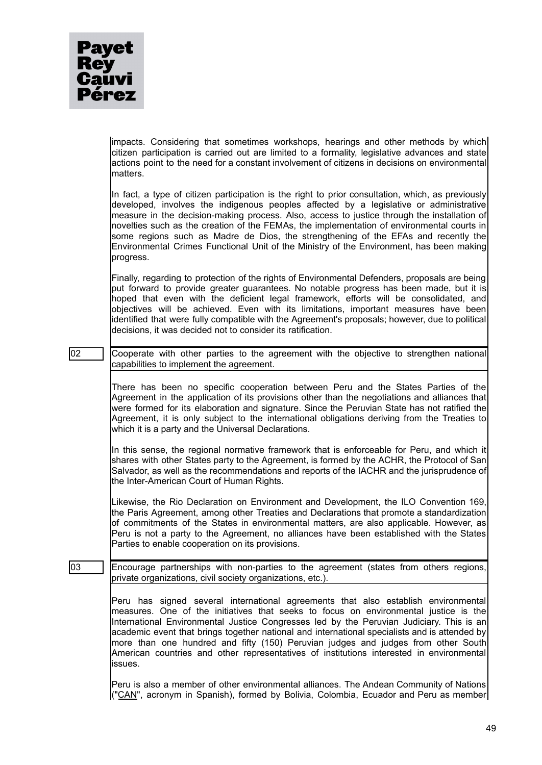impacts. Considering that sometimes workshops, hearings and other methods by which citizen participation is carried out are limited to a formality, legislative advances and state actions point to the need for a constant involvement of citizens in decisions on environmental matters.

In fact, a type of citizen participation is the right to prior consultation, which, as previously developed, involves the indigenous peoples affected by a legislative or administrative measure in the decision-making process. Also, access to justice through the installation of novelties such as the creation of the FEMAs, the implementation of environmental courts in some regions such as Madre de Dios, the strengthening of the EFAs and recently the Environmental Crimes Functional Unit of the Ministry of the Environment, has been making progress.

Finally, regarding to protection of the rights of Environmental Defenders, proposals are being put forward to provide greater guarantees. No notable progress has been made, but it is hoped that even with the deficient legal framework, efforts will be consolidated, and objectives will be achieved. Even with its limitations, important measures have been identified that were fully compatible with the Agreement's proposals; however, due to political decisions, it was decided not to consider its ratification.

**02** Cooperate with other parties to the agreement with the objective to strengthen national capabilities to implement the agreement.

There has been no specific cooperation between Peru and the States Parties of the Agreement in the application of its provisions other than the negotiations and alliances that were formed for its elaboration and signature. Since the Peruvian State has not ratified the Agreement, it is only subject to the international obligations deriving from the Treaties to which it is a party and the Universal Declarations.

In this sense, the regional normative framework that is enforceable for Peru, and which it shares with other States party to the Agreement, is formed by the ACHR, the Protocol of San Salvador, as well as the recommendations and reports of the IACHR and the jurisprudence of the Inter-American Court of Human Rights.

Likewise, the Rio Declaration on Environment and Development, the ILO Convention 169, the Paris Agreement, among other Treaties and Declarations that promote a standardization of commitments of the States in environmental matters, are also applicable. However, as Peru is not a party to the Agreement, no alliances have been established with the States Parties to enable cooperation on its provisions.

**03** Encourage partnerships with non-parties to the agreement (states from others regions, private organizations, civil society organizations, etc.).

Peru has signed several international agreements that also establish environmental measures. One of the initiatives that seeks to focus on environmental justice is the International Environmental Justice Congresses led by the Peruvian Judiciary. This is an academic event that brings together national and international specialists and is attended by more than one hundred and fifty (150) Peruvian judges and judges from other South American countries and other representatives of institutions interested in environmental issues.

Peru is also a member of other environmental alliances. The Andean Community of Nations ("CAN", acronym in Spanish), formed by Bolivia, Colombia, Ecuador and Peru as member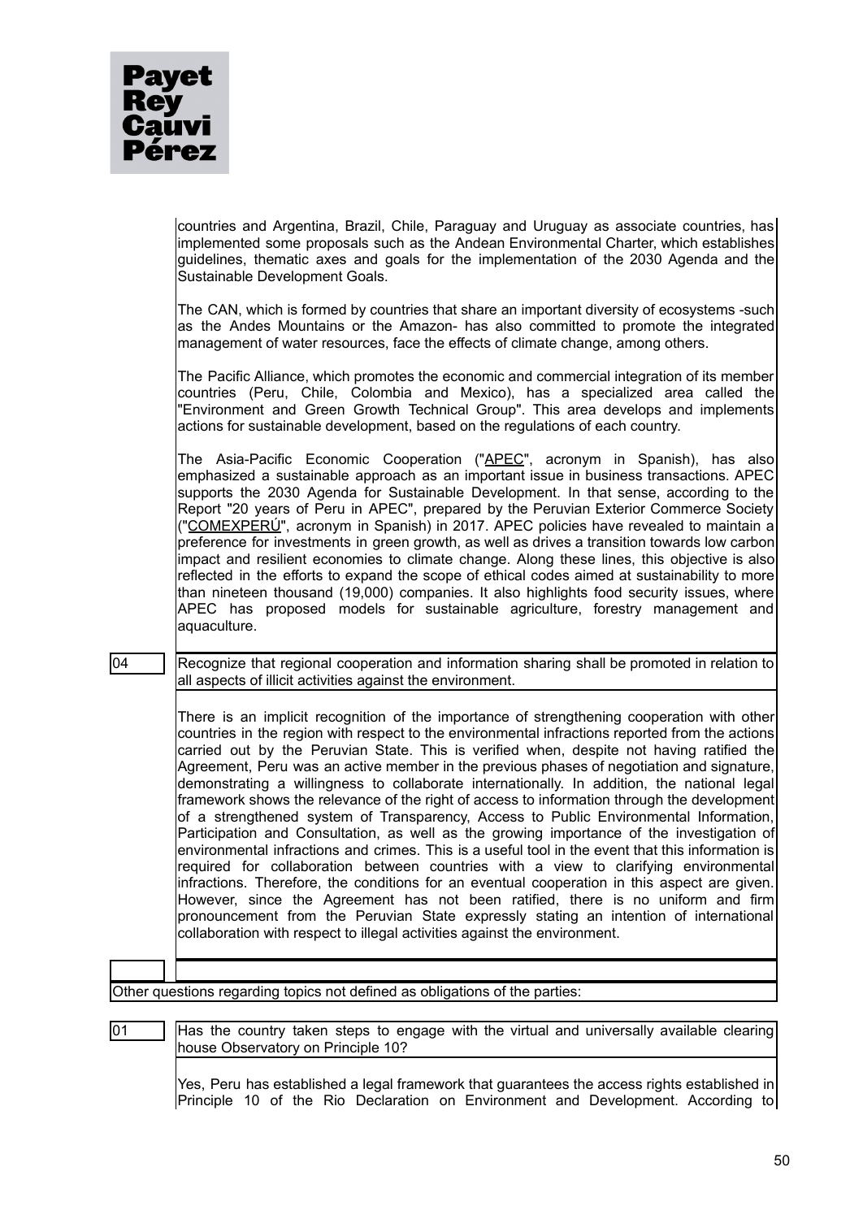countries and Argentina, Brazil, Chile, Paraguay and Uruguay as associate countries, has implemented some proposals such as the Andean Environmental Charter, which establishes guidelines, thematic axes and goals for the implementation of the 2030 Agenda and the Sustainable Development Goals.

The CAN, which is formed by countries that share an important diversity of ecosystems -such as the Andes Mountains or the Amazon- has also committed to promote the integrated management of water resources, face the effects of climate change, among others.

The Pacific Alliance, which promotes the economic and commercial integration of its member countries (Peru, Chile, Colombia and Mexico), has a specialized area called the "Environment and Green Growth Technical Group". This area develops and implements actions for sustainable development, based on the regulations of each country.

The Asia-Pacific Economic Cooperation ("APEC", acronym in Spanish), has also emphasized a sustainable approach as an important issue in business transactions. APEC supports the 2030 Agenda for Sustainable Development. In that sense, according to the Report "20 years of Peru in APEC", prepared by the Peruvian Exterior Commerce Society ("COMEXPERÚ", acronym in Spanish) in 2017. APEC policies have revealed to maintain a preference for investments in green growth, as well as drives a transition towards low carbon impact and resilient economies to climate change. Along these lines, this objective is also reflected in the efforts to expand the scope of ethical codes aimed at sustainability to more than nineteen thousand (19,000) companies. It also highlights food security issues, where APEC has proposed models for sustainable agriculture, forestry management and aquaculture.

04 — Recognize that regional cooperation and information sharing shall be promoted in relation to all aspects of illicit activities against the environment.

There is an implicit recognition of the importance of strengthening cooperation with other countries in the region with respect to the environmental infractions reported from the actions carried out by the Peruvian State. This is verified when, despite not having ratified the Agreement, Peru was an active member in the previous phases of negotiation and signature, demonstrating a willingness to collaborate internationally. In addition, the national legal framework shows the relevance of the right of access to information through the development of a strengthened system of Transparency, Access to Public Environmental Information, Participation and Consultation, as well as the growing importance of the investigation of environmental infractions and crimes. This is a useful tool in the event that this information is required for collaboration between countries with a view to clarifying environmental infractions. Therefore, the conditions for an eventual cooperation in this aspect are given. However, since the Agreement has not been ratified, there is no uniform and firm pronouncement from the Peruvian State expressly stating an intention of international collaboration with respect to illegal activities against the environment.

Other questions regarding topics not defined as obligations of the parties:

01 — Has the country taken steps to engage with the virtual and universally available clearing house Observatory on Principle 10?

Yes, Peru has established a legal framework that guarantees the access rights established in Principle 10 of the Rio Declaration on Environment and Development. According to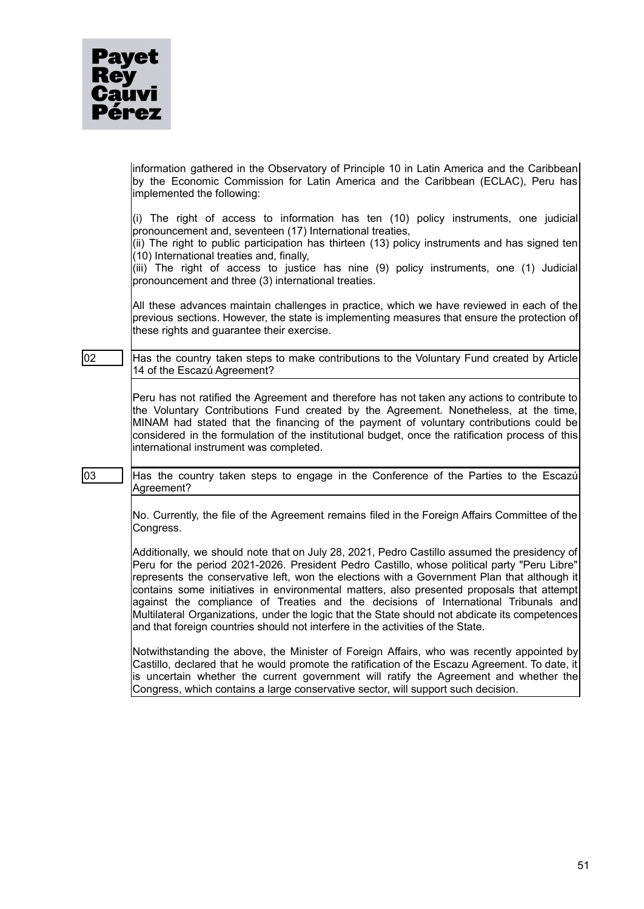information gathered in the Observatory of Principle 10 in Latin America and the Caribbean by the Economic Commission for Latin America and the Caribbean (ECLAC), Peru has implemented the following:

(i) The right of access to information has ten (10) policy instruments, one judicial pronouncement and, seventeen (17) International treaties,
(ii) The right to public participation has thirteen (13) policy instruments and has signed ten (10) International treaties and, finally,
(iii) The right of access to justice has nine (9) policy instruments, one (1) Judicial pronouncement and three (3) international treaties.

All these advances maintain challenges in practice, which we have reviewed in each of the previous sections. However, the state is implementing measures that ensure the protection of these rights and guarantee their exercise.

| | |
|---|---|
| 02 | Has the country taken steps to make contributions to the Voluntary Fund created by Article 14 of the Escazú Agreement? |
| | Peru has not ratified the Agreement and therefore has not taken any actions to contribute to the Voluntary Contributions Fund created by the Agreement. Nonetheless, at the time, MINAM had stated that the financing of the payment of voluntary contributions could be considered in the formulation of the institutional budget, once the ratification process of this international instrument was completed. |
| 03 | Has the country taken steps to engage in the Conference of the Parties to the Escazú Agreement? |
| | No. Currently, the file of the Agreement remains filed in the Foreign Affairs Committee of the Congress.<br><br>Additionally, we should note that on July 28, 2021, Pedro Castillo assumed the presidency of Peru for the period 2021-2026. President Pedro Castillo, whose political party "Peru Libre" represents the conservative left, won the elections with a Government Plan that although it contains some initiatives in environmental matters, also presented proposals that attempt against the compliance of Treaties and the decisions of International Tribunals and Multilateral Organizations, under the logic that the State should not abdicate its competences and that foreign countries should not interfere in the activities of the State.<br><br>Notwithstanding the above, the Minister of Foreign Affairs, who was recently appointed by Castillo, declared that he would promote the ratification of the Escazu Agreement. To date, it is uncertain whether the current government will ratify the Agreement and whether the Congress, which contains a large conservative sector, will support such decision. |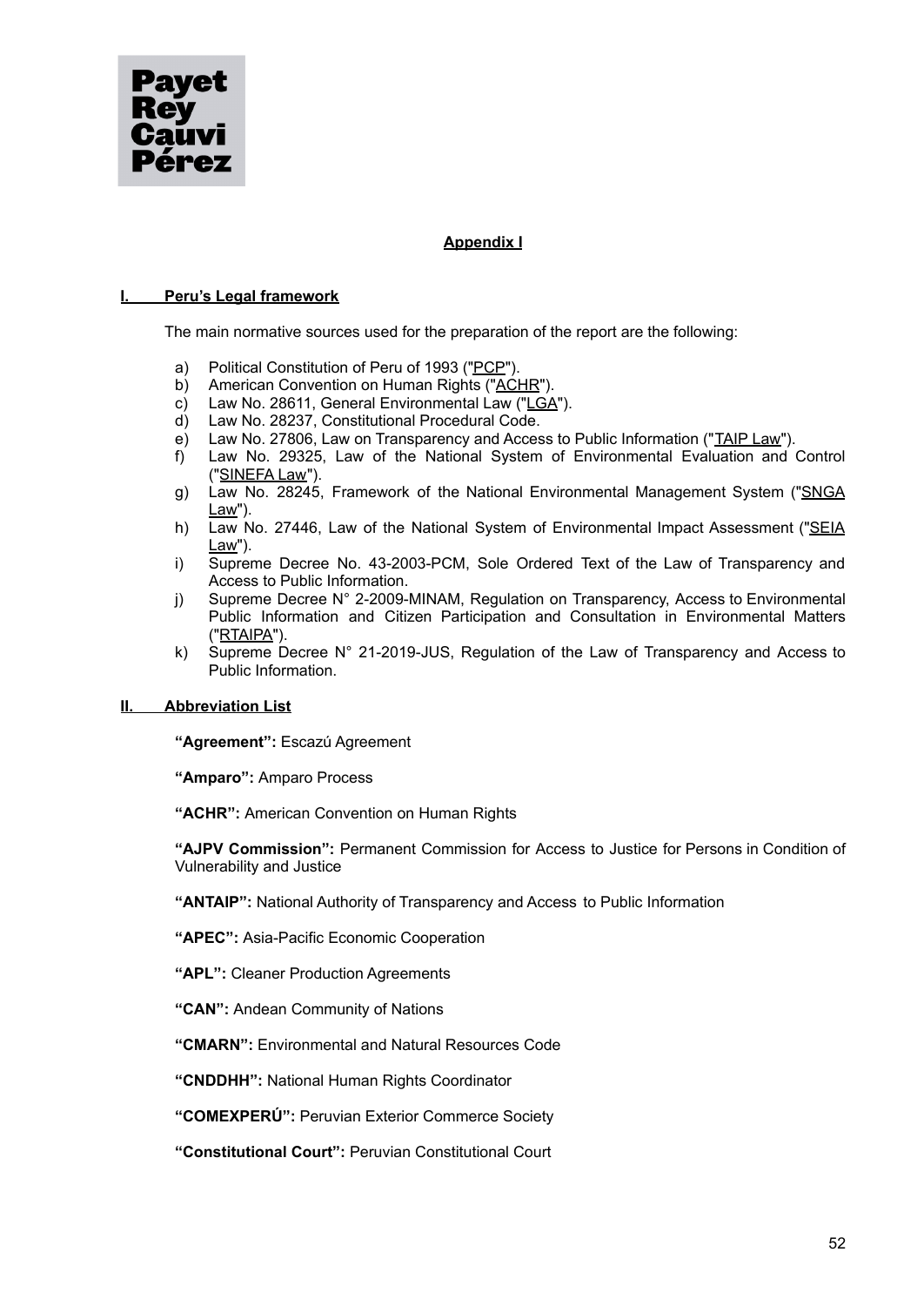Payet
Rey
Cauvi
Pérez

## Appendix I

### I. Peru's Legal framework

The main normative sources used for the preparation of the report are the following:

a) Political Constitution of Peru of 1993 ("PCP").
b) American Convention on Human Rights ("ACHR").
c) Law No. 28611, General Environmental Law ("LGA").
d) Law No. 28237, Constitutional Procedural Code.
e) Law No. 27806, Law on Transparency and Access to Public Information ("TAIP Law").
f) Law No. 29325, Law of the National System of Environmental Evaluation and Control ("SINEFA Law").
g) Law No. 28245, Framework of the National Environmental Management System ("SNGA Law").
h) Law No. 27446, Law of the National System of Environmental Impact Assessment ("SEIA Law").
i) Supreme Decree No. 43-2003-PCM, Sole Ordered Text of the Law of Transparency and Access to Public Information.
j) Supreme Decree N° 2-2009-MINAM, Regulation on Transparency, Access to Environmental Public Information and Citizen Participation and Consultation in Environmental Matters ("RTAIPA").
k) Supreme Decree N° 21-2019-JUS, Regulation of the Law of Transparency and Access to Public Information.

### II. Abbreviation List

**"Agreement":** Escazú Agreement

**"Amparo":** Amparo Process

**"ACHR":** American Convention on Human Rights

**"AJPV Commission":** Permanent Commission for Access to Justice for Persons in Condition of Vulnerability and Justice

**"ANTAIP":** National Authority of Transparency and Access to Public Information

**"APEC":** Asia-Pacific Economic Cooperation

**"APL":** Cleaner Production Agreements

**"CAN":** Andean Community of Nations

**"CMARN":** Environmental and Natural Resources Code

**"CNDDHH":** National Human Rights Coordinator

**"COMEXPERÚ":** Peruvian Exterior Commerce Society

**"Constitutional Court":** Peruvian Constitutional Court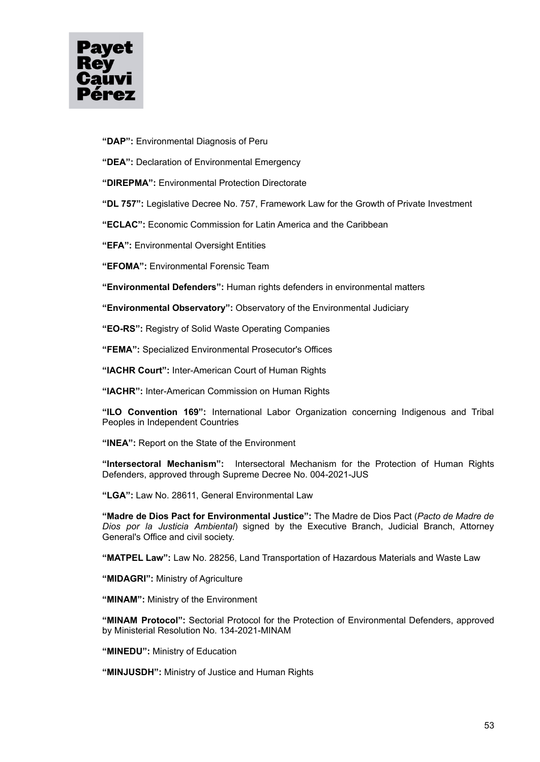**"DAP":** Environmental Diagnosis of Peru

**"DEA":** Declaration of Environmental Emergency

**"DIREPMA":** Environmental Protection Directorate

**"DL 757":** Legislative Decree No. 757, Framework Law for the Growth of Private Investment

**"ECLAC":** Economic Commission for Latin America and the Caribbean

**"EFA":** Environmental Oversight Entities

**"EFOMA":** Environmental Forensic Team

**"Environmental Defenders":** Human rights defenders in environmental matters

**"Environmental Observatory":** Observatory of the Environmental Judiciary

**"EO-RS":** Registry of Solid Waste Operating Companies

**"FEMA":** Specialized Environmental Prosecutor's Offices

**"IACHR Court":** Inter-American Court of Human Rights

**"IACHR":** Inter-American Commission on Human Rights

**"ILO Convention 169":** International Labor Organization concerning Indigenous and Tribal Peoples in Independent Countries

**"INEA":** Report on the State of the Environment

**"Intersectoral Mechanism":** Intersectoral Mechanism for the Protection of Human Rights Defenders, approved through Supreme Decree No. 004-2021-JUS

**"LGA":** Law No. 28611, General Environmental Law

**"Madre de Dios Pact for Environmental Justice":** The Madre de Dios Pact (*Pacto de Madre de Dios por la Justicia Ambiental*) signed by the Executive Branch, Judicial Branch, Attorney General's Office and civil society.

**"MATPEL Law":** Law No. 28256, Land Transportation of Hazardous Materials and Waste Law

**"MIDAGRI":** Ministry of Agriculture

**"MINAM":** Ministry of the Environment

**"MINAM Protocol":** Sectorial Protocol for the Protection of Environmental Defenders, approved by Ministerial Resolution No. 134-2021-MINAM

**"MINEDU":** Ministry of Education

**"MINJUSDH":** Ministry of Justice and Human Rights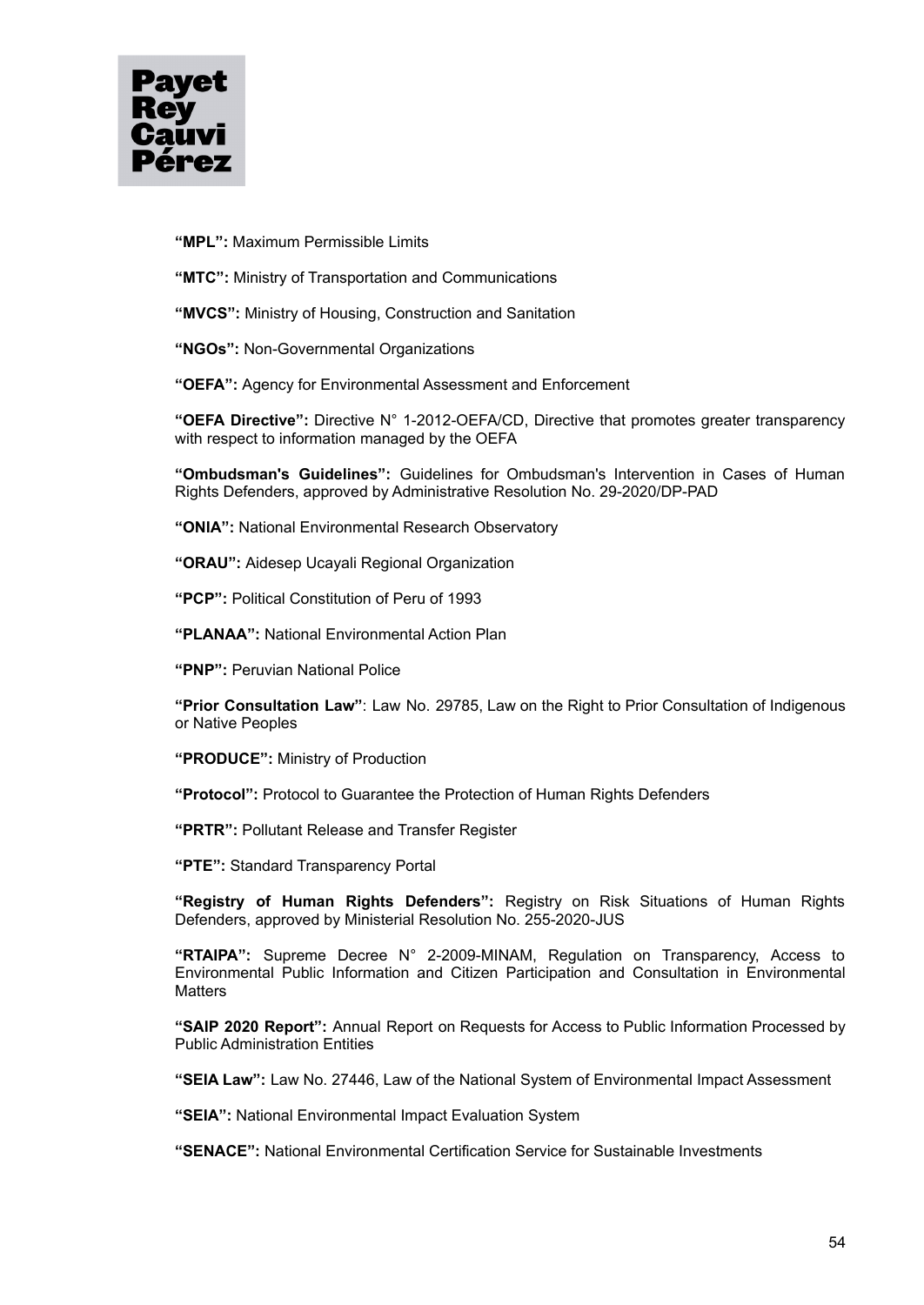**"MPL":** Maximum Permissible Limits

**"MTC":** Ministry of Transportation and Communications

**"MVCS":** Ministry of Housing, Construction and Sanitation

**"NGOs":** Non-Governmental Organizations

**"OEFA":** Agency for Environmental Assessment and Enforcement

**"OEFA Directive":** Directive N° 1-2012-OEFA/CD, Directive that promotes greater transparency with respect to information managed by the OEFA

**"Ombudsman's Guidelines":** Guidelines for Ombudsman's Intervention in Cases of Human Rights Defenders, approved by Administrative Resolution No. 29-2020/DP-PAD

**"ONIA":** National Environmental Research Observatory

**"ORAU":** Aidesep Ucayali Regional Organization

**"PCP":** Political Constitution of Peru of 1993

**"PLANAA":** National Environmental Action Plan

**"PNP":** Peruvian National Police

**"Prior Consultation Law"**: Law No. 29785, Law on the Right to Prior Consultation of Indigenous or Native Peoples

**"PRODUCE":** Ministry of Production

**"Protocol":** Protocol to Guarantee the Protection of Human Rights Defenders

**"PRTR":** Pollutant Release and Transfer Register

**"PTE":** Standard Transparency Portal

**"Registry of Human Rights Defenders":** Registry on Risk Situations of Human Rights Defenders, approved by Ministerial Resolution No. 255-2020-JUS

**"RTAIPA":** Supreme Decree N° 2-2009-MINAM, Regulation on Transparency, Access to Environmental Public Information and Citizen Participation and Consultation in Environmental Matters

**"SAIP 2020 Report":** Annual Report on Requests for Access to Public Information Processed by Public Administration Entities

**"SEIA Law":** Law No. 27446, Law of the National System of Environmental Impact Assessment

**"SEIA":** National Environmental Impact Evaluation System

**"SENACE":** National Environmental Certification Service for Sustainable Investments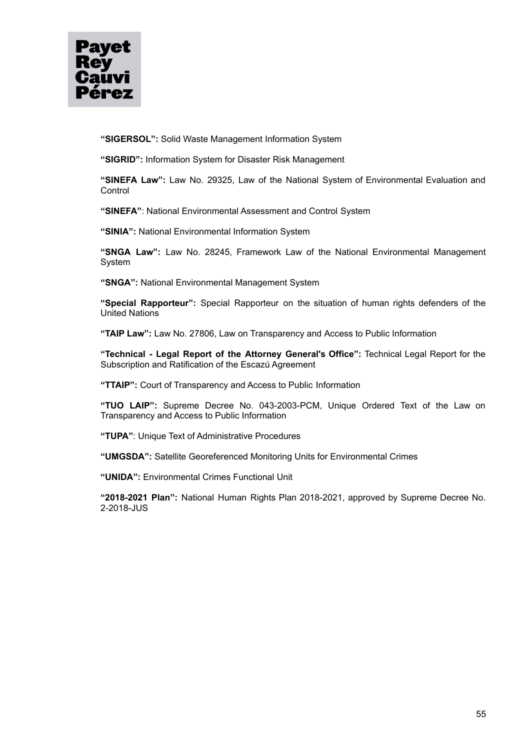**"SIGERSOL":** Solid Waste Management Information System

**"SIGRID":** Information System for Disaster Risk Management

**"SINEFA Law":** Law No. 29325, Law of the National System of Environmental Evaluation and Control

**"SINEFA"**: National Environmental Assessment and Control System

**"SINIA":** National Environmental Information System

**"SNGA Law":** Law No. 28245, Framework Law of the National Environmental Management System

**"SNGA":** National Environmental Management System

**"Special Rapporteur":** Special Rapporteur on the situation of human rights defenders of the United Nations

**"TAIP Law":** Law No. 27806, Law on Transparency and Access to Public Information

**"Technical - Legal Report of the Attorney General's Office":** Technical Legal Report for the Subscription and Ratification of the Escazú Agreement

**"TTAIP":** Court of Transparency and Access to Public Information

**"TUO LAIP":** Supreme Decree No. 043-2003-PCM, Unique Ordered Text of the Law on Transparency and Access to Public Information

**"TUPA"**: Unique Text of Administrative Procedures

**"UMGSDA":** Satellite Georeferenced Monitoring Units for Environmental Crimes

**"UNIDA":** Environmental Crimes Functional Unit

**"2018-2021 Plan":** National Human Rights Plan 2018-2021, approved by Supreme Decree No. 2-2018-JUS